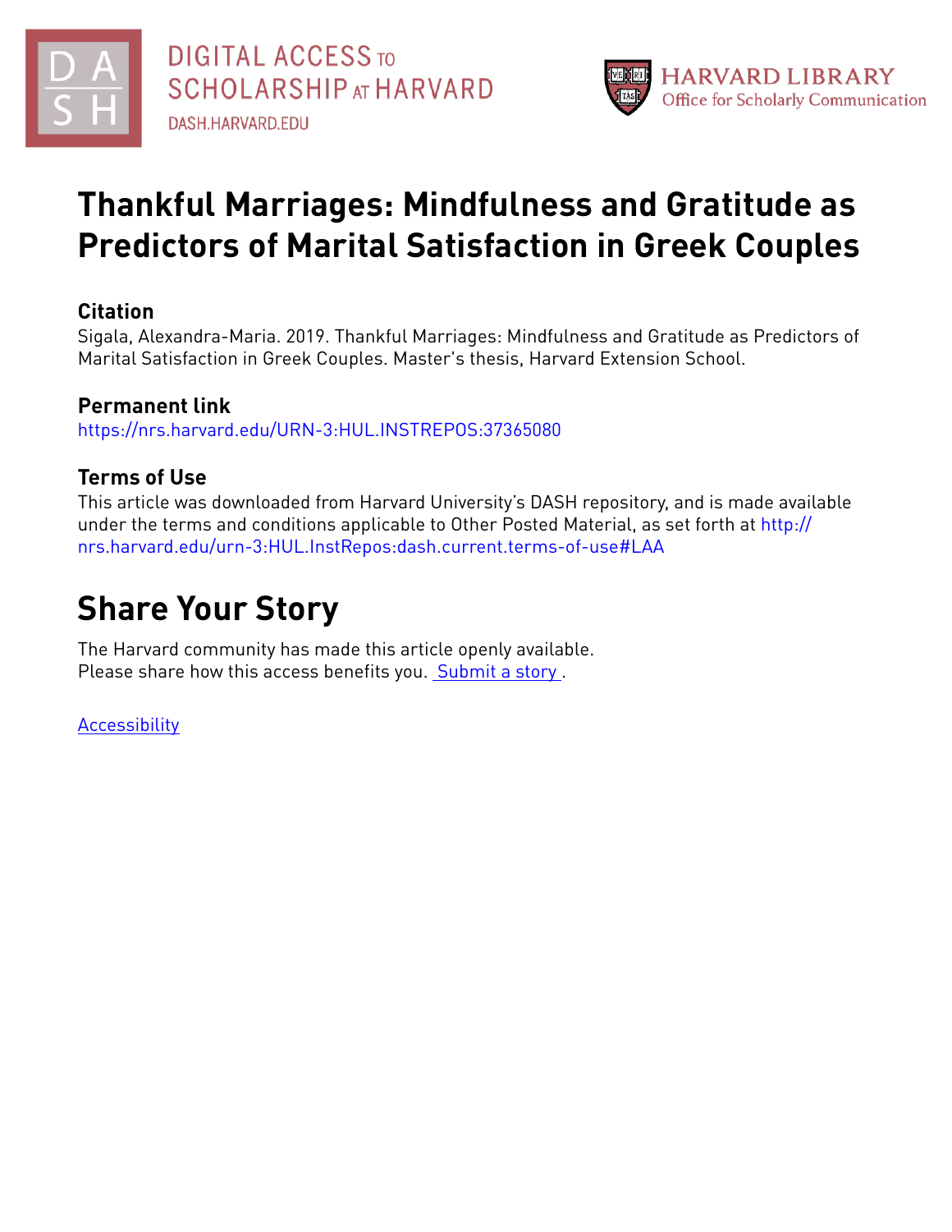DIGITAL ACCESS TO SCHOLARSHIP AT HARVARD
DASH.HARVARD.EDU

HARVARD LIBRARY
Office for Scholarly Communication

# Thankful Marriages: Mindfulness and Gratitude as Predictors of Marital Satisfaction in Greek Couples

## Citation

Sigala, Alexandra-Maria. 2019. Thankful Marriages: Mindfulness and Gratitude as Predictors of Marital Satisfaction in Greek Couples. Master's thesis, Harvard Extension School.

## Permanent link

https://nrs.harvard.edu/URN-3:HUL.INSTREPOS:37365080

## Terms of Use

This article was downloaded from Harvard University's DASH repository, and is made available under the terms and conditions applicable to Other Posted Material, as set forth at http://nrs.harvard.edu/urn-3:HUL.InstRepos:dash.current.terms-of-use#LAA

# Share Your Story

The Harvard community has made this article openly available.
Please share how this access benefits you. Submit a story .

Accessibility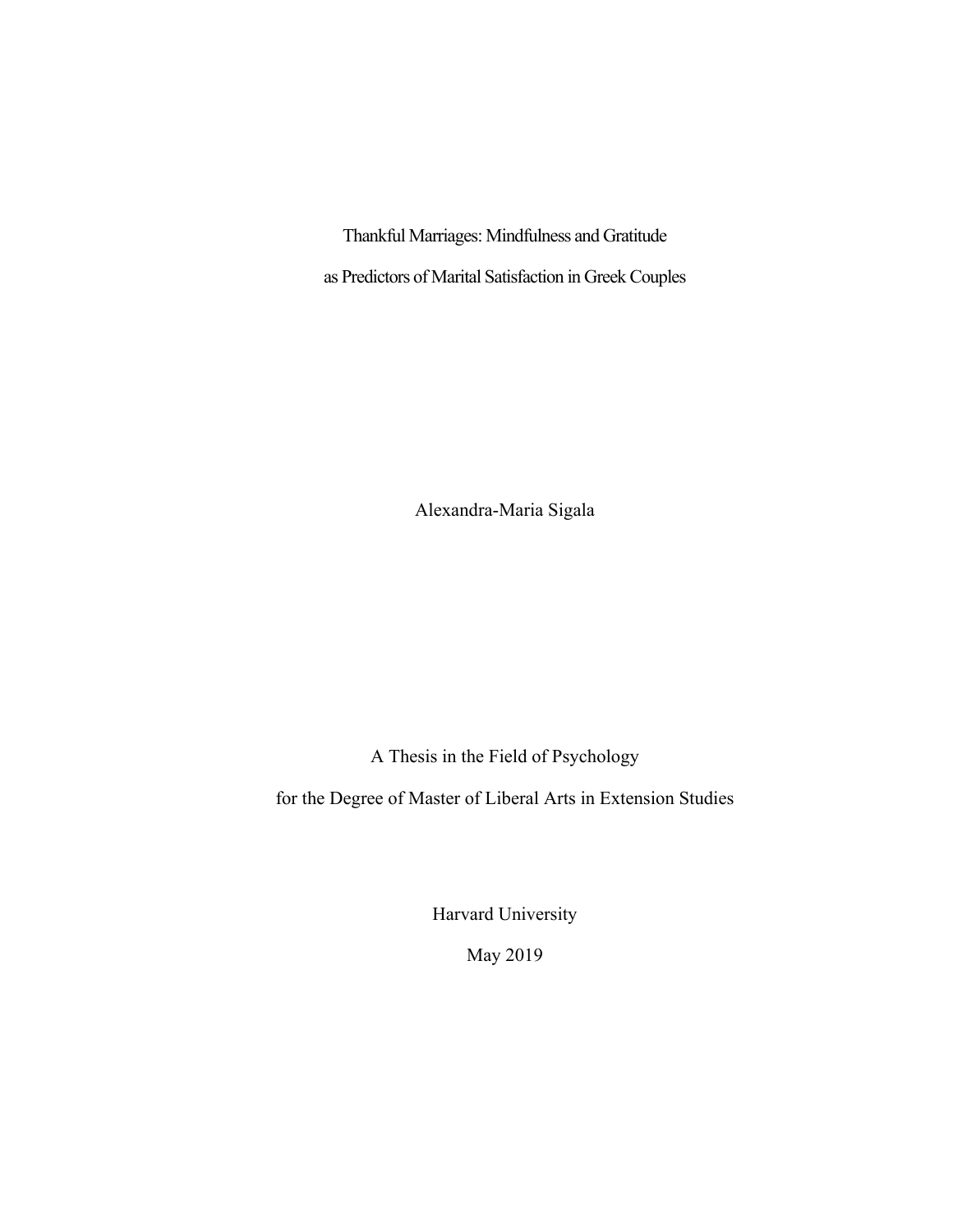# Thankful Marriages: Mindfulness and Gratitude as Predictors of Marital Satisfaction in Greek Couples

Alexandra-Maria Sigala

A Thesis in the Field of Psychology

for the Degree of Master of Liberal Arts in Extension Studies

Harvard University

May 2019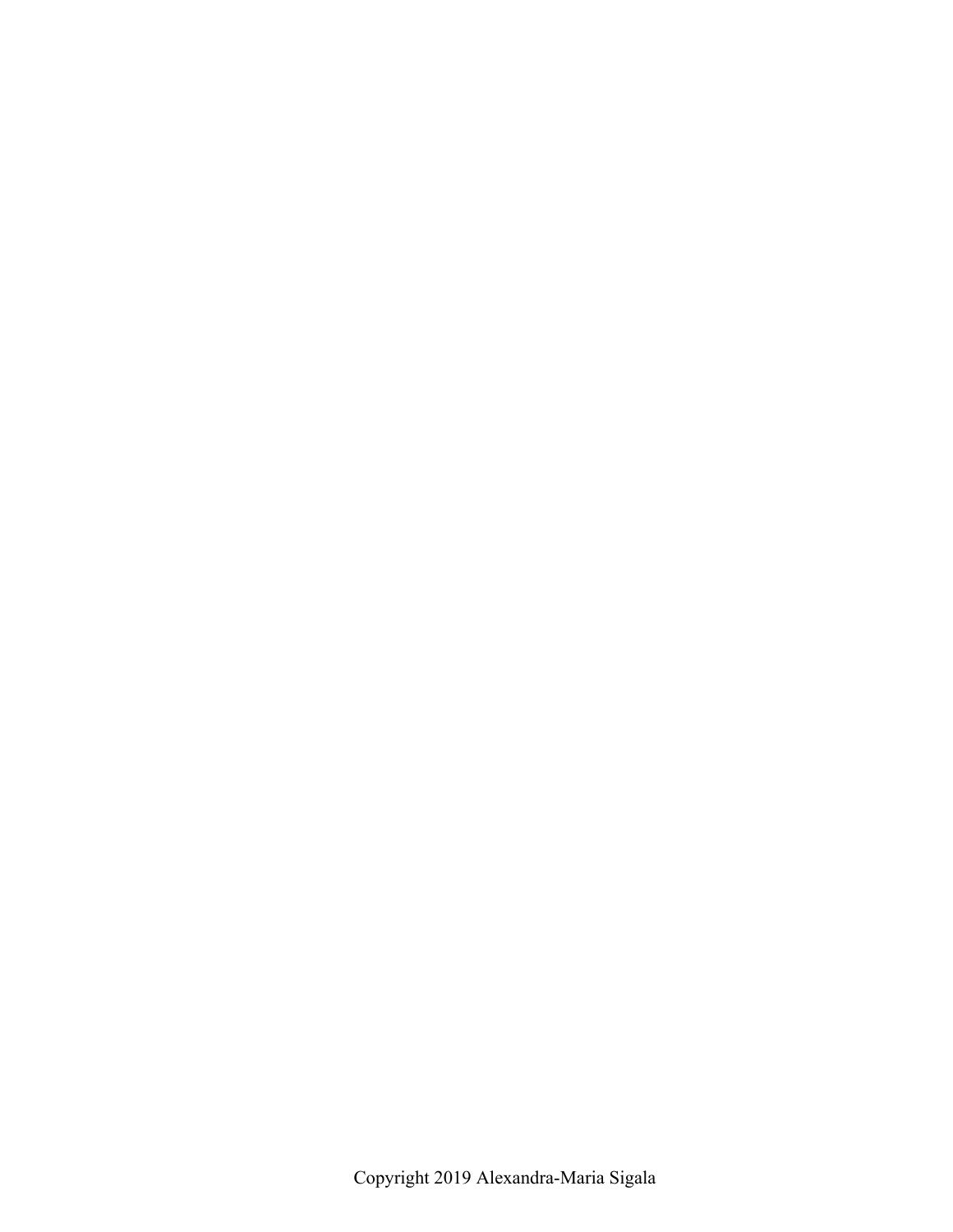Copyright 2019 Alexandra-Maria Sigala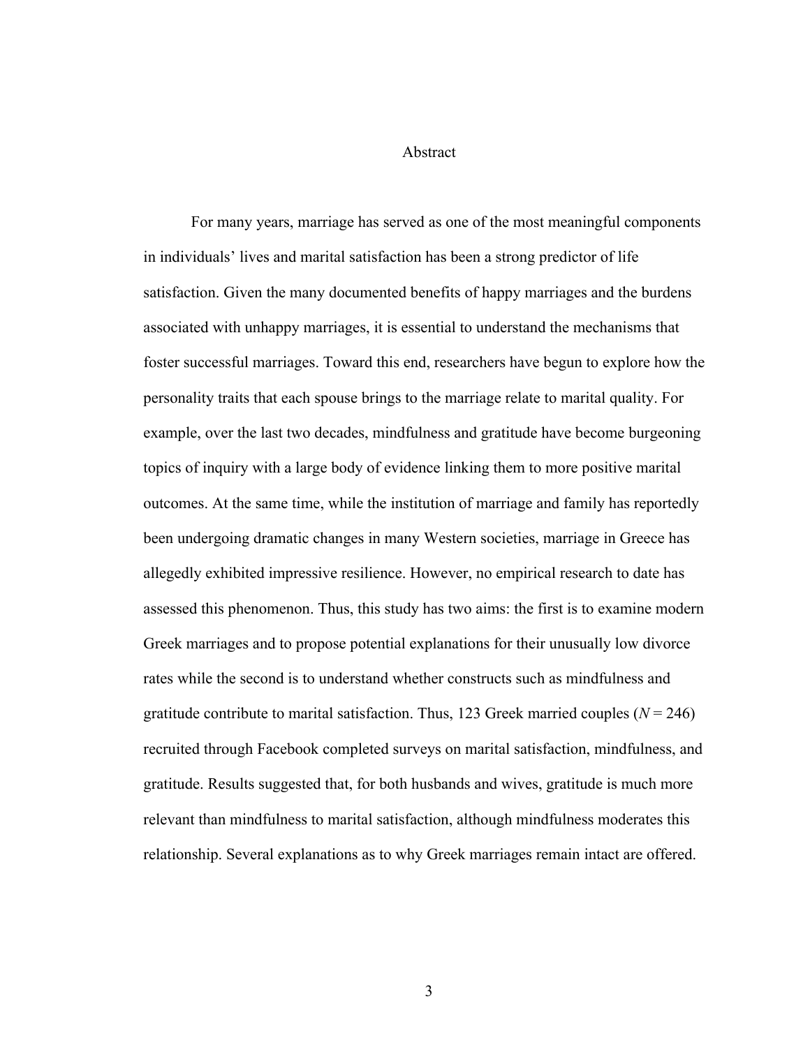# Abstract

For many years, marriage has served as one of the most meaningful components in individuals' lives and marital satisfaction has been a strong predictor of life satisfaction. Given the many documented benefits of happy marriages and the burdens associated with unhappy marriages, it is essential to understand the mechanisms that foster successful marriages. Toward this end, researchers have begun to explore how the personality traits that each spouse brings to the marriage relate to marital quality. For example, over the last two decades, mindfulness and gratitude have become burgeoning topics of inquiry with a large body of evidence linking them to more positive marital outcomes. At the same time, while the institution of marriage and family has reportedly been undergoing dramatic changes in many Western societies, marriage in Greece has allegedly exhibited impressive resilience. However, no empirical research to date has assessed this phenomenon. Thus, this study has two aims: the first is to examine modern Greek marriages and to propose potential explanations for their unusually low divorce rates while the second is to understand whether constructs such as mindfulness and gratitude contribute to marital satisfaction. Thus, 123 Greek married couples ($N = 246$) recruited through Facebook completed surveys on marital satisfaction, mindfulness, and gratitude. Results suggested that, for both husbands and wives, gratitude is much more relevant than mindfulness to marital satisfaction, although mindfulness moderates this relationship. Several explanations as to why Greek marriages remain intact are offered.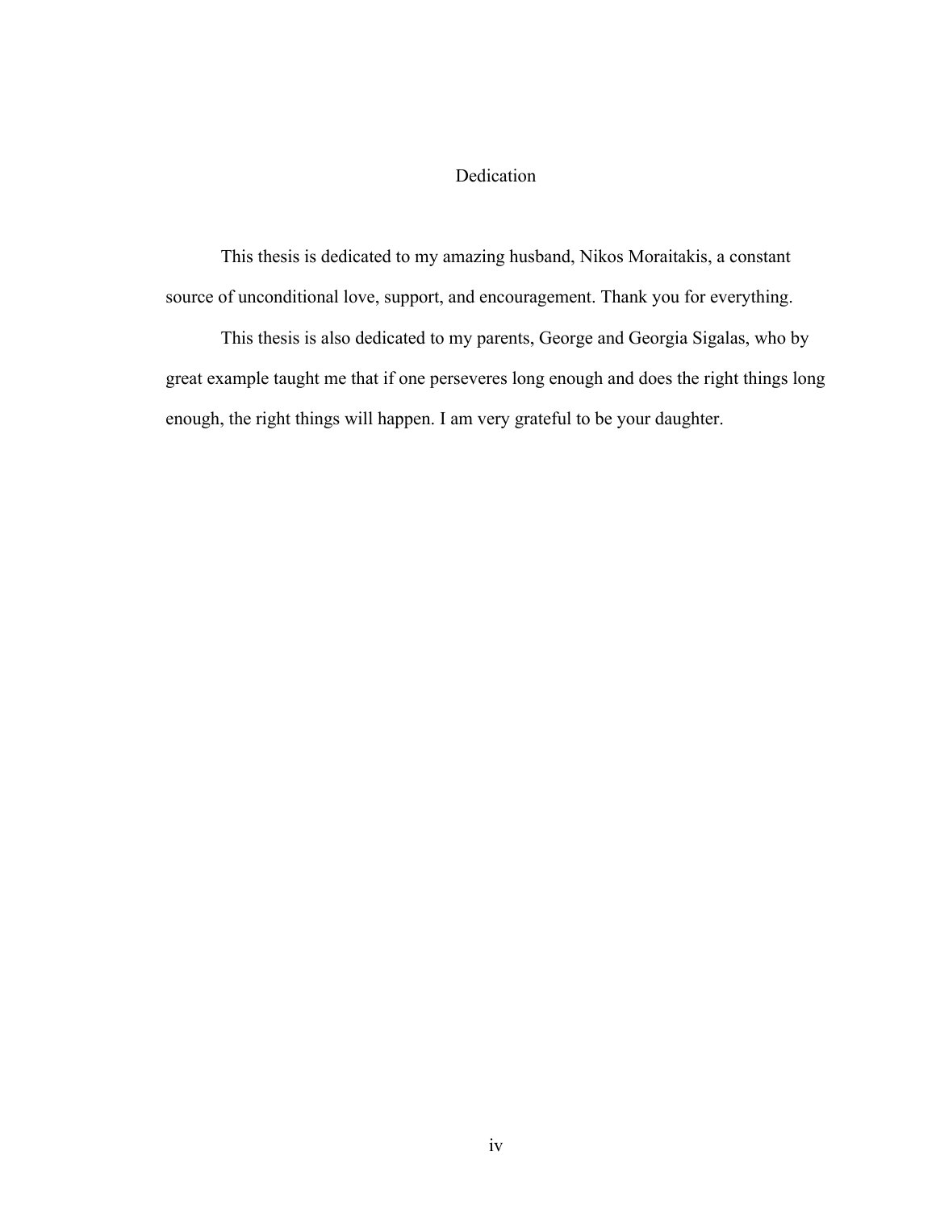# Dedication

This thesis is dedicated to my amazing husband, Nikos Moraitakis, a constant source of unconditional love, support, and encouragement. Thank you for everything.

This thesis is also dedicated to my parents, George and Georgia Sigalas, who by great example taught me that if one perseveres long enough and does the right things long enough, the right things will happen. I am very grateful to be your daughter.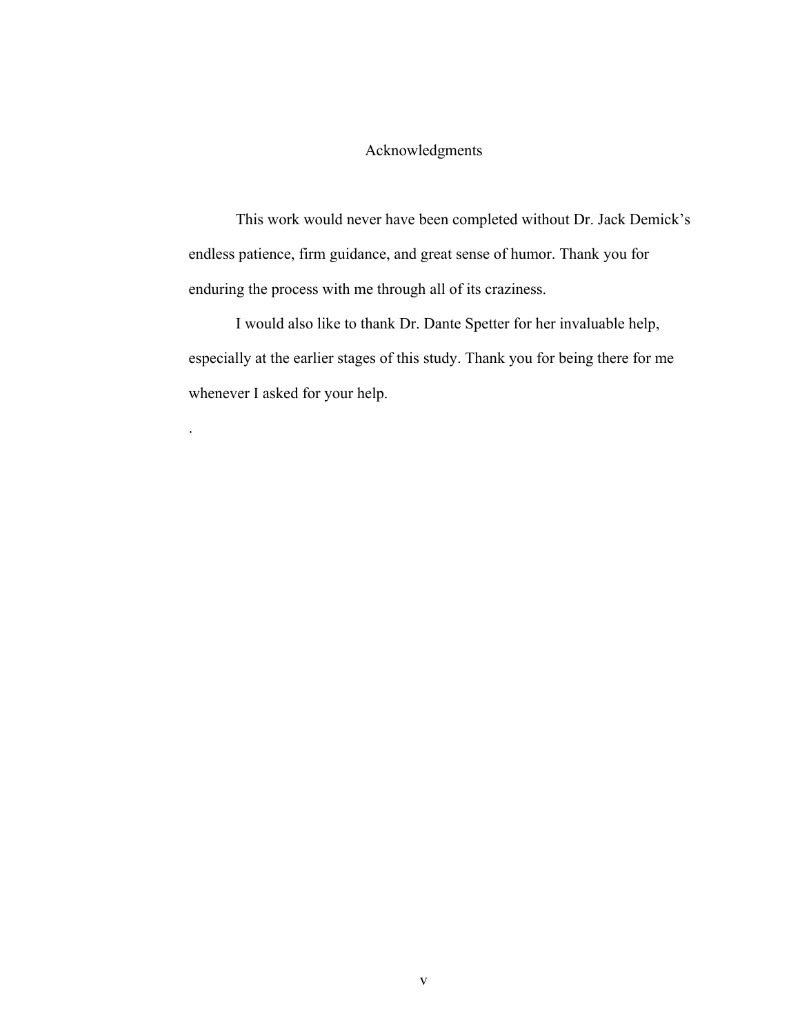# Acknowledgments

This work would never have been completed without Dr. Jack Demick's endless patience, firm guidance, and great sense of humor. Thank you for enduring the process with me through all of its craziness.

I would also like to thank Dr. Dante Spetter for her invaluable help, especially at the earlier stages of this study. Thank you for being there for me whenever I asked for your help.

.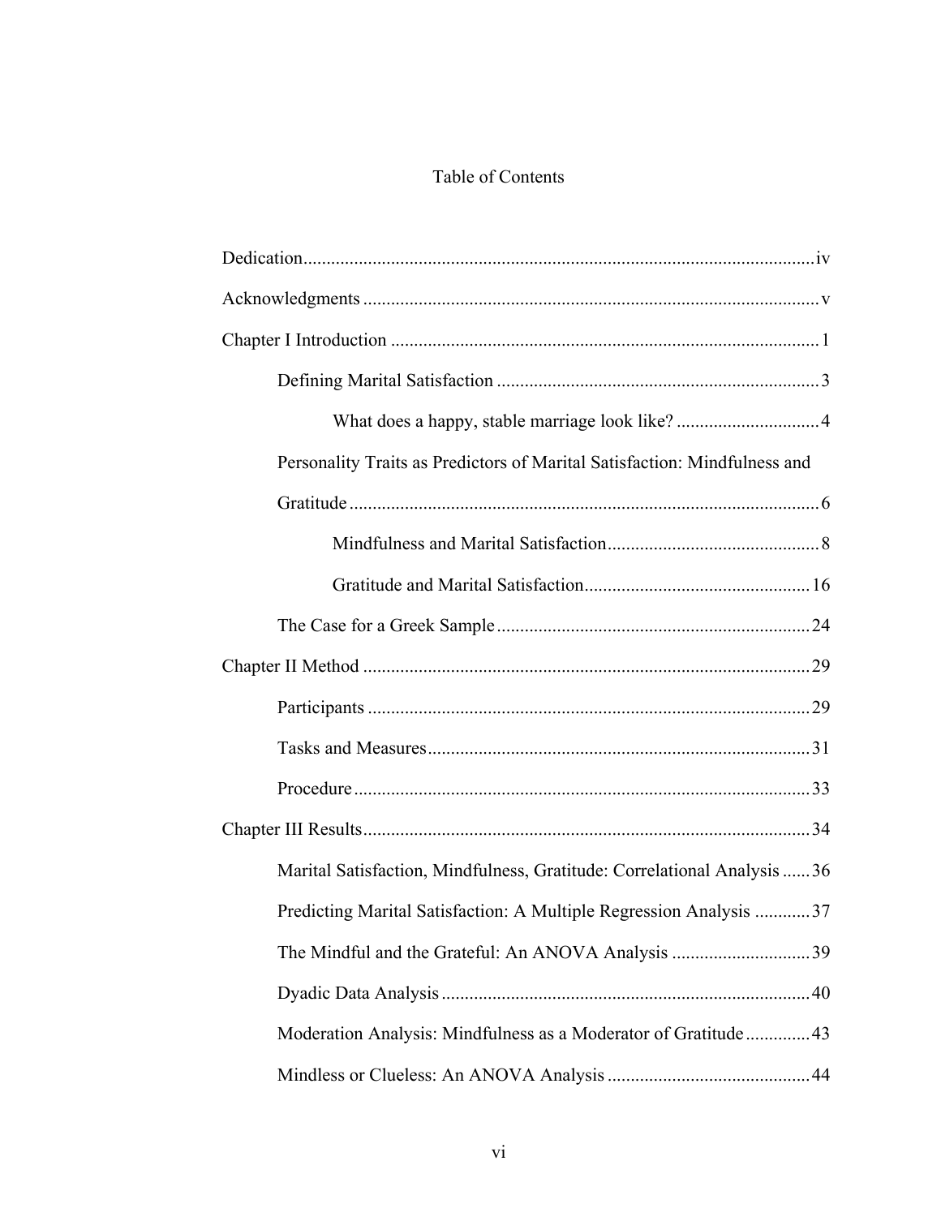# Table of Contents

Dedication .......... iv

Acknowledgments .......... v

Chapter I Introduction .......... 1

- Defining Marital Satisfaction .......... 3
  - What does a happy, stable marriage look like? .......... 4
- Personality Traits as Predictors of Marital Satisfaction: Mindfulness and Gratitude .......... 6
  - Mindfulness and Marital Satisfaction .......... 8
  - Gratitude and Marital Satisfaction .......... 16
- The Case for a Greek Sample .......... 24

Chapter II Method .......... 29

- Participants .......... 29
- Tasks and Measures .......... 31
- Procedure .......... 33

Chapter III Results .......... 34

- Marital Satisfaction, Mindfulness, Gratitude: Correlational Analysis .......... 36
- Predicting Marital Satisfaction: A Multiple Regression Analysis .......... 37
- The Mindful and the Grateful: An ANOVA Analysis .......... 39
- Dyadic Data Analysis .......... 40
- Moderation Analysis: Mindfulness as a Moderator of Gratitude .......... 43
- Mindless or Clueless: An ANOVA Analysis .......... 44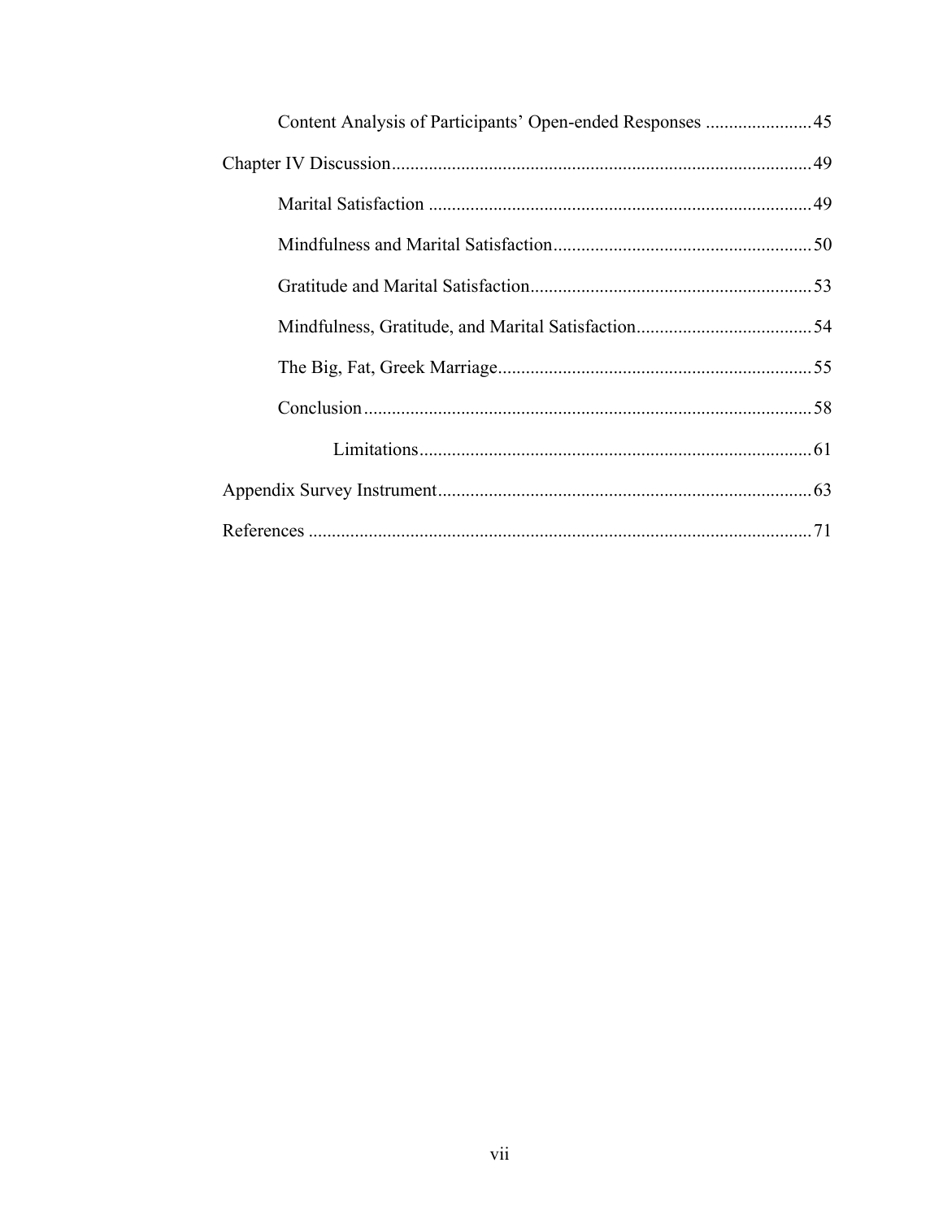Content Analysis of Participants' Open-ended Responses ....................... 45

Chapter IV Discussion ........................................................................................ 49

Marital Satisfaction ................................................................................... 49

Mindfulness and Marital Satisfaction ........................................................ 50

Gratitude and Marital Satisfaction ............................................................. 53

Mindfulness, Gratitude, and Marital Satisfaction ...................................... 54

The Big, Fat, Greek Marriage .................................................................... 55

Conclusion ................................................................................................. 58

Limitations ..................................................................................... 61

Appendix Survey Instrument ................................................................................ 63

References ............................................................................................................ 71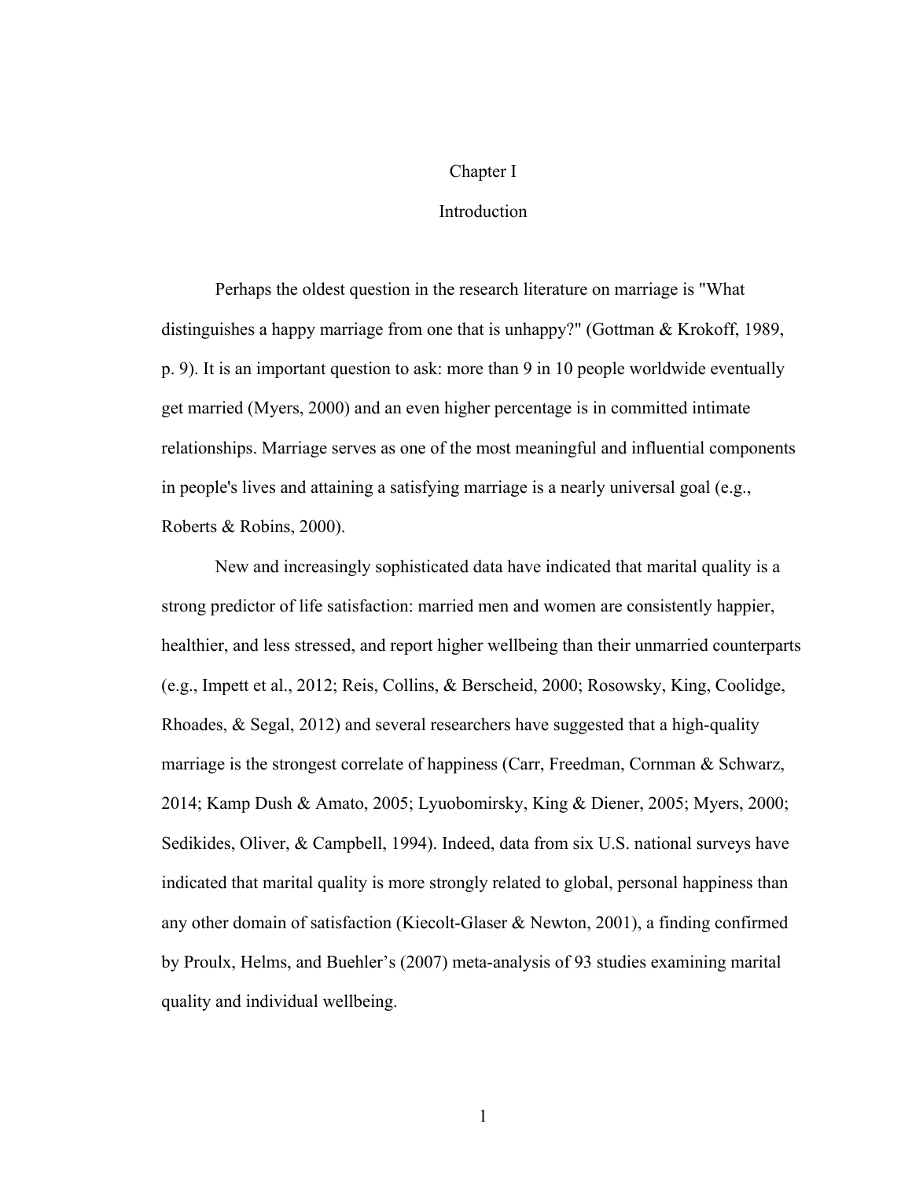# Chapter I

## Introduction

Perhaps the oldest question in the research literature on marriage is "What distinguishes a happy marriage from one that is unhappy?" (Gottman & Krokoff, 1989, p. 9). It is an important question to ask: more than 9 in 10 people worldwide eventually get married (Myers, 2000) and an even higher percentage is in committed intimate relationships. Marriage serves as one of the most meaningful and influential components in people's lives and attaining a satisfying marriage is a nearly universal goal (e.g., Roberts & Robins, 2000).

New and increasingly sophisticated data have indicated that marital quality is a strong predictor of life satisfaction: married men and women are consistently happier, healthier, and less stressed, and report higher wellbeing than their unmarried counterparts (e.g., Impett et al., 2012; Reis, Collins, & Berscheid, 2000; Rosowsky, King, Coolidge, Rhoades, & Segal, 2012) and several researchers have suggested that a high-quality marriage is the strongest correlate of happiness (Carr, Freedman, Cornman & Schwarz, 2014; Kamp Dush & Amato, 2005; Lyuobomirsky, King & Diener, 2005; Myers, 2000; Sedikides, Oliver, & Campbell, 1994). Indeed, data from six U.S. national surveys have indicated that marital quality is more strongly related to global, personal happiness than any other domain of satisfaction (Kiecolt-Glaser & Newton, 2001), a finding confirmed by Proulx, Helms, and Buehler's (2007) meta-analysis of 93 studies examining marital quality and individual wellbeing.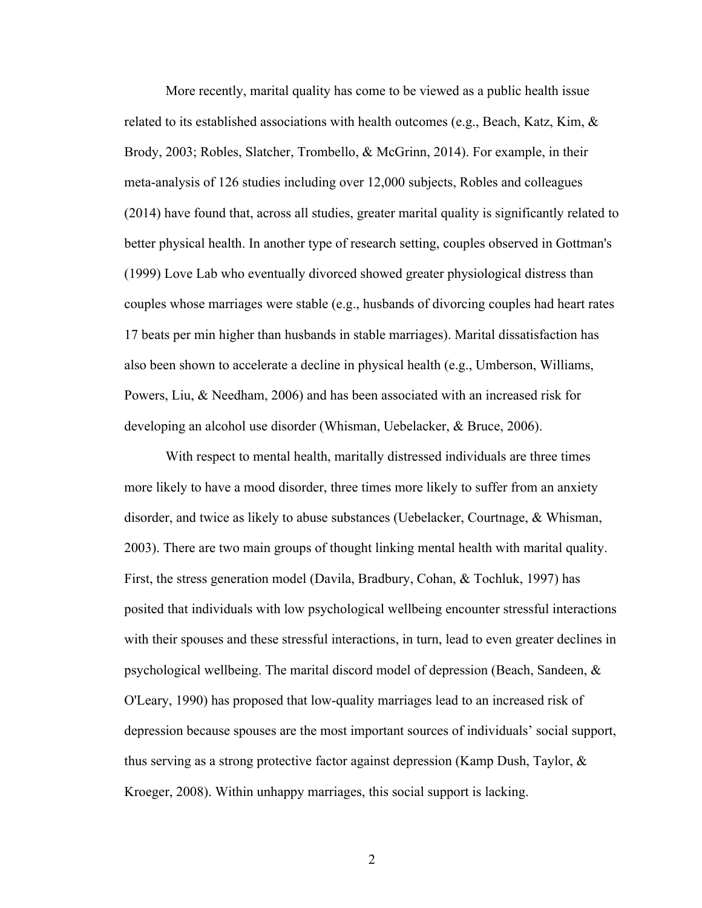More recently, marital quality has come to be viewed as a public health issue related to its established associations with health outcomes (e.g., Beach, Katz, Kim, & Brody, 2003; Robles, Slatcher, Trombello, & McGrinn, 2014). For example, in their meta-analysis of 126 studies including over 12,000 subjects, Robles and colleagues (2014) have found that, across all studies, greater marital quality is significantly related to better physical health. In another type of research setting, couples observed in Gottman's (1999) Love Lab who eventually divorced showed greater physiological distress than couples whose marriages were stable (e.g., husbands of divorcing couples had heart rates 17 beats per min higher than husbands in stable marriages). Marital dissatisfaction has also been shown to accelerate a decline in physical health (e.g., Umberson, Williams, Powers, Liu, & Needham, 2006) and has been associated with an increased risk for developing an alcohol use disorder (Whisman, Uebelacker, & Bruce, 2006).

With respect to mental health, maritally distressed individuals are three times more likely to have a mood disorder, three times more likely to suffer from an anxiety disorder, and twice as likely to abuse substances (Uebelacker, Courtnage, & Whisman, 2003). There are two main groups of thought linking mental health with marital quality. First, the stress generation model (Davila, Bradbury, Cohan, & Tochluk, 1997) has posited that individuals with low psychological wellbeing encounter stressful interactions with their spouses and these stressful interactions, in turn, lead to even greater declines in psychological wellbeing. The marital discord model of depression (Beach, Sandeen, & O'Leary, 1990) has proposed that low-quality marriages lead to an increased risk of depression because spouses are the most important sources of individuals' social support, thus serving as a strong protective factor against depression (Kamp Dush, Taylor, & Kroeger, 2008). Within unhappy marriages, this social support is lacking.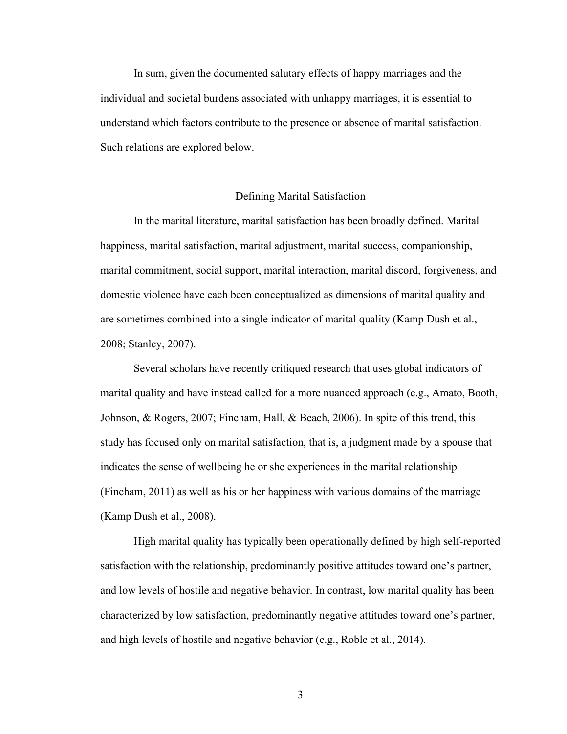In sum, given the documented salutary effects of happy marriages and the individual and societal burdens associated with unhappy marriages, it is essential to understand which factors contribute to the presence or absence of marital satisfaction. Such relations are explored below.

## Defining Marital Satisfaction

In the marital literature, marital satisfaction has been broadly defined. Marital happiness, marital satisfaction, marital adjustment, marital success, companionship, marital commitment, social support, marital interaction, marital discord, forgiveness, and domestic violence have each been conceptualized as dimensions of marital quality and are sometimes combined into a single indicator of marital quality (Kamp Dush et al., 2008; Stanley, 2007).

Several scholars have recently critiqued research that uses global indicators of marital quality and have instead called for a more nuanced approach (e.g., Amato, Booth, Johnson, & Rogers, 2007; Fincham, Hall, & Beach, 2006). In spite of this trend, this study has focused only on marital satisfaction, that is, a judgment made by a spouse that indicates the sense of wellbeing he or she experiences in the marital relationship (Fincham, 2011) as well as his or her happiness with various domains of the marriage (Kamp Dush et al., 2008).

High marital quality has typically been operationally defined by high self-reported satisfaction with the relationship, predominantly positive attitudes toward one's partner, and low levels of hostile and negative behavior. In contrast, low marital quality has been characterized by low satisfaction, predominantly negative attitudes toward one's partner, and high levels of hostile and negative behavior (e.g., Roble et al., 2014).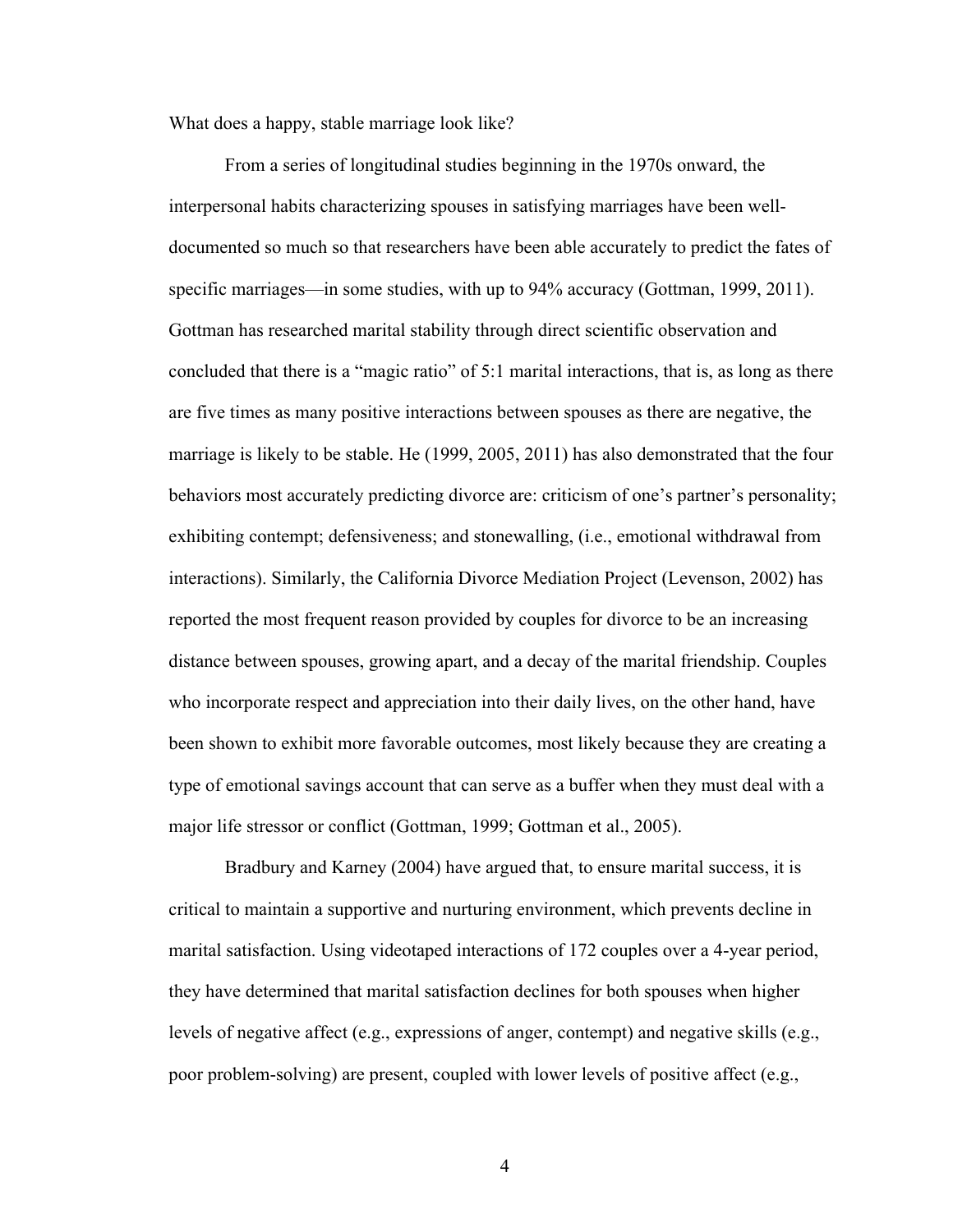What does a happy, stable marriage look like?

From a series of longitudinal studies beginning in the 1970s onward, the interpersonal habits characterizing spouses in satisfying marriages have been well-documented so much so that researchers have been able accurately to predict the fates of specific marriages—in some studies, with up to 94% accuracy (Gottman, 1999, 2011). Gottman has researched marital stability through direct scientific observation and concluded that there is a "magic ratio" of 5:1 marital interactions, that is, as long as there are five times as many positive interactions between spouses as there are negative, the marriage is likely to be stable. He (1999, 2005, 2011) has also demonstrated that the four behaviors most accurately predicting divorce are: criticism of one's partner's personality; exhibiting contempt; defensiveness; and stonewalling, (i.e., emotional withdrawal from interactions). Similarly, the California Divorce Mediation Project (Levenson, 2002) has reported the most frequent reason provided by couples for divorce to be an increasing distance between spouses, growing apart, and a decay of the marital friendship. Couples who incorporate respect and appreciation into their daily lives, on the other hand, have been shown to exhibit more favorable outcomes, most likely because they are creating a type of emotional savings account that can serve as a buffer when they must deal with a major life stressor or conflict (Gottman, 1999; Gottman et al., 2005).

Bradbury and Karney (2004) have argued that, to ensure marital success, it is critical to maintain a supportive and nurturing environment, which prevents decline in marital satisfaction. Using videotaped interactions of 172 couples over a 4-year period, they have determined that marital satisfaction declines for both spouses when higher levels of negative affect (e.g., expressions of anger, contempt) and negative skills (e.g., poor problem-solving) are present, coupled with lower levels of positive affect (e.g.,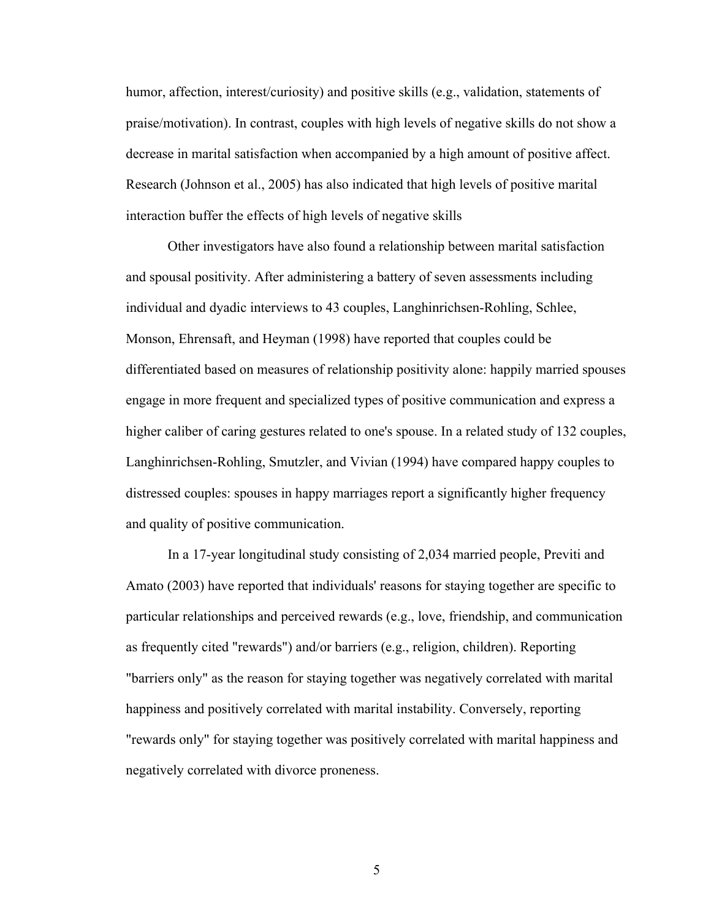humor, affection, interest/curiosity) and positive skills (e.g., validation, statements of praise/motivation). In contrast, couples with high levels of negative skills do not show a decrease in marital satisfaction when accompanied by a high amount of positive affect. Research (Johnson et al., 2005) has also indicated that high levels of positive marital interaction buffer the effects of high levels of negative skills

Other investigators have also found a relationship between marital satisfaction and spousal positivity. After administering a battery of seven assessments including individual and dyadic interviews to 43 couples, Langhinrichsen-Rohling, Schlee, Monson, Ehrensaft, and Heyman (1998) have reported that couples could be differentiated based on measures of relationship positivity alone: happily married spouses engage in more frequent and specialized types of positive communication and express a higher caliber of caring gestures related to one's spouse. In a related study of 132 couples, Langhinrichsen-Rohling, Smutzler, and Vivian (1994) have compared happy couples to distressed couples: spouses in happy marriages report a significantly higher frequency and quality of positive communication.

In a 17-year longitudinal study consisting of 2,034 married people, Previti and Amato (2003) have reported that individuals' reasons for staying together are specific to particular relationships and perceived rewards (e.g., love, friendship, and communication as frequently cited "rewards") and/or barriers (e.g., religion, children). Reporting "barriers only" as the reason for staying together was negatively correlated with marital happiness and positively correlated with marital instability. Conversely, reporting "rewards only" for staying together was positively correlated with marital happiness and negatively correlated with divorce proneness.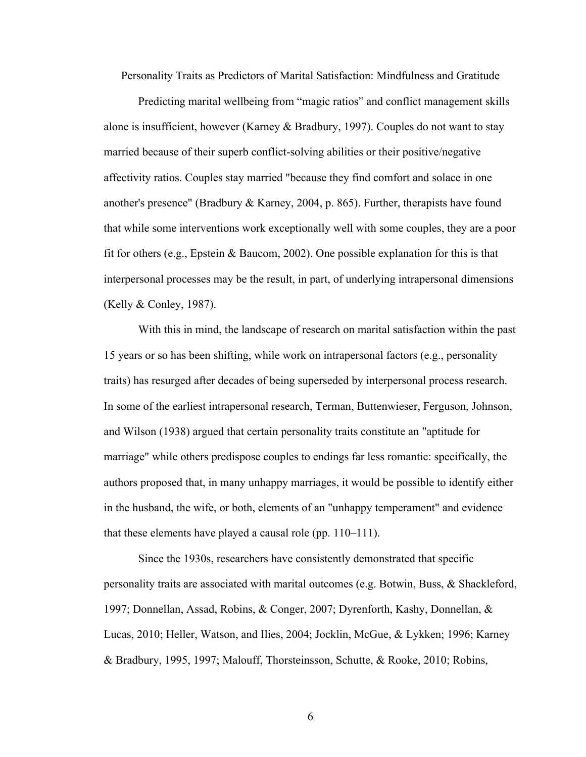## Personality Traits as Predictors of Marital Satisfaction: Mindfulness and Gratitude

Predicting marital wellbeing from “magic ratios” and conflict management skills alone is insufficient, however (Karney & Bradbury, 1997). Couples do not want to stay married because of their superb conflict-solving abilities or their positive/negative affectivity ratios. Couples stay married "because they find comfort and solace in one another's presence" (Bradbury & Karney, 2004, p. 865). Further, therapists have found that while some interventions work exceptionally well with some couples, they are a poor fit for others (e.g., Epstein & Baucom, 2002). One possible explanation for this is that interpersonal processes may be the result, in part, of underlying intrapersonal dimensions (Kelly & Conley, 1987).

With this in mind, the landscape of research on marital satisfaction within the past 15 years or so has been shifting, while work on intrapersonal factors (e.g., personality traits) has resurged after decades of being superseded by interpersonal process research. In some of the earliest intrapersonal research, Terman, Buttenwieser, Ferguson, Johnson, and Wilson (1938) argued that certain personality traits constitute an "aptitude for marriage" while others predispose couples to endings far less romantic: specifically, the authors proposed that, in many unhappy marriages, it would be possible to identify either in the husband, the wife, or both, elements of an "unhappy temperament" and evidence that these elements have played a causal role (pp. 110–111).

Since the 1930s, researchers have consistently demonstrated that specific personality traits are associated with marital outcomes (e.g. Botwin, Buss, & Shackleford, 1997; Donnellan, Assad, Robins, & Conger, 2007; Dyrenforth, Kashy, Donnellan, & Lucas, 2010; Heller, Watson, and Ilies, 2004; Jocklin, McGue, & Lykken; 1996; Karney & Bradbury, 1995, 1997; Malouff, Thorsteinsson, Schutte, & Rooke, 2010; Robins,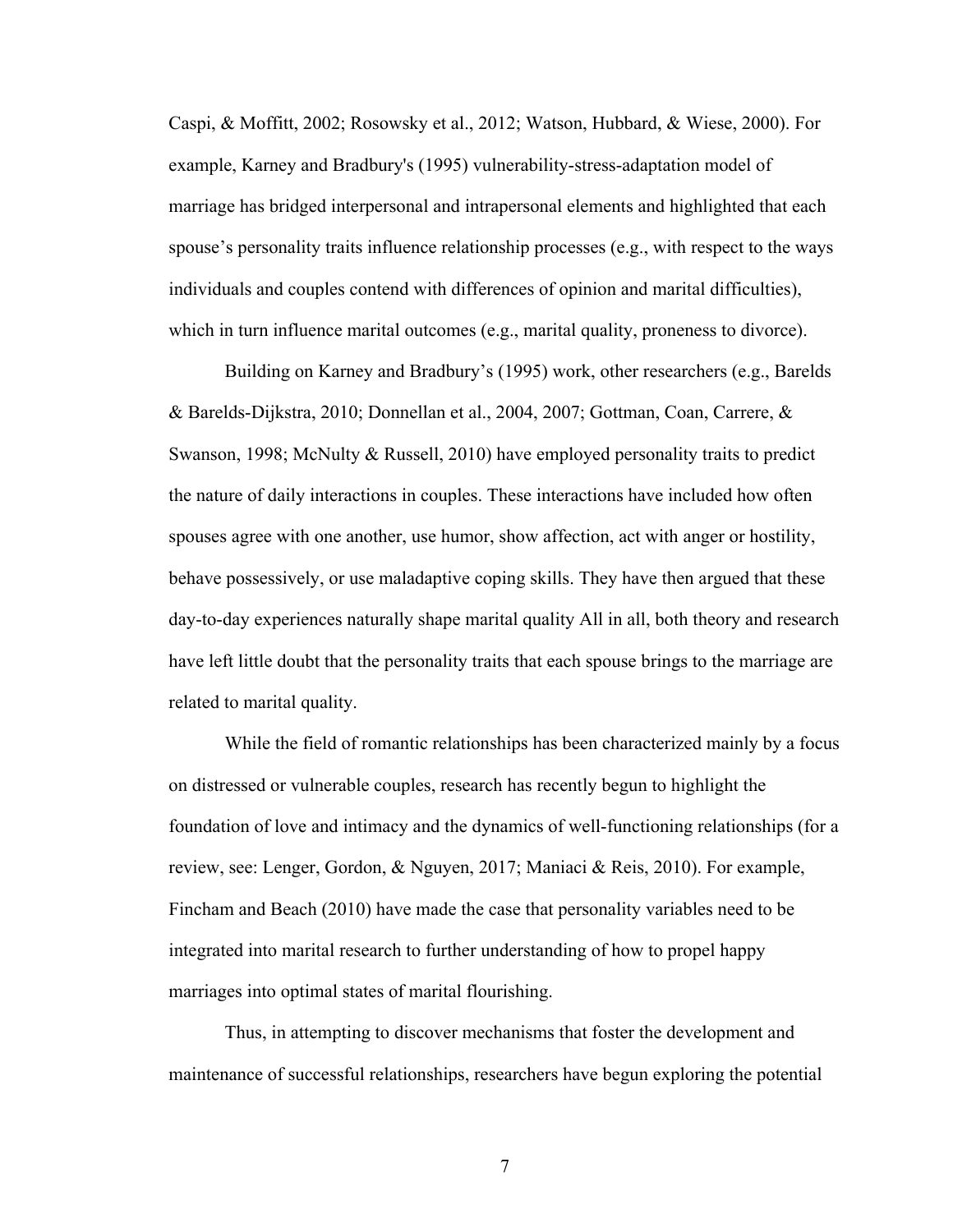Caspi, & Moffitt, 2002; Rosowsky et al., 2012; Watson, Hubbard, & Wiese, 2000). For example, Karney and Bradbury's (1995) vulnerability-stress-adaptation model of marriage has bridged interpersonal and intrapersonal elements and highlighted that each spouse's personality traits influence relationship processes (e.g., with respect to the ways individuals and couples contend with differences of opinion and marital difficulties), which in turn influence marital outcomes (e.g., marital quality, proneness to divorce).

Building on Karney and Bradbury's (1995) work, other researchers (e.g., Barelds & Barelds-Dijkstra, 2010; Donnellan et al., 2004, 2007; Gottman, Coan, Carrere, & Swanson, 1998; McNulty & Russell, 2010) have employed personality traits to predict the nature of daily interactions in couples. These interactions have included how often spouses agree with one another, use humor, show affection, act with anger or hostility, behave possessively, or use maladaptive coping skills. They have then argued that these day-to-day experiences naturally shape marital quality All in all, both theory and research have left little doubt that the personality traits that each spouse brings to the marriage are related to marital quality.

While the field of romantic relationships has been characterized mainly by a focus on distressed or vulnerable couples, research has recently begun to highlight the foundation of love and intimacy and the dynamics of well-functioning relationships (for a review, see: Lenger, Gordon, & Nguyen, 2017; Maniaci & Reis, 2010). For example, Fincham and Beach (2010) have made the case that personality variables need to be integrated into marital research to further understanding of how to propel happy marriages into optimal states of marital flourishing.

Thus, in attempting to discover mechanisms that foster the development and maintenance of successful relationships, researchers have begun exploring the potential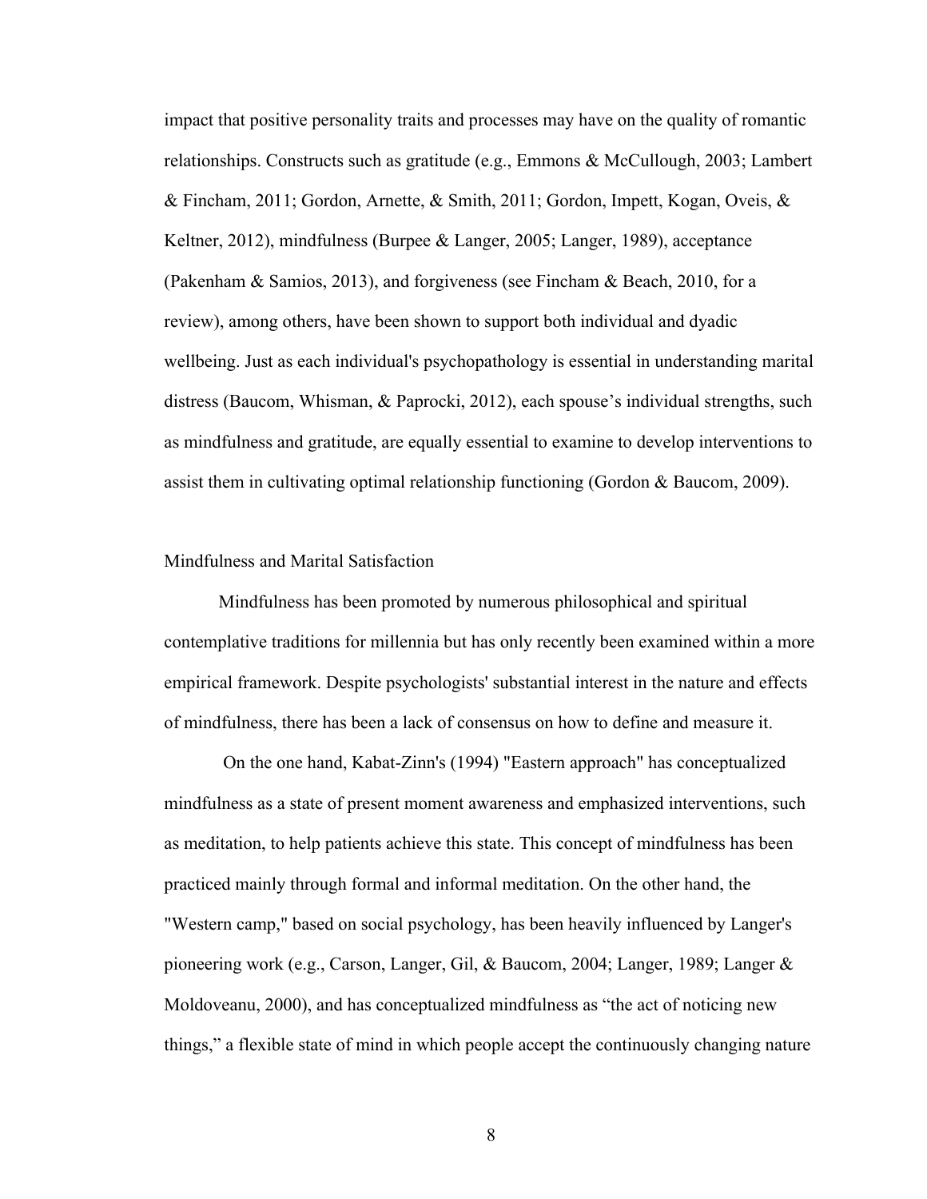impact that positive personality traits and processes may have on the quality of romantic relationships. Constructs such as gratitude (e.g., Emmons & McCullough, 2003; Lambert & Fincham, 2011; Gordon, Arnette, & Smith, 2011; Gordon, Impett, Kogan, Oveis, & Keltner, 2012), mindfulness (Burpee & Langer, 2005; Langer, 1989), acceptance (Pakenham & Samios, 2013), and forgiveness (see Fincham & Beach, 2010, for a review), among others, have been shown to support both individual and dyadic wellbeing. Just as each individual's psychopathology is essential in understanding marital distress (Baucom, Whisman, & Paprocki, 2012), each spouse's individual strengths, such as mindfulness and gratitude, are equally essential to examine to develop interventions to assist them in cultivating optimal relationship functioning (Gordon & Baucom, 2009).

## Mindfulness and Marital Satisfaction

Mindfulness has been promoted by numerous philosophical and spiritual contemplative traditions for millennia but has only recently been examined within a more empirical framework. Despite psychologists' substantial interest in the nature and effects of mindfulness, there has been a lack of consensus on how to define and measure it.

On the one hand, Kabat-Zinn's (1994) "Eastern approach" has conceptualized mindfulness as a state of present moment awareness and emphasized interventions, such as meditation, to help patients achieve this state. This concept of mindfulness has been practiced mainly through formal and informal meditation. On the other hand, the "Western camp," based on social psychology, has been heavily influenced by Langer's pioneering work (e.g., Carson, Langer, Gil, & Baucom, 2004; Langer, 1989; Langer & Moldoveanu, 2000), and has conceptualized mindfulness as "the act of noticing new things," a flexible state of mind in which people accept the continuously changing nature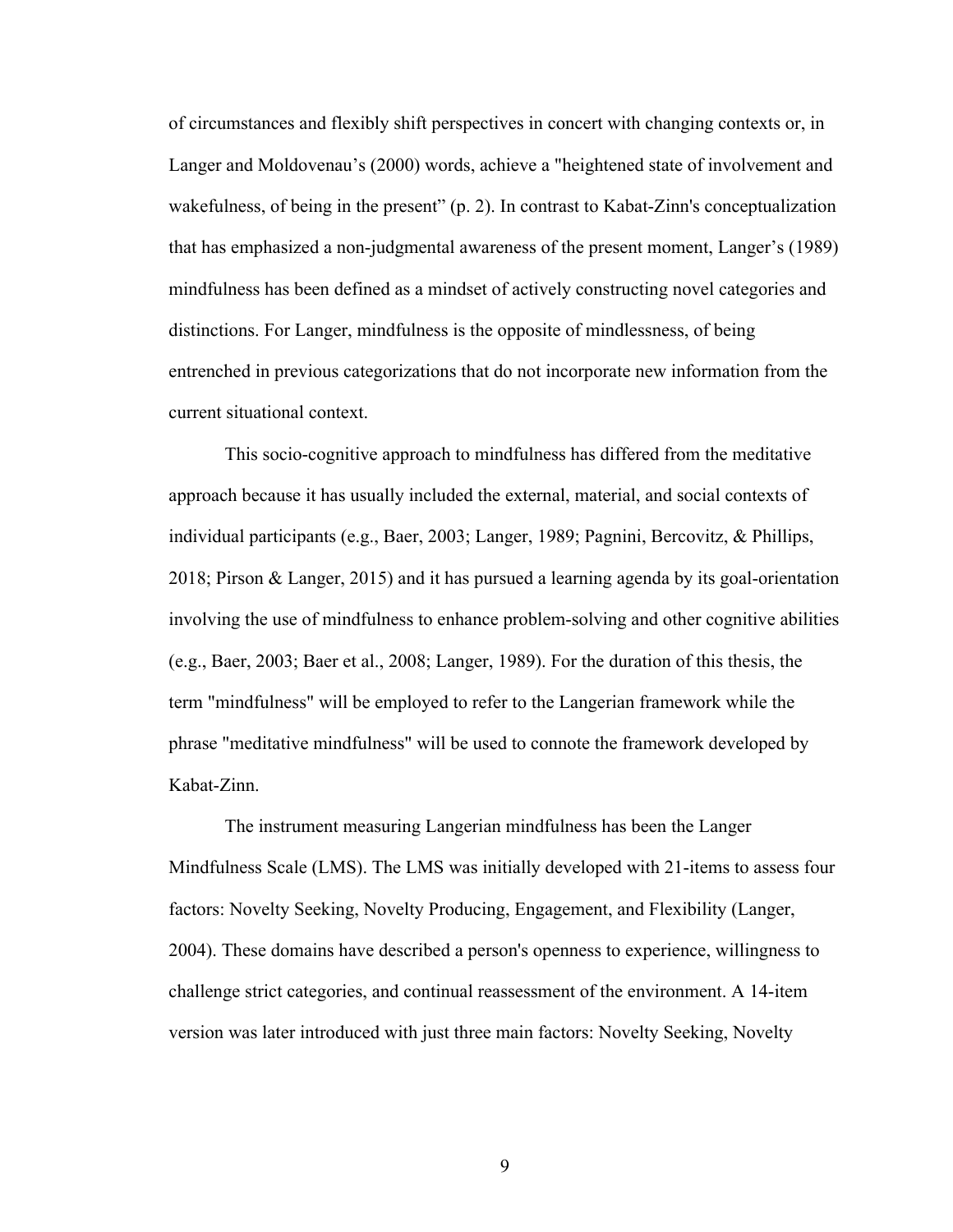of circumstances and flexibly shift perspectives in concert with changing contexts or, in Langer and Moldovenau's (2000) words, achieve a "heightened state of involvement and wakefulness, of being in the present" (p. 2). In contrast to Kabat-Zinn's conceptualization that has emphasized a non-judgmental awareness of the present moment, Langer's (1989) mindfulness has been defined as a mindset of actively constructing novel categories and distinctions. For Langer, mindfulness is the opposite of mindlessness, of being entrenched in previous categorizations that do not incorporate new information from the current situational context.

This socio-cognitive approach to mindfulness has differed from the meditative approach because it has usually included the external, material, and social contexts of individual participants (e.g., Baer, 2003; Langer, 1989; Pagnini, Bercovitz, & Phillips, 2018; Pirson & Langer, 2015) and it has pursued a learning agenda by its goal-orientation involving the use of mindfulness to enhance problem-solving and other cognitive abilities (e.g., Baer, 2003; Baer et al., 2008; Langer, 1989). For the duration of this thesis, the term "mindfulness" will be employed to refer to the Langerian framework while the phrase "meditative mindfulness" will be used to connote the framework developed by Kabat-Zinn.

The instrument measuring Langerian mindfulness has been the Langer Mindfulness Scale (LMS). The LMS was initially developed with 21-items to assess four factors: Novelty Seeking, Novelty Producing, Engagement, and Flexibility (Langer, 2004). These domains have described a person's openness to experience, willingness to challenge strict categories, and continual reassessment of the environment. A 14-item version was later introduced with just three main factors: Novelty Seeking, Novelty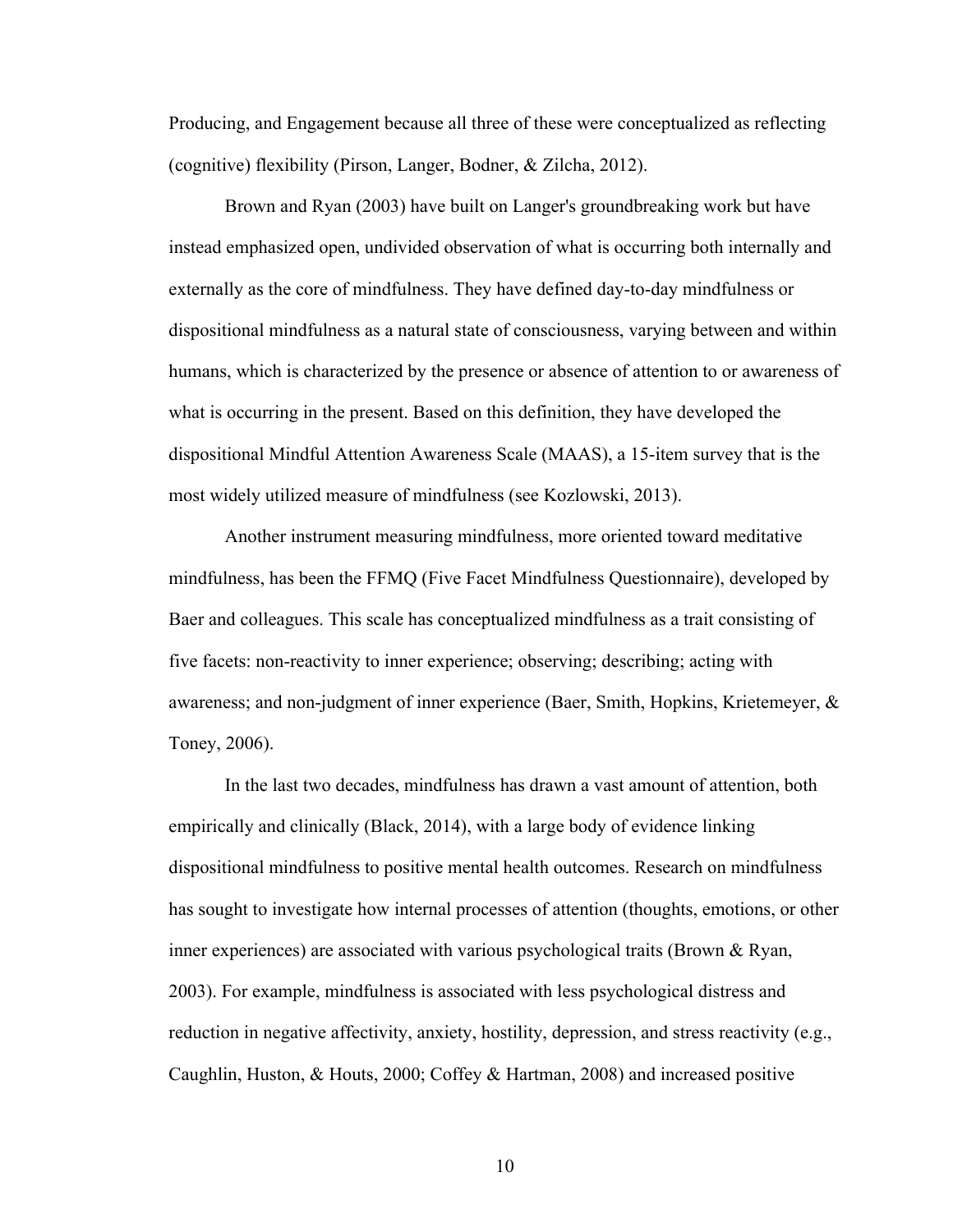Producing, and Engagement because all three of these were conceptualized as reflecting (cognitive) flexibility (Pirson, Langer, Bodner, & Zilcha, 2012).

Brown and Ryan (2003) have built on Langer's groundbreaking work but have instead emphasized open, undivided observation of what is occurring both internally and externally as the core of mindfulness. They have defined day-to-day mindfulness or dispositional mindfulness as a natural state of consciousness, varying between and within humans, which is characterized by the presence or absence of attention to or awareness of what is occurring in the present. Based on this definition, they have developed the dispositional Mindful Attention Awareness Scale (MAAS), a 15-item survey that is the most widely utilized measure of mindfulness (see Kozlowski, 2013).

Another instrument measuring mindfulness, more oriented toward meditative mindfulness, has been the FFMQ (Five Facet Mindfulness Questionnaire), developed by Baer and colleagues. This scale has conceptualized mindfulness as a trait consisting of five facets: non-reactivity to inner experience; observing; describing; acting with awareness; and non-judgment of inner experience (Baer, Smith, Hopkins, Krietemeyer, & Toney, 2006).

In the last two decades, mindfulness has drawn a vast amount of attention, both empirically and clinically (Black, 2014), with a large body of evidence linking dispositional mindfulness to positive mental health outcomes. Research on mindfulness has sought to investigate how internal processes of attention (thoughts, emotions, or other inner experiences) are associated with various psychological traits (Brown & Ryan, 2003). For example, mindfulness is associated with less psychological distress and reduction in negative affectivity, anxiety, hostility, depression, and stress reactivity (e.g., Caughlin, Huston, & Houts, 2000; Coffey & Hartman, 2008) and increased positive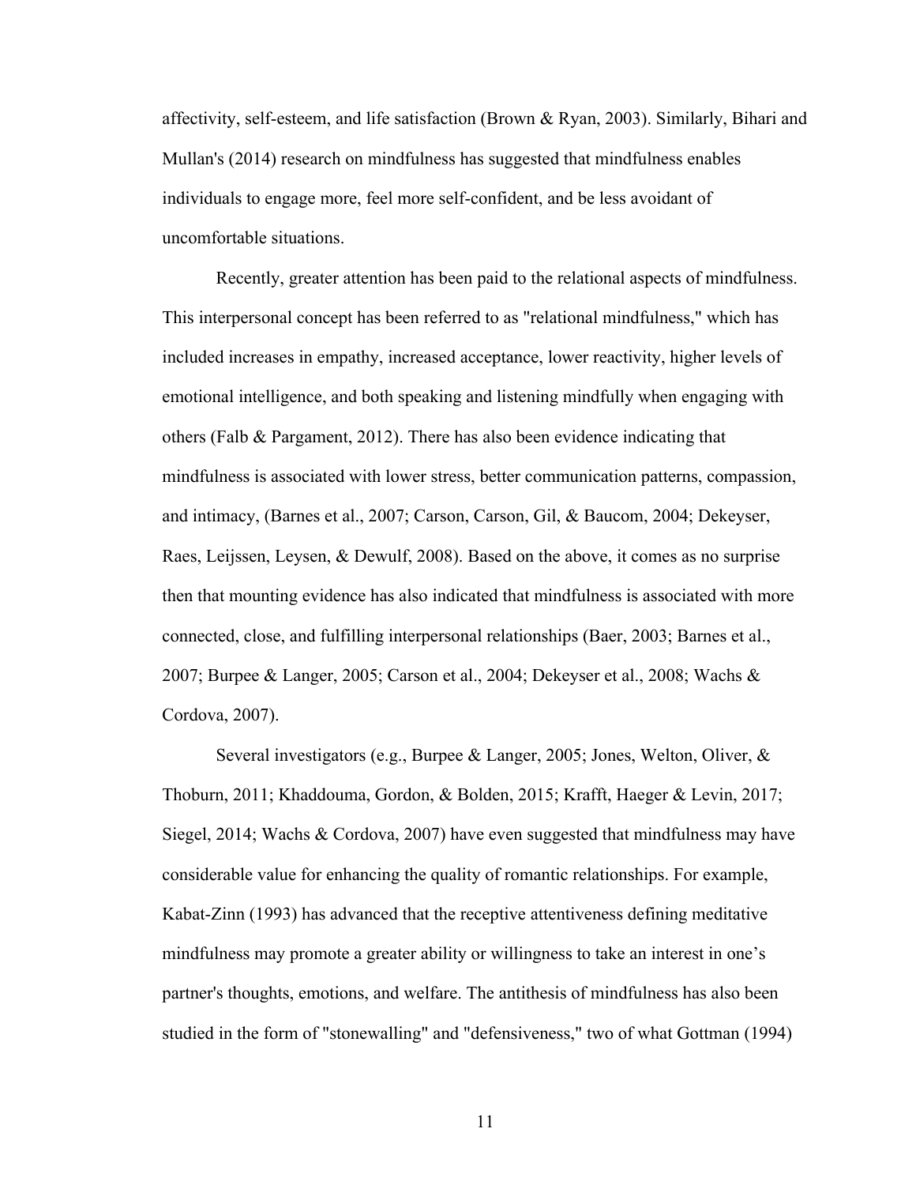affectivity, self-esteem, and life satisfaction (Brown & Ryan, 2003). Similarly, Bihari and Mullan's (2014) research on mindfulness has suggested that mindfulness enables individuals to engage more, feel more self-confident, and be less avoidant of uncomfortable situations.

Recently, greater attention has been paid to the relational aspects of mindfulness. This interpersonal concept has been referred to as "relational mindfulness," which has included increases in empathy, increased acceptance, lower reactivity, higher levels of emotional intelligence, and both speaking and listening mindfully when engaging with others (Falb & Pargament, 2012). There has also been evidence indicating that mindfulness is associated with lower stress, better communication patterns, compassion, and intimacy, (Barnes et al., 2007; Carson, Carson, Gil, & Baucom, 2004; Dekeyser, Raes, Leijssen, Leysen, & Dewulf, 2008). Based on the above, it comes as no surprise then that mounting evidence has also indicated that mindfulness is associated with more connected, close, and fulfilling interpersonal relationships (Baer, 2003; Barnes et al., 2007; Burpee & Langer, 2005; Carson et al., 2004; Dekeyser et al., 2008; Wachs & Cordova, 2007).

Several investigators (e.g., Burpee & Langer, 2005; Jones, Welton, Oliver, & Thoburn, 2011; Khaddouma, Gordon, & Bolden, 2015; Krafft, Haeger & Levin, 2017; Siegel, 2014; Wachs & Cordova, 2007) have even suggested that mindfulness may have considerable value for enhancing the quality of romantic relationships. For example, Kabat-Zinn (1993) has advanced that the receptive attentiveness defining meditative mindfulness may promote a greater ability or willingness to take an interest in one's partner's thoughts, emotions, and welfare. The antithesis of mindfulness has also been studied in the form of "stonewalling" and "defensiveness," two of what Gottman (1994)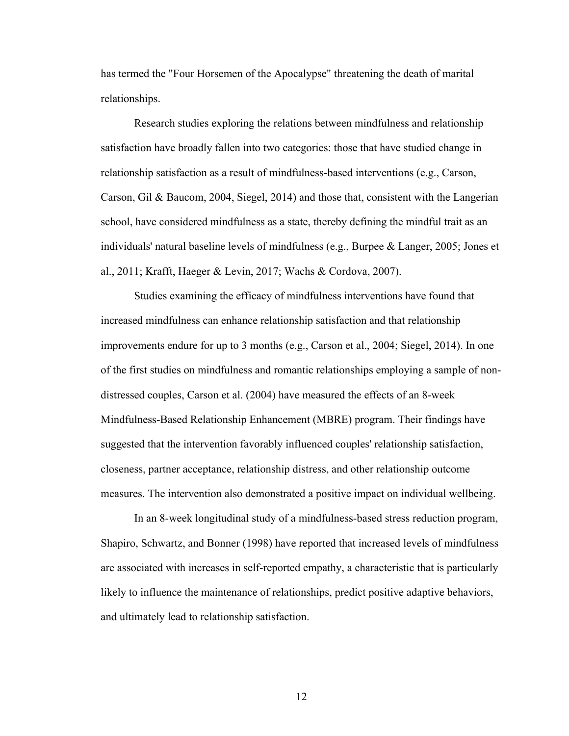has termed the "Four Horsemen of the Apocalypse" threatening the death of marital relationships.

Research studies exploring the relations between mindfulness and relationship satisfaction have broadly fallen into two categories: those that have studied change in relationship satisfaction as a result of mindfulness-based interventions (e.g., Carson, Carson, Gil & Baucom, 2004, Siegel, 2014) and those that, consistent with the Langerian school, have considered mindfulness as a state, thereby defining the mindful trait as an individuals' natural baseline levels of mindfulness (e.g., Burpee & Langer, 2005; Jones et al., 2011; Krafft, Haeger & Levin, 2017; Wachs & Cordova, 2007).

Studies examining the efficacy of mindfulness interventions have found that increased mindfulness can enhance relationship satisfaction and that relationship improvements endure for up to 3 months (e.g., Carson et al., 2004; Siegel, 2014). In one of the first studies on mindfulness and romantic relationships employing a sample of non-distressed couples, Carson et al. (2004) have measured the effects of an 8-week Mindfulness-Based Relationship Enhancement (MBRE) program. Their findings have suggested that the intervention favorably influenced couples' relationship satisfaction, closeness, partner acceptance, relationship distress, and other relationship outcome measures. The intervention also demonstrated a positive impact on individual wellbeing.

In an 8-week longitudinal study of a mindfulness-based stress reduction program, Shapiro, Schwartz, and Bonner (1998) have reported that increased levels of mindfulness are associated with increases in self-reported empathy, a characteristic that is particularly likely to influence the maintenance of relationships, predict positive adaptive behaviors, and ultimately lead to relationship satisfaction.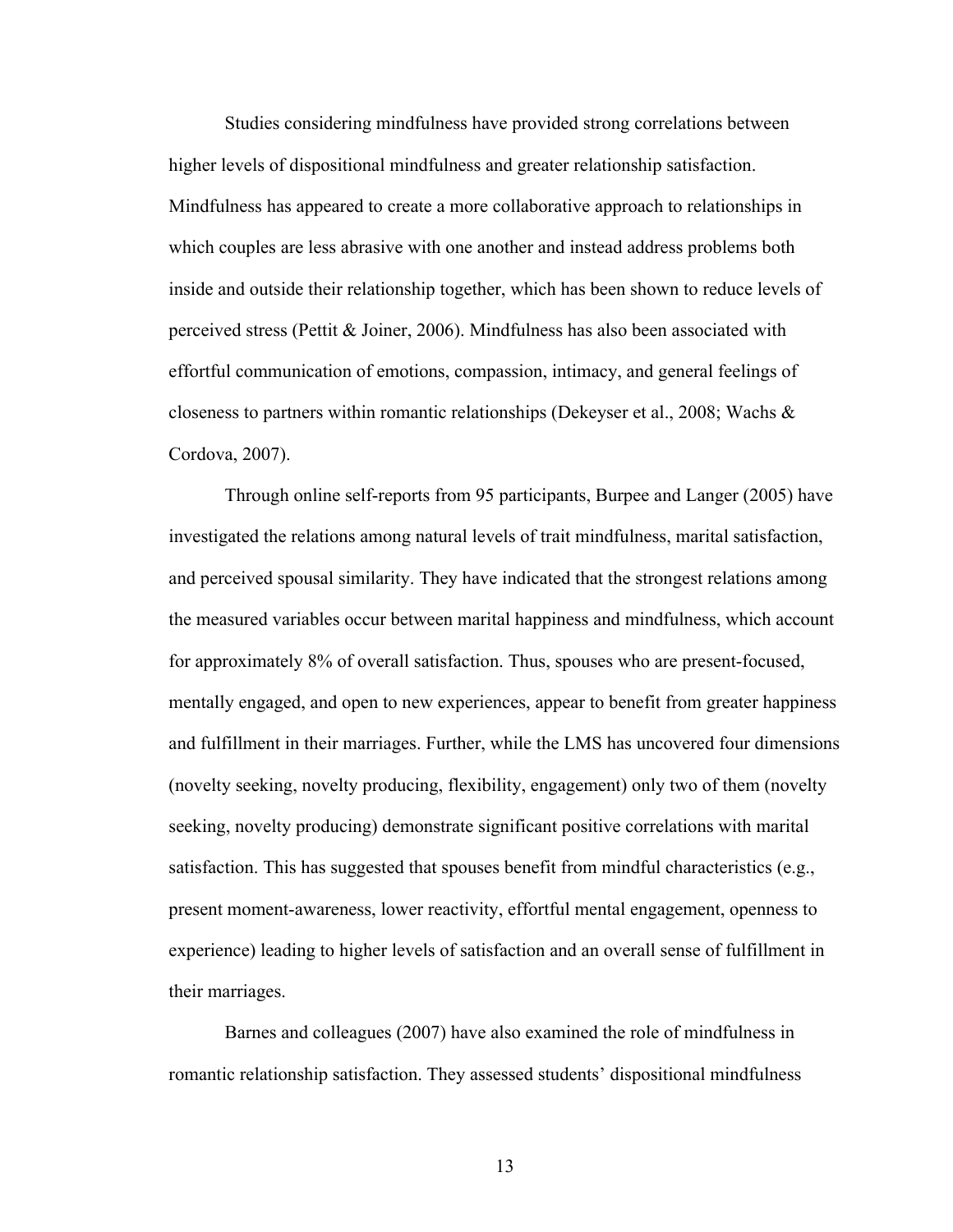Studies considering mindfulness have provided strong correlations between higher levels of dispositional mindfulness and greater relationship satisfaction. Mindfulness has appeared to create a more collaborative approach to relationships in which couples are less abrasive with one another and instead address problems both inside and outside their relationship together, which has been shown to reduce levels of perceived stress (Pettit & Joiner, 2006). Mindfulness has also been associated with effortful communication of emotions, compassion, intimacy, and general feelings of closeness to partners within romantic relationships (Dekeyser et al., 2008; Wachs & Cordova, 2007).

Through online self-reports from 95 participants, Burpee and Langer (2005) have investigated the relations among natural levels of trait mindfulness, marital satisfaction, and perceived spousal similarity. They have indicated that the strongest relations among the measured variables occur between marital happiness and mindfulness, which account for approximately 8% of overall satisfaction. Thus, spouses who are present-focused, mentally engaged, and open to new experiences, appear to benefit from greater happiness and fulfillment in their marriages. Further, while the LMS has uncovered four dimensions (novelty seeking, novelty producing, flexibility, engagement) only two of them (novelty seeking, novelty producing) demonstrate significant positive correlations with marital satisfaction. This has suggested that spouses benefit from mindful characteristics (e.g., present moment-awareness, lower reactivity, effortful mental engagement, openness to experience) leading to higher levels of satisfaction and an overall sense of fulfillment in their marriages.

Barnes and colleagues (2007) have also examined the role of mindfulness in romantic relationship satisfaction. They assessed students' dispositional mindfulness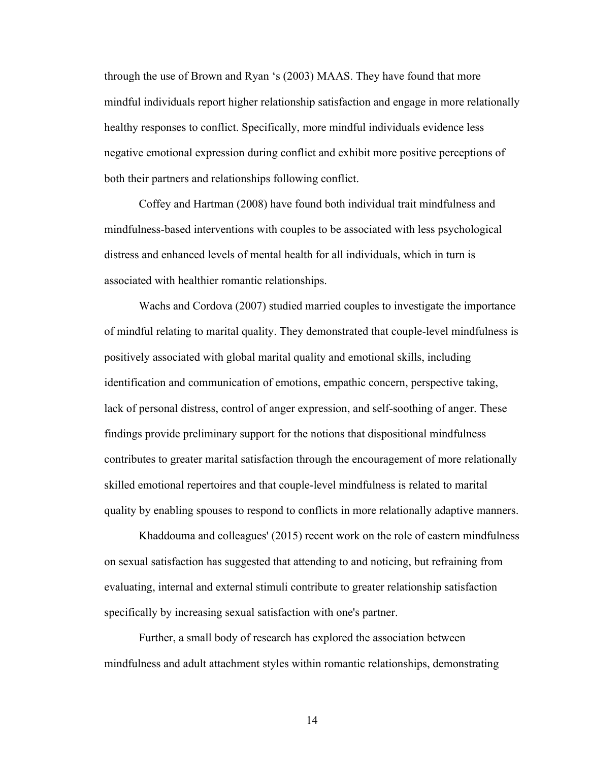through the use of Brown and Ryan ‘s (2003) MAAS. They have found that more mindful individuals report higher relationship satisfaction and engage in more relationally healthy responses to conflict. Specifically, more mindful individuals evidence less negative emotional expression during conflict and exhibit more positive perceptions of both their partners and relationships following conflict.

Coffey and Hartman (2008) have found both individual trait mindfulness and mindfulness-based interventions with couples to be associated with less psychological distress and enhanced levels of mental health for all individuals, which in turn is associated with healthier romantic relationships.

Wachs and Cordova (2007) studied married couples to investigate the importance of mindful relating to marital quality. They demonstrated that couple-level mindfulness is positively associated with global marital quality and emotional skills, including identification and communication of emotions, empathic concern, perspective taking, lack of personal distress, control of anger expression, and self-soothing of anger. These findings provide preliminary support for the notions that dispositional mindfulness contributes to greater marital satisfaction through the encouragement of more relationally skilled emotional repertoires and that couple-level mindfulness is related to marital quality by enabling spouses to respond to conflicts in more relationally adaptive manners.

Khaddouma and colleagues' (2015) recent work on the role of eastern mindfulness on sexual satisfaction has suggested that attending to and noticing, but refraining from evaluating, internal and external stimuli contribute to greater relationship satisfaction specifically by increasing sexual satisfaction with one's partner.

Further, a small body of research has explored the association between mindfulness and adult attachment styles within romantic relationships, demonstrating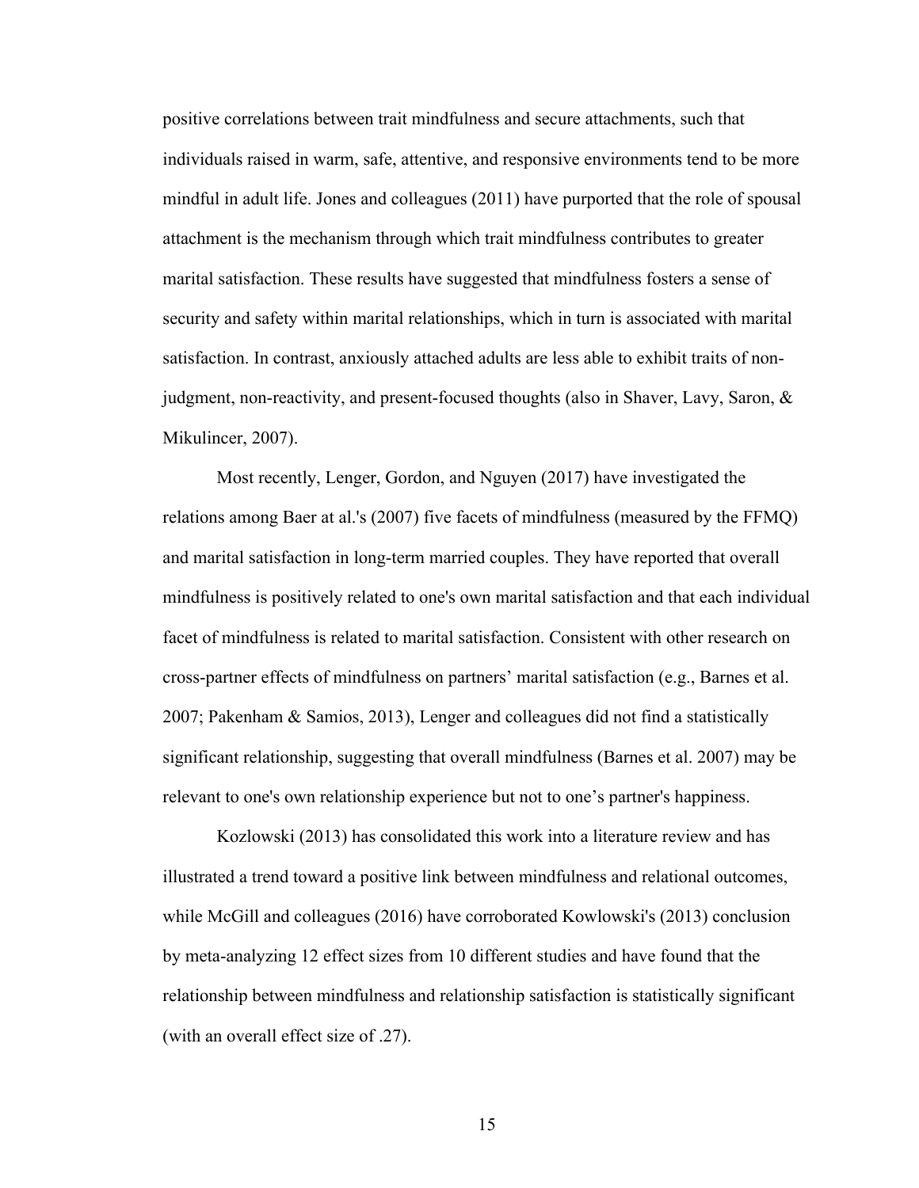positive correlations between trait mindfulness and secure attachments, such that individuals raised in warm, safe, attentive, and responsive environments tend to be more mindful in adult life. Jones and colleagues (2011) have purported that the role of spousal attachment is the mechanism through which trait mindfulness contributes to greater marital satisfaction. These results have suggested that mindfulness fosters a sense of security and safety within marital relationships, which in turn is associated with marital satisfaction. In contrast, anxiously attached adults are less able to exhibit traits of non-judgment, non-reactivity, and present-focused thoughts (also in Shaver, Lavy, Saron, & Mikulincer, 2007).

Most recently, Lenger, Gordon, and Nguyen (2017) have investigated the relations among Baer at al.'s (2007) five facets of mindfulness (measured by the FFMQ) and marital satisfaction in long-term married couples. They have reported that overall mindfulness is positively related to one's own marital satisfaction and that each individual facet of mindfulness is related to marital satisfaction. Consistent with other research on cross-partner effects of mindfulness on partners' marital satisfaction (e.g., Barnes et al. 2007; Pakenham & Samios, 2013), Lenger and colleagues did not find a statistically significant relationship, suggesting that overall mindfulness (Barnes et al. 2007) may be relevant to one's own relationship experience but not to one's partner's happiness.

Kozlowski (2013) has consolidated this work into a literature review and has illustrated a trend toward a positive link between mindfulness and relational outcomes, while McGill and colleagues (2016) have corroborated Kowlowski's (2013) conclusion by meta-analyzing 12 effect sizes from 10 different studies and have found that the relationship between mindfulness and relationship satisfaction is statistically significant (with an overall effect size of .27).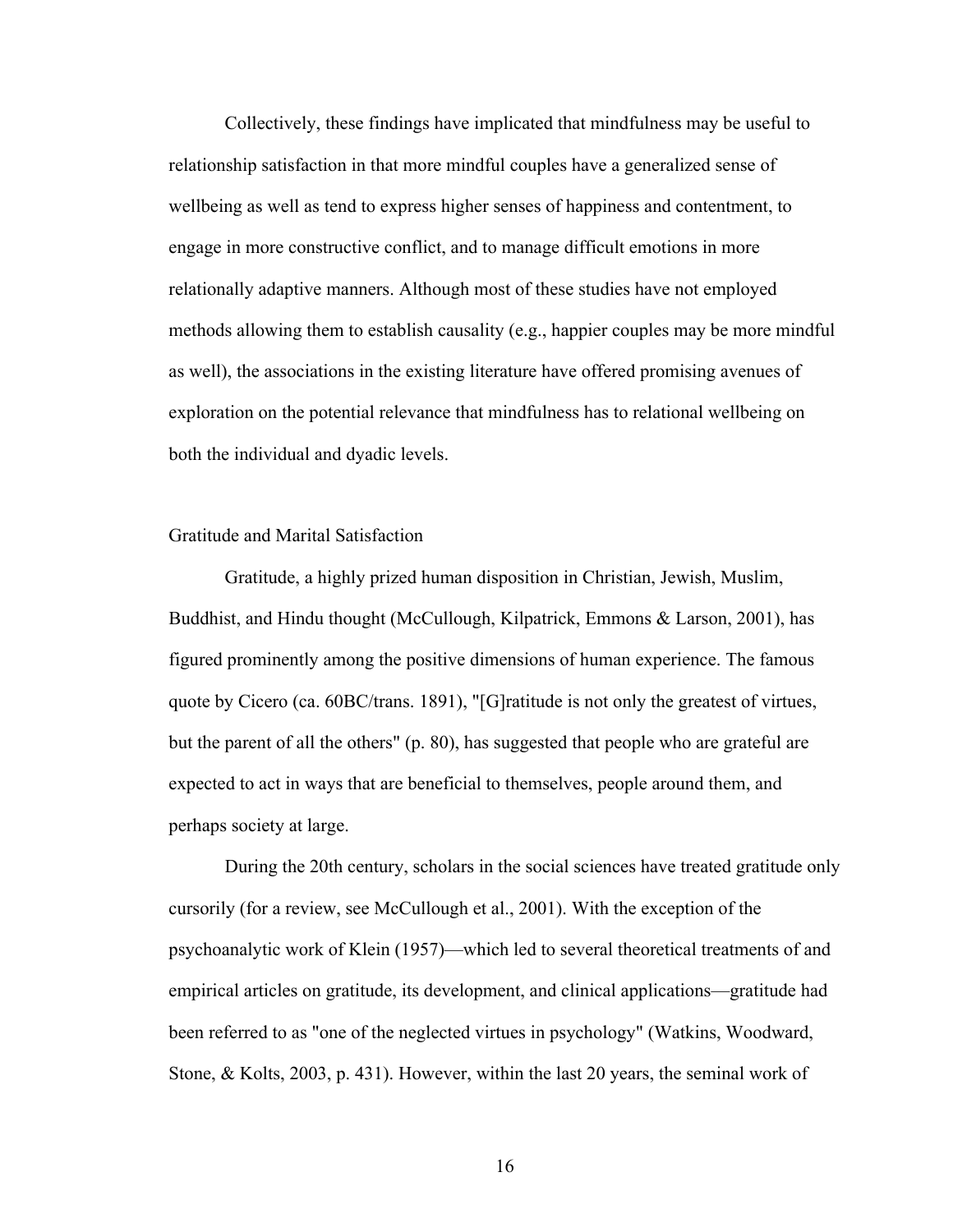Collectively, these findings have implicated that mindfulness may be useful to relationship satisfaction in that more mindful couples have a generalized sense of wellbeing as well as tend to express higher senses of happiness and contentment, to engage in more constructive conflict, and to manage difficult emotions in more relationally adaptive manners. Although most of these studies have not employed methods allowing them to establish causality (e.g., happier couples may be more mindful as well), the associations in the existing literature have offered promising avenues of exploration on the potential relevance that mindfulness has to relational wellbeing on both the individual and dyadic levels.

## Gratitude and Marital Satisfaction

Gratitude, a highly prized human disposition in Christian, Jewish, Muslim, Buddhist, and Hindu thought (McCullough, Kilpatrick, Emmons & Larson, 2001), has figured prominently among the positive dimensions of human experience. The famous quote by Cicero (ca. 60BC/trans. 1891), "[G]ratitude is not only the greatest of virtues, but the parent of all the others" (p. 80), has suggested that people who are grateful are expected to act in ways that are beneficial to themselves, people around them, and perhaps society at large.

During the 20th century, scholars in the social sciences have treated gratitude only cursorily (for a review, see McCullough et al., 2001). With the exception of the psychoanalytic work of Klein (1957)—which led to several theoretical treatments of and empirical articles on gratitude, its development, and clinical applications—gratitude had been referred to as "one of the neglected virtues in psychology" (Watkins, Woodward, Stone, & Kolts, 2003, p. 431). However, within the last 20 years, the seminal work of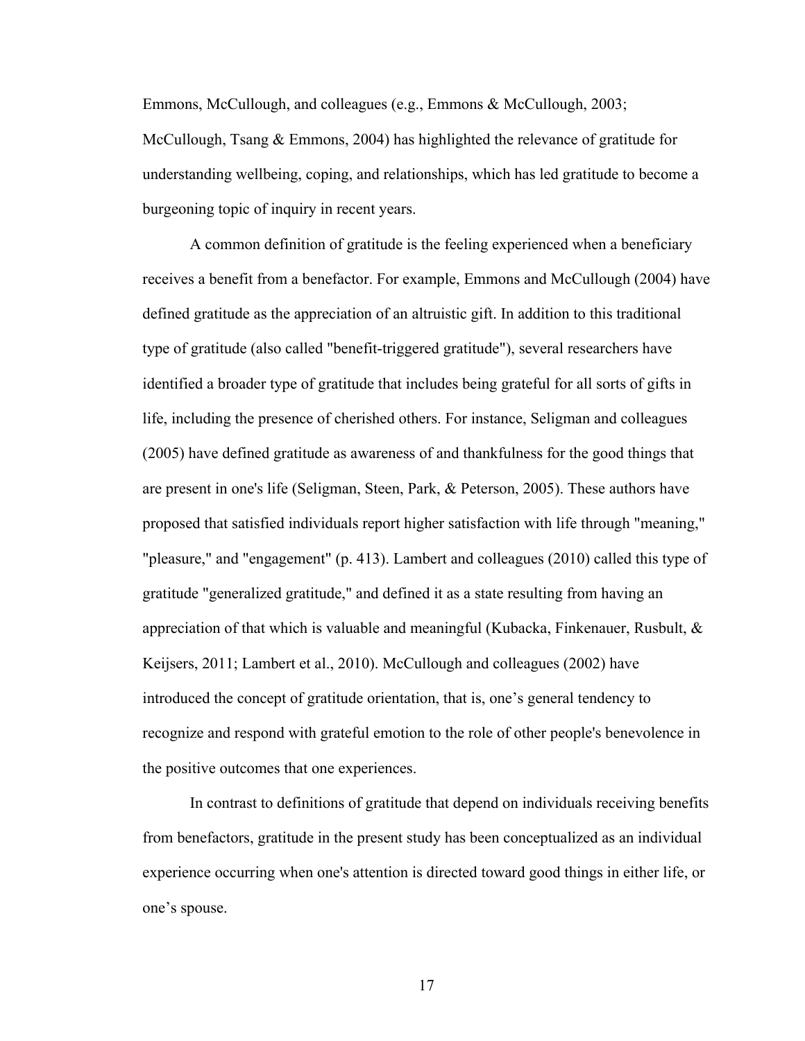Emmons, McCullough, and colleagues (e.g., Emmons & McCullough, 2003; McCullough, Tsang & Emmons, 2004) has highlighted the relevance of gratitude for understanding wellbeing, coping, and relationships, which has led gratitude to become a burgeoning topic of inquiry in recent years.

A common definition of gratitude is the feeling experienced when a beneficiary receives a benefit from a benefactor. For example, Emmons and McCullough (2004) have defined gratitude as the appreciation of an altruistic gift. In addition to this traditional type of gratitude (also called "benefit-triggered gratitude"), several researchers have identified a broader type of gratitude that includes being grateful for all sorts of gifts in life, including the presence of cherished others. For instance, Seligman and colleagues (2005) have defined gratitude as awareness of and thankfulness for the good things that are present in one's life (Seligman, Steen, Park, & Peterson, 2005). These authors have proposed that satisfied individuals report higher satisfaction with life through "meaning," "pleasure," and "engagement" (p. 413). Lambert and colleagues (2010) called this type of gratitude "generalized gratitude," and defined it as a state resulting from having an appreciation of that which is valuable and meaningful (Kubacka, Finkenauer, Rusbult, & Keijsers, 2011; Lambert et al., 2010). McCullough and colleagues (2002) have introduced the concept of gratitude orientation, that is, one's general tendency to recognize and respond with grateful emotion to the role of other people's benevolence in the positive outcomes that one experiences.

In contrast to definitions of gratitude that depend on individuals receiving benefits from benefactors, gratitude in the present study has been conceptualized as an individual experience occurring when one's attention is directed toward good things in either life, or one's spouse.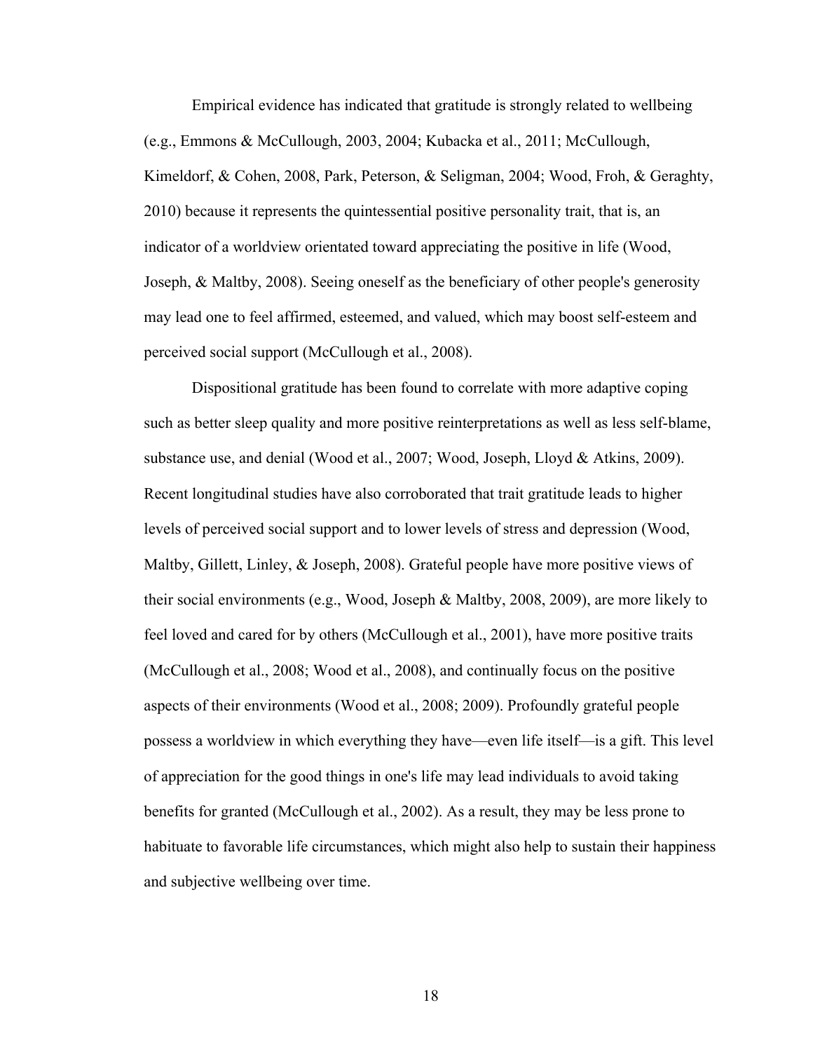Empirical evidence has indicated that gratitude is strongly related to wellbeing (e.g., Emmons & McCullough, 2003, 2004; Kubacka et al., 2011; McCullough, Kimeldorf, & Cohen, 2008, Park, Peterson, & Seligman, 2004; Wood, Froh, & Geraghty, 2010) because it represents the quintessential positive personality trait, that is, an indicator of a worldview orientated toward appreciating the positive in life (Wood, Joseph, & Maltby, 2008). Seeing oneself as the beneficiary of other people's generosity may lead one to feel affirmed, esteemed, and valued, which may boost self-esteem and perceived social support (McCullough et al., 2008).

Dispositional gratitude has been found to correlate with more adaptive coping such as better sleep quality and more positive reinterpretations as well as less self-blame, substance use, and denial (Wood et al., 2007; Wood, Joseph, Lloyd & Atkins, 2009). Recent longitudinal studies have also corroborated that trait gratitude leads to higher levels of perceived social support and to lower levels of stress and depression (Wood, Maltby, Gillett, Linley, & Joseph, 2008). Grateful people have more positive views of their social environments (e.g., Wood, Joseph & Maltby, 2008, 2009), are more likely to feel loved and cared for by others (McCullough et al., 2001), have more positive traits (McCullough et al., 2008; Wood et al., 2008), and continually focus on the positive aspects of their environments (Wood et al., 2008; 2009). Profoundly grateful people possess a worldview in which everything they have—even life itself—is a gift. This level of appreciation for the good things in one's life may lead individuals to avoid taking benefits for granted (McCullough et al., 2002). As a result, they may be less prone to habituate to favorable life circumstances, which might also help to sustain their happiness and subjective wellbeing over time.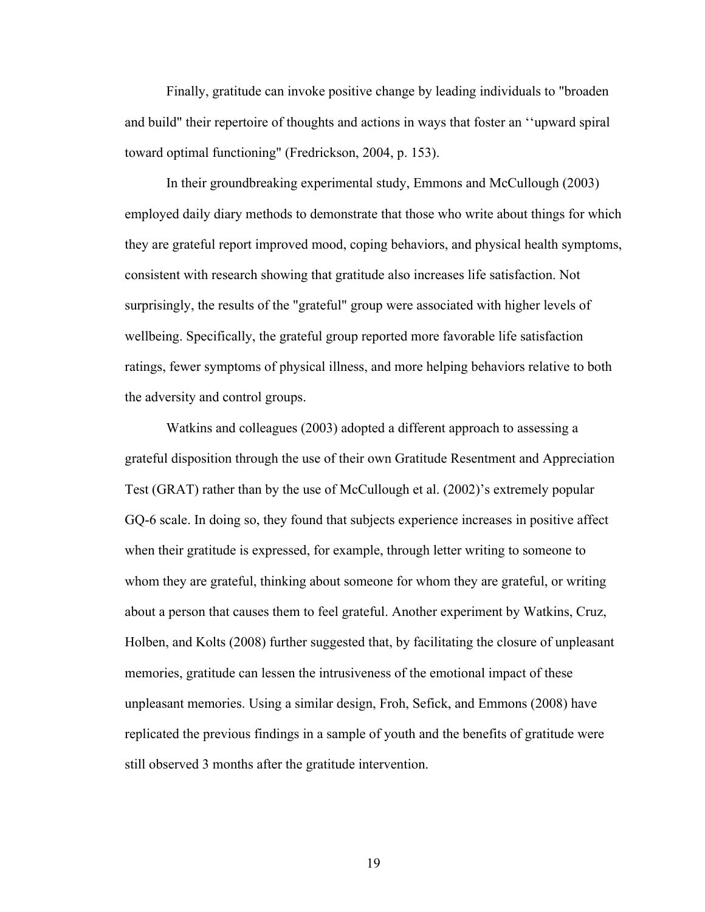Finally, gratitude can invoke positive change by leading individuals to "broaden and build" their repertoire of thoughts and actions in ways that foster an ‘‘upward spiral toward optimal functioning" (Fredrickson, 2004, p. 153).

In their groundbreaking experimental study, Emmons and McCullough (2003) employed daily diary methods to demonstrate that those who write about things for which they are grateful report improved mood, coping behaviors, and physical health symptoms, consistent with research showing that gratitude also increases life satisfaction. Not surprisingly, the results of the "grateful" group were associated with higher levels of wellbeing. Specifically, the grateful group reported more favorable life satisfaction ratings, fewer symptoms of physical illness, and more helping behaviors relative to both the adversity and control groups.

Watkins and colleagues (2003) adopted a different approach to assessing a grateful disposition through the use of their own Gratitude Resentment and Appreciation Test (GRAT) rather than by the use of McCullough et al. (2002)’s extremely popular GQ-6 scale. In doing so, they found that subjects experience increases in positive affect when their gratitude is expressed, for example, through letter writing to someone to whom they are grateful, thinking about someone for whom they are grateful, or writing about a person that causes them to feel grateful. Another experiment by Watkins, Cruz, Holben, and Kolts (2008) further suggested that, by facilitating the closure of unpleasant memories, gratitude can lessen the intrusiveness of the emotional impact of these unpleasant memories. Using a similar design, Froh, Sefick, and Emmons (2008) have replicated the previous findings in a sample of youth and the benefits of gratitude were still observed 3 months after the gratitude intervention.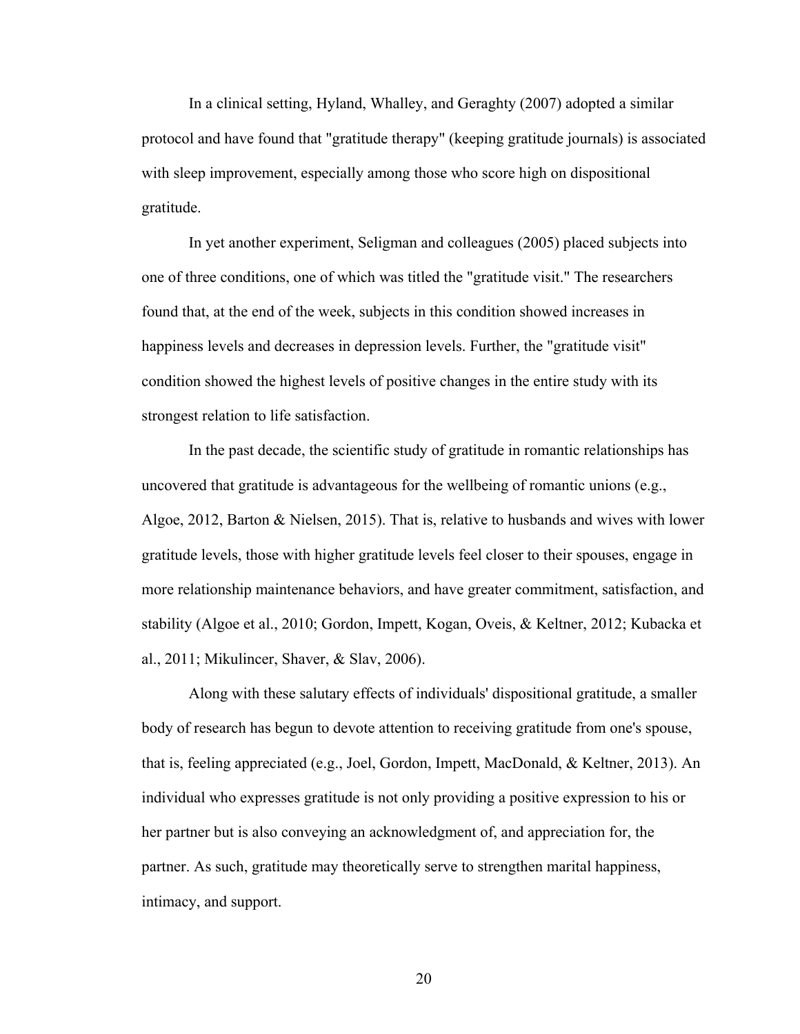In a clinical setting, Hyland, Whalley, and Geraghty (2007) adopted a similar protocol and have found that "gratitude therapy" (keeping gratitude journals) is associated with sleep improvement, especially among those who score high on dispositional gratitude.

In yet another experiment, Seligman and colleagues (2005) placed subjects into one of three conditions, one of which was titled the "gratitude visit." The researchers found that, at the end of the week, subjects in this condition showed increases in happiness levels and decreases in depression levels. Further, the "gratitude visit" condition showed the highest levels of positive changes in the entire study with its strongest relation to life satisfaction.

In the past decade, the scientific study of gratitude in romantic relationships has uncovered that gratitude is advantageous for the wellbeing of romantic unions (e.g., Algoe, 2012, Barton & Nielsen, 2015). That is, relative to husbands and wives with lower gratitude levels, those with higher gratitude levels feel closer to their spouses, engage in more relationship maintenance behaviors, and have greater commitment, satisfaction, and stability (Algoe et al., 2010; Gordon, Impett, Kogan, Oveis, & Keltner, 2012; Kubacka et al., 2011; Mikulincer, Shaver, & Slav, 2006).

Along with these salutary effects of individuals' dispositional gratitude, a smaller body of research has begun to devote attention to receiving gratitude from one's spouse, that is, feeling appreciated (e.g., Joel, Gordon, Impett, MacDonald, & Keltner, 2013). An individual who expresses gratitude is not only providing a positive expression to his or her partner but is also conveying an acknowledgment of, and appreciation for, the partner. As such, gratitude may theoretically serve to strengthen marital happiness, intimacy, and support.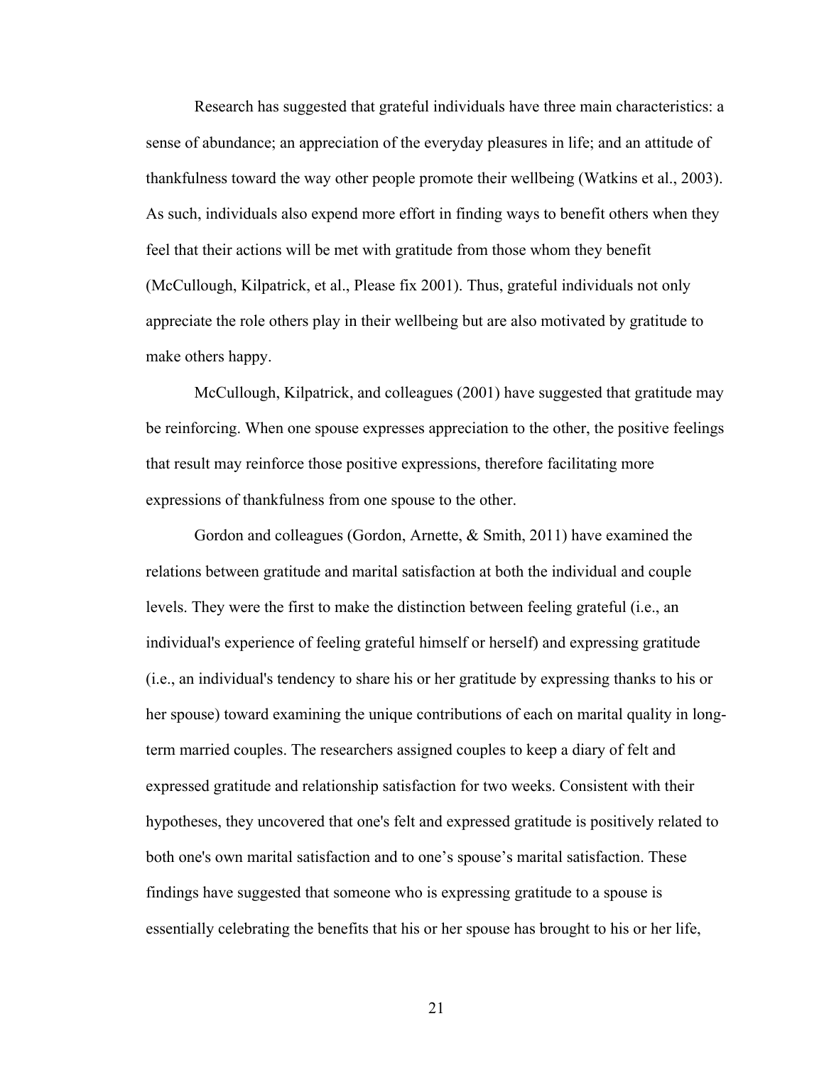Research has suggested that grateful individuals have three main characteristics: a sense of abundance; an appreciation of the everyday pleasures in life; and an attitude of thankfulness toward the way other people promote their wellbeing (Watkins et al., 2003). As such, individuals also expend more effort in finding ways to benefit others when they feel that their actions will be met with gratitude from those whom they benefit (McCullough, Kilpatrick, et al., Please fix 2001). Thus, grateful individuals not only appreciate the role others play in their wellbeing but are also motivated by gratitude to make others happy.

McCullough, Kilpatrick, and colleagues (2001) have suggested that gratitude may be reinforcing. When one spouse expresses appreciation to the other, the positive feelings that result may reinforce those positive expressions, therefore facilitating more expressions of thankfulness from one spouse to the other.

Gordon and colleagues (Gordon, Arnette, & Smith, 2011) have examined the relations between gratitude and marital satisfaction at both the individual and couple levels. They were the first to make the distinction between feeling grateful (i.e., an individual's experience of feeling grateful himself or herself) and expressing gratitude (i.e., an individual's tendency to share his or her gratitude by expressing thanks to his or her spouse) toward examining the unique contributions of each on marital quality in long-term married couples. The researchers assigned couples to keep a diary of felt and expressed gratitude and relationship satisfaction for two weeks. Consistent with their hypotheses, they uncovered that one's felt and expressed gratitude is positively related to both one's own marital satisfaction and to one's spouse's marital satisfaction. These findings have suggested that someone who is expressing gratitude to a spouse is essentially celebrating the benefits that his or her spouse has brought to his or her life,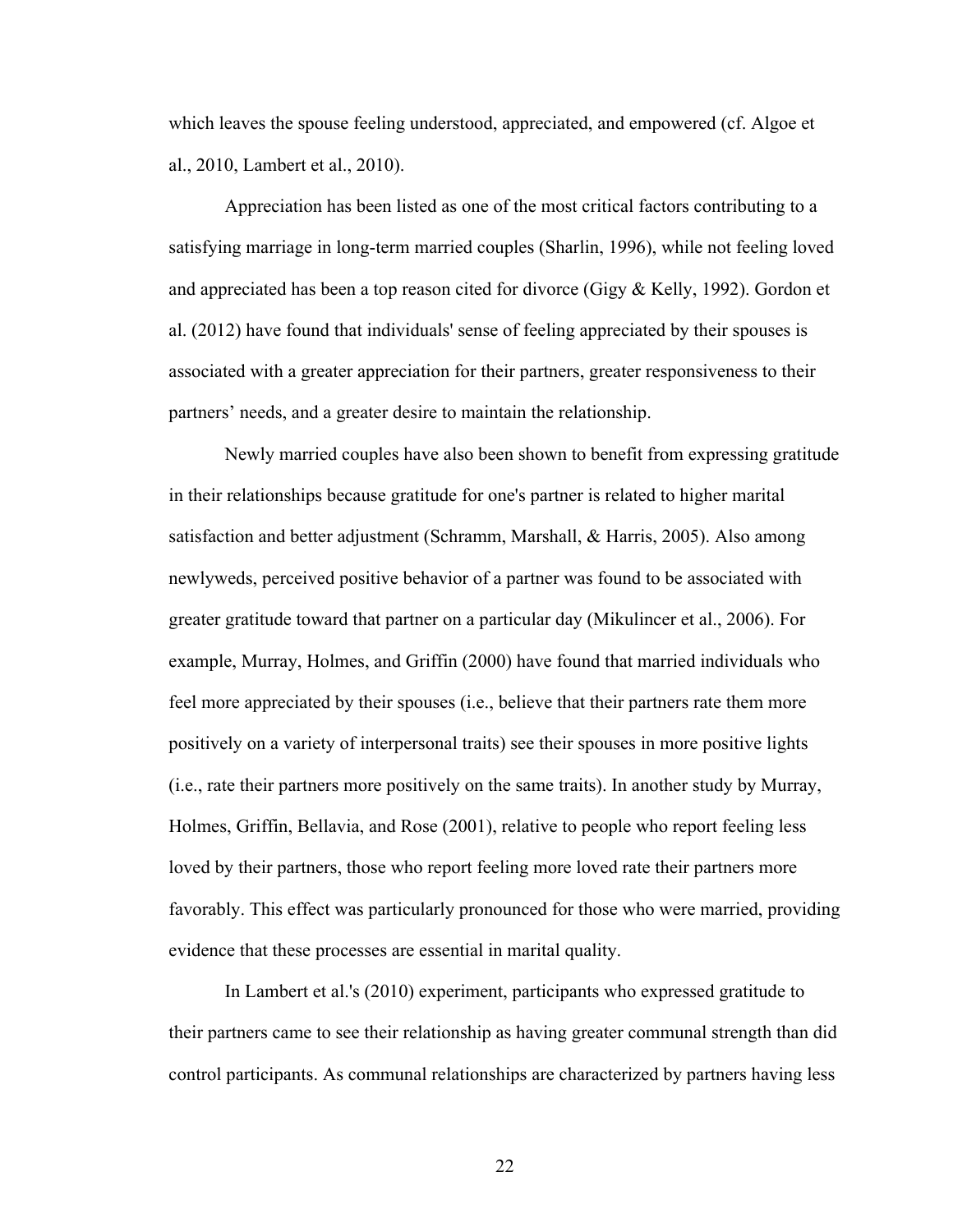which leaves the spouse feeling understood, appreciated, and empowered (cf. Algoe et al., 2010, Lambert et al., 2010).

Appreciation has been listed as one of the most critical factors contributing to a satisfying marriage in long-term married couples (Sharlin, 1996), while not feeling loved and appreciated has been a top reason cited for divorce (Gigy & Kelly, 1992). Gordon et al. (2012) have found that individuals' sense of feeling appreciated by their spouses is associated with a greater appreciation for their partners, greater responsiveness to their partners' needs, and a greater desire to maintain the relationship.

Newly married couples have also been shown to benefit from expressing gratitude in their relationships because gratitude for one's partner is related to higher marital satisfaction and better adjustment (Schramm, Marshall, & Harris, 2005). Also among newlyweds, perceived positive behavior of a partner was found to be associated with greater gratitude toward that partner on a particular day (Mikulincer et al., 2006). For example, Murray, Holmes, and Griffin (2000) have found that married individuals who feel more appreciated by their spouses (i.e., believe that their partners rate them more positively on a variety of interpersonal traits) see their spouses in more positive lights (i.e., rate their partners more positively on the same traits). In another study by Murray, Holmes, Griffin, Bellavia, and Rose (2001), relative to people who report feeling less loved by their partners, those who report feeling more loved rate their partners more favorably. This effect was particularly pronounced for those who were married, providing evidence that these processes are essential in marital quality.

In Lambert et al.'s (2010) experiment, participants who expressed gratitude to their partners came to see their relationship as having greater communal strength than did control participants. As communal relationships are characterized by partners having less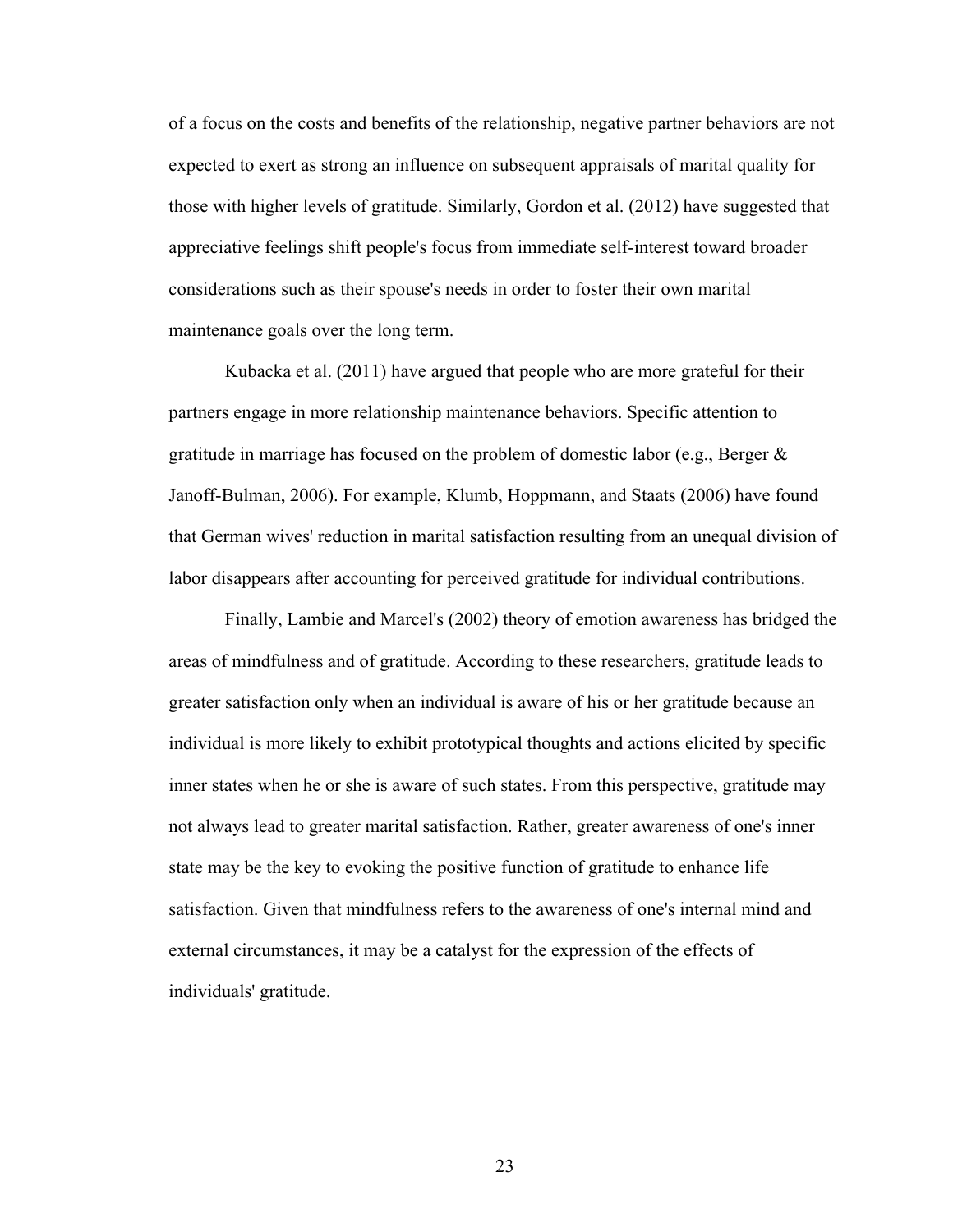of a focus on the costs and benefits of the relationship, negative partner behaviors are not expected to exert as strong an influence on subsequent appraisals of marital quality for those with higher levels of gratitude. Similarly, Gordon et al. (2012) have suggested that appreciative feelings shift people's focus from immediate self-interest toward broader considerations such as their spouse's needs in order to foster their own marital maintenance goals over the long term.

Kubacka et al. (2011) have argued that people who are more grateful for their partners engage in more relationship maintenance behaviors. Specific attention to gratitude in marriage has focused on the problem of domestic labor (e.g., Berger & Janoff-Bulman, 2006). For example, Klumb, Hoppmann, and Staats (2006) have found that German wives' reduction in marital satisfaction resulting from an unequal division of labor disappears after accounting for perceived gratitude for individual contributions.

Finally, Lambie and Marcel's (2002) theory of emotion awareness has bridged the areas of mindfulness and of gratitude. According to these researchers, gratitude leads to greater satisfaction only when an individual is aware of his or her gratitude because an individual is more likely to exhibit prototypical thoughts and actions elicited by specific inner states when he or she is aware of such states. From this perspective, gratitude may not always lead to greater marital satisfaction. Rather, greater awareness of one's inner state may be the key to evoking the positive function of gratitude to enhance life satisfaction. Given that mindfulness refers to the awareness of one's internal mind and external circumstances, it may be a catalyst for the expression of the effects of individuals' gratitude.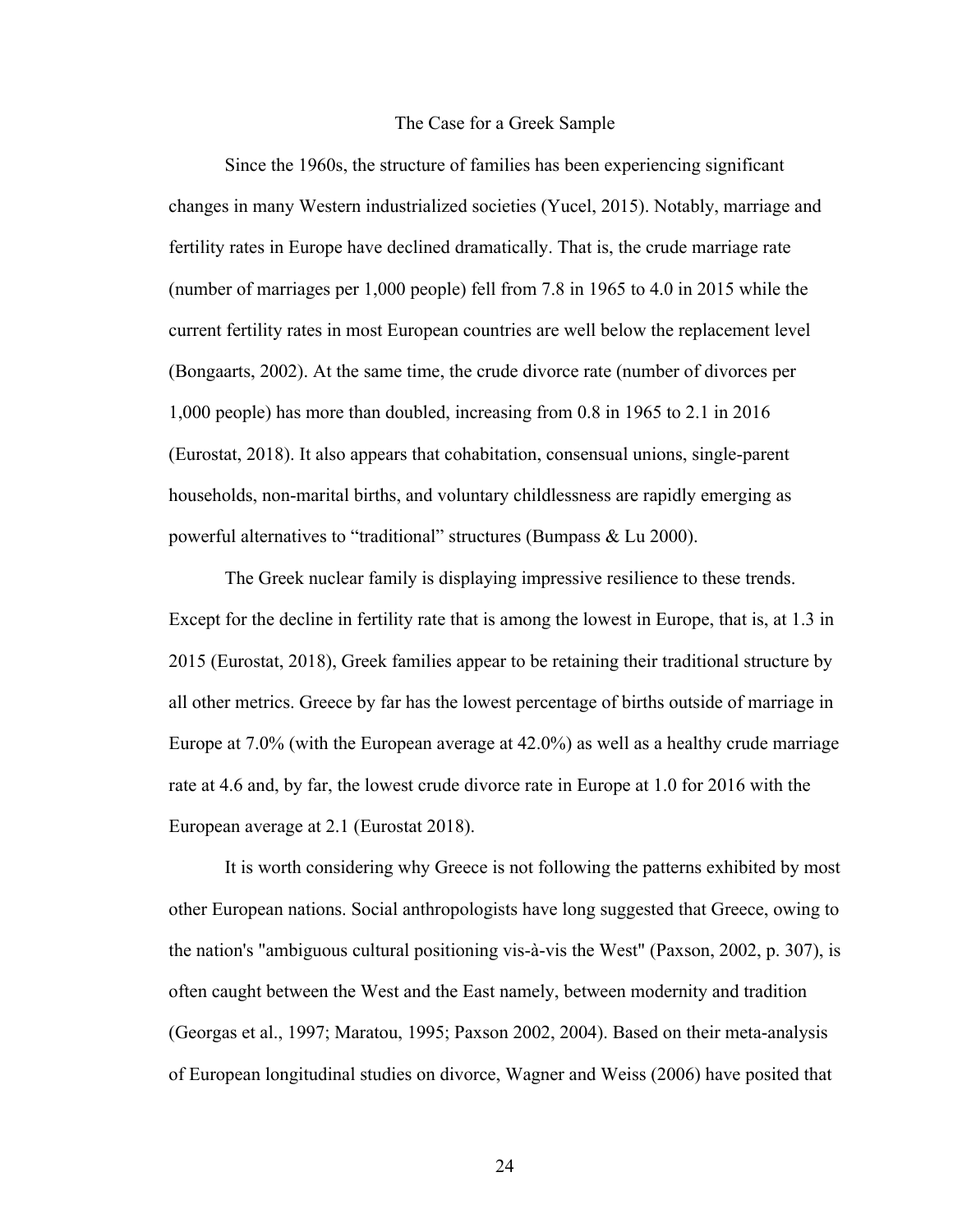## The Case for a Greek Sample

Since the 1960s, the structure of families has been experiencing significant changes in many Western industrialized societies (Yucel, 2015). Notably, marriage and fertility rates in Europe have declined dramatically. That is, the crude marriage rate (number of marriages per 1,000 people) fell from 7.8 in 1965 to 4.0 in 2015 while the current fertility rates in most European countries are well below the replacement level (Bongaarts, 2002). At the same time, the crude divorce rate (number of divorces per 1,000 people) has more than doubled, increasing from 0.8 in 1965 to 2.1 in 2016 (Eurostat, 2018). It also appears that cohabitation, consensual unions, single-parent households, non-marital births, and voluntary childlessness are rapidly emerging as powerful alternatives to "traditional" structures (Bumpass & Lu 2000).

The Greek nuclear family is displaying impressive resilience to these trends. Except for the decline in fertility rate that is among the lowest in Europe, that is, at 1.3 in 2015 (Eurostat, 2018), Greek families appear to be retaining their traditional structure by all other metrics. Greece by far has the lowest percentage of births outside of marriage in Europe at 7.0% (with the European average at 42.0%) as well as a healthy crude marriage rate at 4.6 and, by far, the lowest crude divorce rate in Europe at 1.0 for 2016 with the European average at 2.1 (Eurostat 2018).

It is worth considering why Greece is not following the patterns exhibited by most other European nations. Social anthropologists have long suggested that Greece, owing to the nation's "ambiguous cultural positioning vis-à-vis the West" (Paxson, 2002, p. 307), is often caught between the West and the East namely, between modernity and tradition (Georgas et al., 1997; Maratou, 1995; Paxson 2002, 2004). Based on their meta-analysis of European longitudinal studies on divorce, Wagner and Weiss (2006) have posited that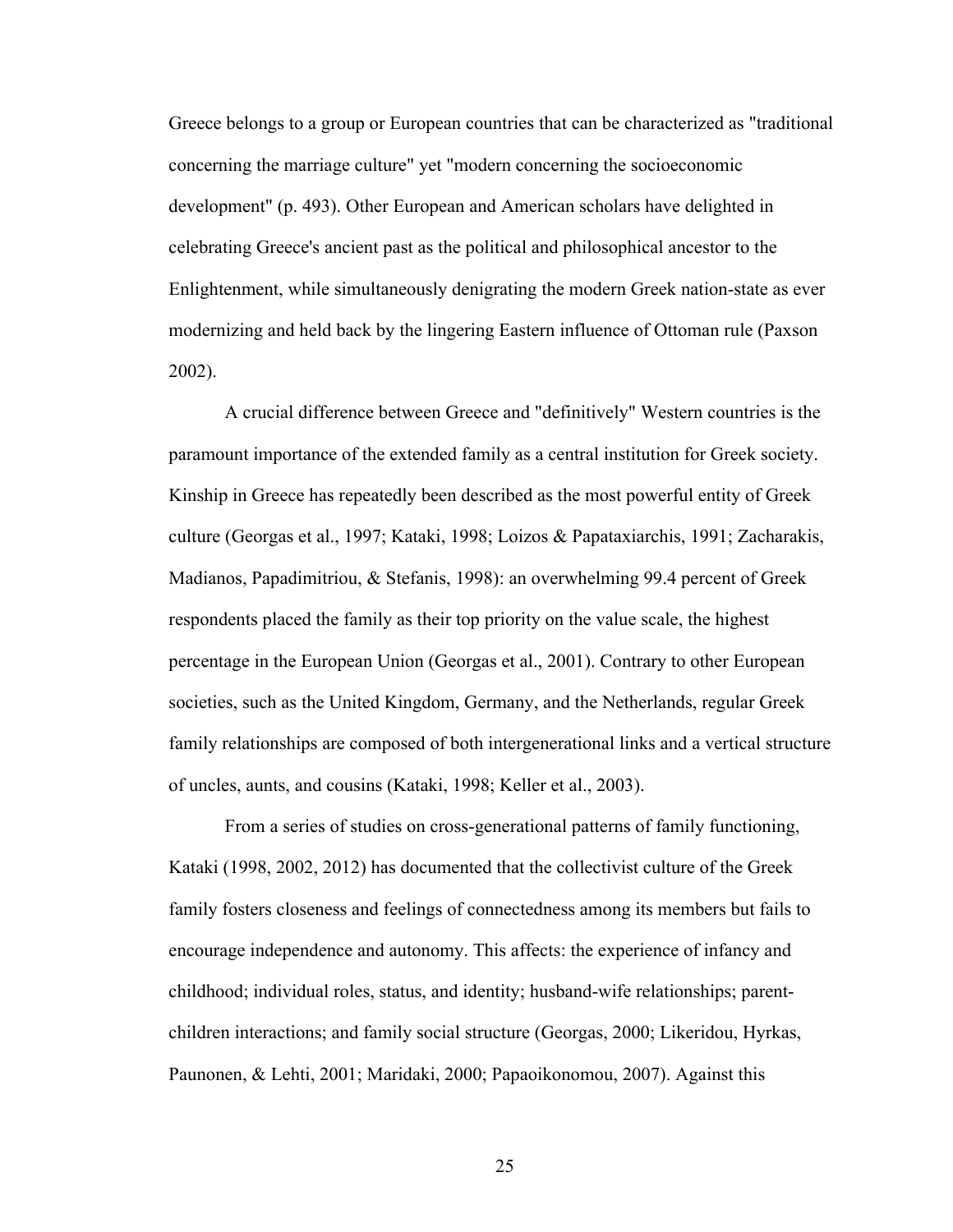Greece belongs to a group or European countries that can be characterized as "traditional concerning the marriage culture" yet "modern concerning the socioeconomic development" (p. 493). Other European and American scholars have delighted in celebrating Greece's ancient past as the political and philosophical ancestor to the Enlightenment, while simultaneously denigrating the modern Greek nation-state as ever modernizing and held back by the lingering Eastern influence of Ottoman rule (Paxson 2002).

A crucial difference between Greece and "definitively" Western countries is the paramount importance of the extended family as a central institution for Greek society. Kinship in Greece has repeatedly been described as the most powerful entity of Greek culture (Georgas et al., 1997; Kataki, 1998; Loizos & Papataxiarchis, 1991; Zacharakis, Madianos, Papadimitriou, & Stefanis, 1998): an overwhelming 99.4 percent of Greek respondents placed the family as their top priority on the value scale, the highest percentage in the European Union (Georgas et al., 2001). Contrary to other European societies, such as the United Kingdom, Germany, and the Netherlands, regular Greek family relationships are composed of both intergenerational links and a vertical structure of uncles, aunts, and cousins (Kataki, 1998; Keller et al., 2003).

From a series of studies on cross-generational patterns of family functioning, Kataki (1998, 2002, 2012) has documented that the collectivist culture of the Greek family fosters closeness and feelings of connectedness among its members but fails to encourage independence and autonomy. This affects: the experience of infancy and childhood; individual roles, status, and identity; husband-wife relationships; parent-children interactions; and family social structure (Georgas, 2000; Likeridou, Hyrkas, Paunonen, & Lehti, 2001; Maridaki, 2000; Papaoikonomou, 2007). Against this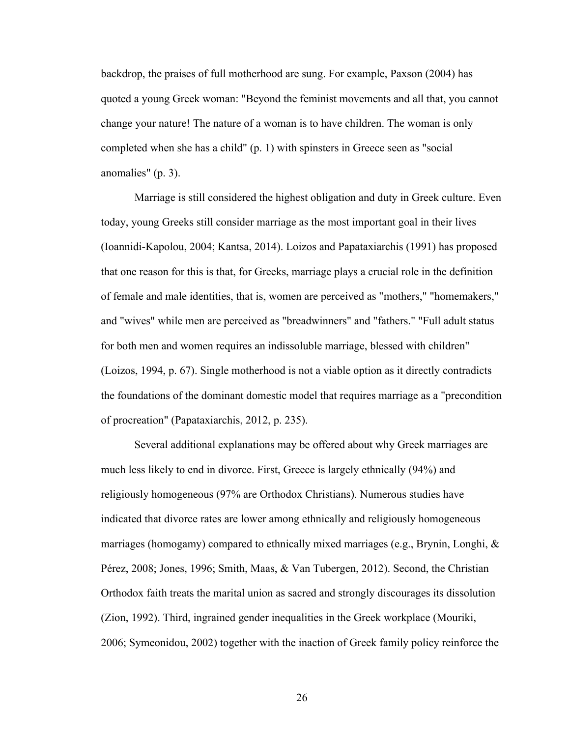backdrop, the praises of full motherhood are sung. For example, Paxson (2004) has quoted a young Greek woman: "Beyond the feminist movements and all that, you cannot change your nature! The nature of a woman is to have children. The woman is only completed when she has a child" (p. 1) with spinsters in Greece seen as "social anomalies" (p. 3).

Marriage is still considered the highest obligation and duty in Greek culture. Even today, young Greeks still consider marriage as the most important goal in their lives (Ioannidi-Kapolou, 2004; Kantsa, 2014). Loizos and Papataxiarchis (1991) has proposed that one reason for this is that, for Greeks, marriage plays a crucial role in the definition of female and male identities, that is, women are perceived as "mothers," "homemakers," and "wives" while men are perceived as "breadwinners" and "fathers." "Full adult status for both men and women requires an indissoluble marriage, blessed with children" (Loizos, 1994, p. 67). Single motherhood is not a viable option as it directly contradicts the foundations of the dominant domestic model that requires marriage as a "precondition of procreation" (Papataxiarchis, 2012, p. 235).

Several additional explanations may be offered about why Greek marriages are much less likely to end in divorce. First, Greece is largely ethnically (94%) and religiously homogeneous (97% are Orthodox Christians). Numerous studies have indicated that divorce rates are lower among ethnically and religiously homogeneous marriages (homogamy) compared to ethnically mixed marriages (e.g., Brynin, Longhi, & Pérez, 2008; Jones, 1996; Smith, Maas, & Van Tubergen, 2012). Second, the Christian Orthodox faith treats the marital union as sacred and strongly discourages its dissolution (Zion, 1992). Third, ingrained gender inequalities in the Greek workplace (Mouriki, 2006; Symeonidou, 2002) together with the inaction of Greek family policy reinforce the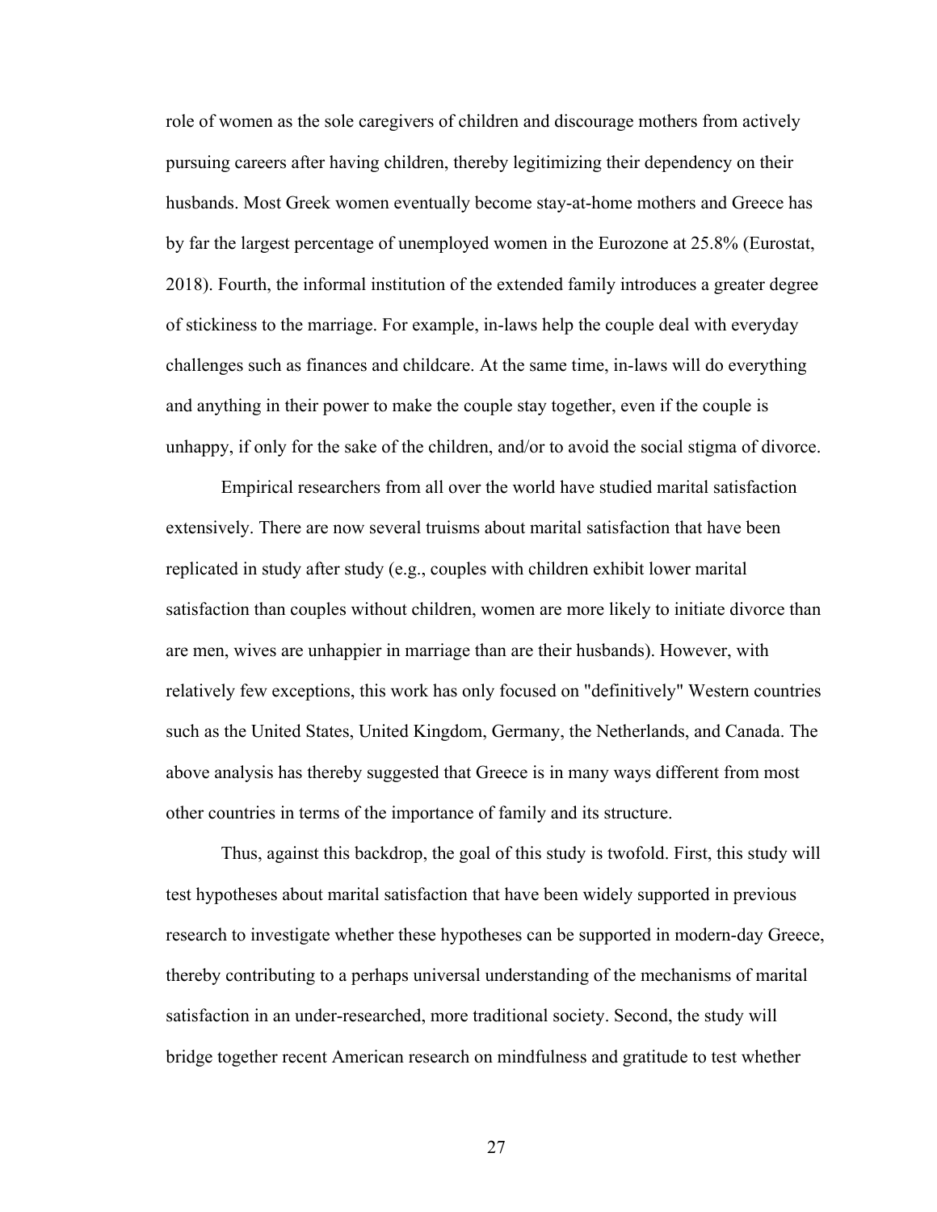role of women as the sole caregivers of children and discourage mothers from actively pursuing careers after having children, thereby legitimizing their dependency on their husbands. Most Greek women eventually become stay-at-home mothers and Greece has by far the largest percentage of unemployed women in the Eurozone at 25.8% (Eurostat, 2018). Fourth, the informal institution of the extended family introduces a greater degree of stickiness to the marriage. For example, in-laws help the couple deal with everyday challenges such as finances and childcare. At the same time, in-laws will do everything and anything in their power to make the couple stay together, even if the couple is unhappy, if only for the sake of the children, and/or to avoid the social stigma of divorce.

Empirical researchers from all over the world have studied marital satisfaction extensively. There are now several truisms about marital satisfaction that have been replicated in study after study (e.g., couples with children exhibit lower marital satisfaction than couples without children, women are more likely to initiate divorce than are men, wives are unhappier in marriage than are their husbands). However, with relatively few exceptions, this work has only focused on "definitively" Western countries such as the United States, United Kingdom, Germany, the Netherlands, and Canada. The above analysis has thereby suggested that Greece is in many ways different from most other countries in terms of the importance of family and its structure.

Thus, against this backdrop, the goal of this study is twofold. First, this study will test hypotheses about marital satisfaction that have been widely supported in previous research to investigate whether these hypotheses can be supported in modern-day Greece, thereby contributing to a perhaps universal understanding of the mechanisms of marital satisfaction in an under-researched, more traditional society. Second, the study will bridge together recent American research on mindfulness and gratitude to test whether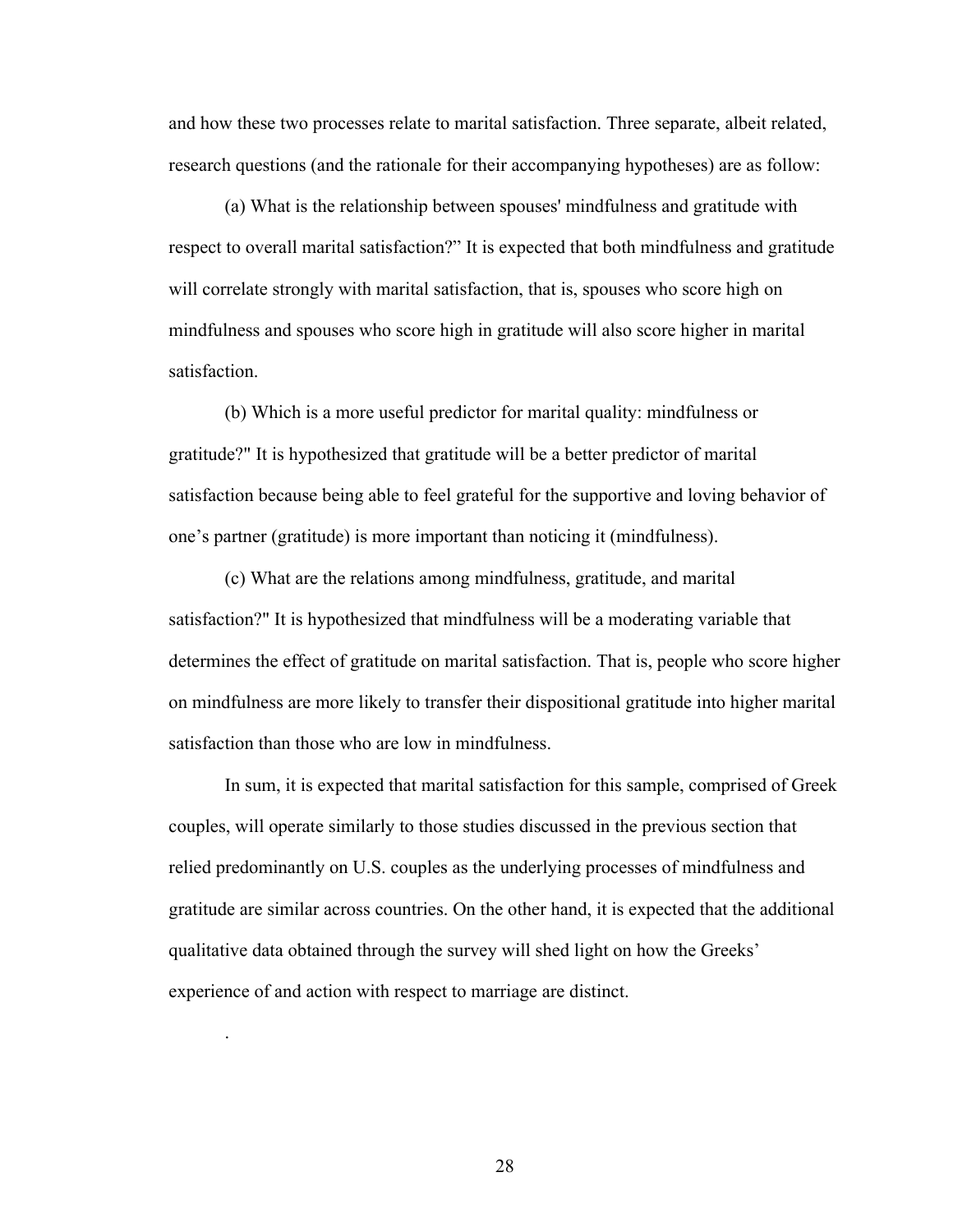and how these two processes relate to marital satisfaction. Three separate, albeit related, research questions (and the rationale for their accompanying hypotheses) are as follow:

(a) What is the relationship between spouses' mindfulness and gratitude with respect to overall marital satisfaction?" It is expected that both mindfulness and gratitude will correlate strongly with marital satisfaction, that is, spouses who score high on mindfulness and spouses who score high in gratitude will also score higher in marital satisfaction.

(b) Which is a more useful predictor for marital quality: mindfulness or gratitude?" It is hypothesized that gratitude will be a better predictor of marital satisfaction because being able to feel grateful for the supportive and loving behavior of one's partner (gratitude) is more important than noticing it (mindfulness).

(c) What are the relations among mindfulness, gratitude, and marital satisfaction?" It is hypothesized that mindfulness will be a moderating variable that determines the effect of gratitude on marital satisfaction. That is, people who score higher on mindfulness are more likely to transfer their dispositional gratitude into higher marital satisfaction than those who are low in mindfulness.

In sum, it is expected that marital satisfaction for this sample, comprised of Greek couples, will operate similarly to those studies discussed in the previous section that relied predominantly on U.S. couples as the underlying processes of mindfulness and gratitude are similar across countries. On the other hand, it is expected that the additional qualitative data obtained through the survey will shed light on how the Greeks' experience of and action with respect to marriage are distinct.

.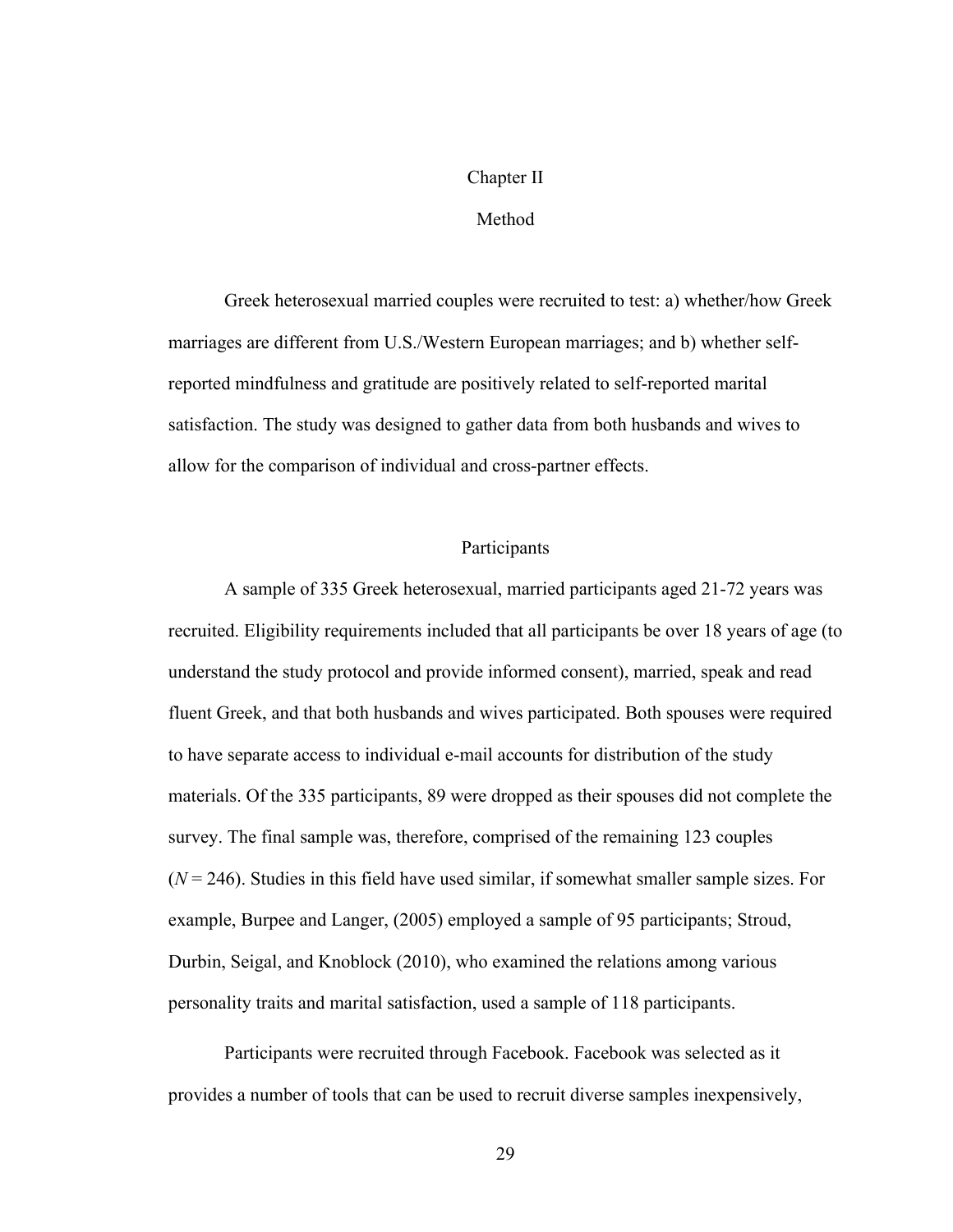# Chapter II

# Method

Greek heterosexual married couples were recruited to test: a) whether/how Greek marriages are different from U.S./Western European marriages; and b) whether self-reported mindfulness and gratitude are positively related to self-reported marital satisfaction. The study was designed to gather data from both husbands and wives to allow for the comparison of individual and cross-partner effects.

## Participants

A sample of 335 Greek heterosexual, married participants aged 21-72 years was recruited. Eligibility requirements included that all participants be over 18 years of age (to understand the study protocol and provide informed consent), married, speak and read fluent Greek, and that both husbands and wives participated. Both spouses were required to have separate access to individual e-mail accounts for distribution of the study materials. Of the 335 participants, 89 were dropped as their spouses did not complete the survey. The final sample was, therefore, comprised of the remaining 123 couples ($N = 246$). Studies in this field have used similar, if somewhat smaller sample sizes. For example, Burpee and Langer, (2005) employed a sample of 95 participants; Stroud, Durbin, Seigal, and Knoblock (2010), who examined the relations among various personality traits and marital satisfaction, used a sample of 118 participants.

Participants were recruited through Facebook. Facebook was selected as it provides a number of tools that can be used to recruit diverse samples inexpensively,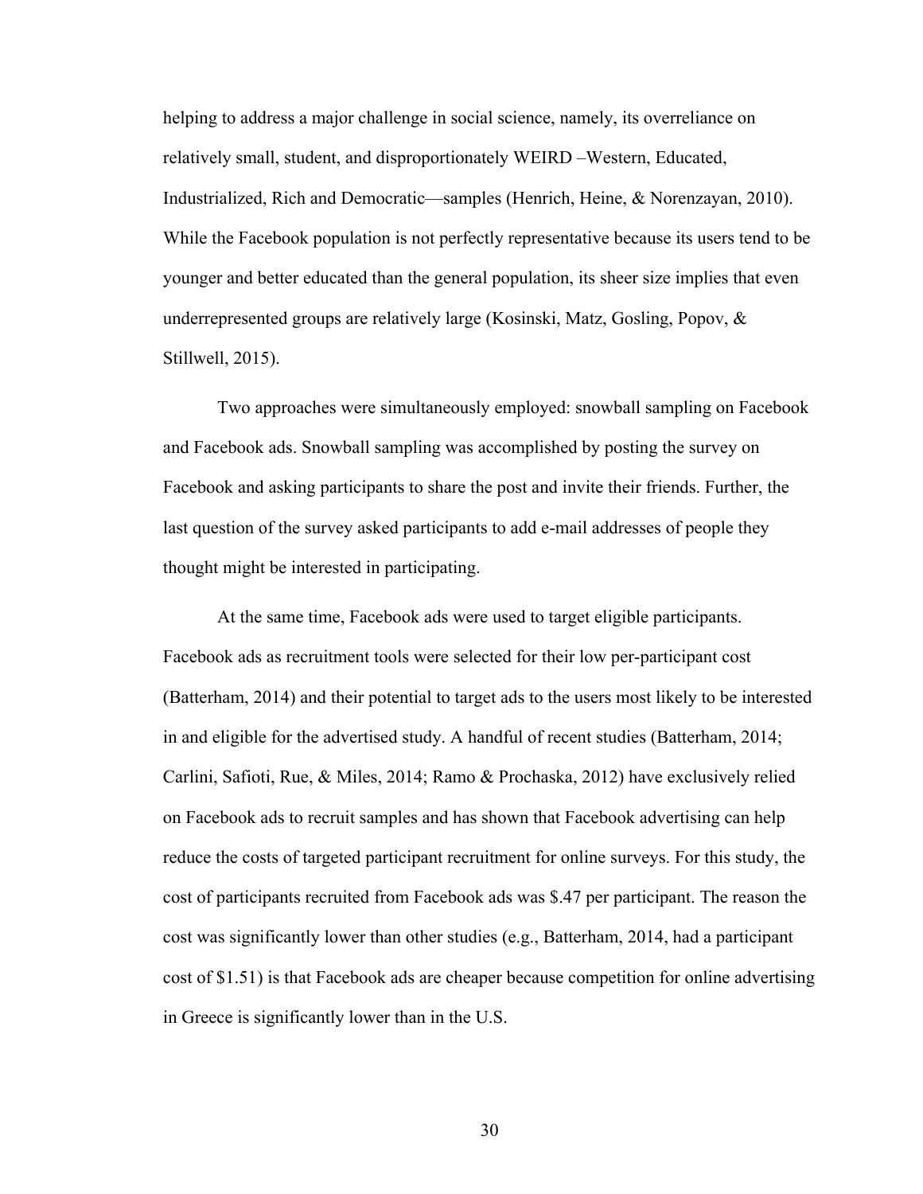helping to address a major challenge in social science, namely, its overreliance on relatively small, student, and disproportionately WEIRD –Western, Educated, Industrialized, Rich and Democratic—samples (Henrich, Heine, & Norenzayan, 2010). While the Facebook population is not perfectly representative because its users tend to be younger and better educated than the general population, its sheer size implies that even underrepresented groups are relatively large (Kosinski, Matz, Gosling, Popov, & Stillwell, 2015).

Two approaches were simultaneously employed: snowball sampling on Facebook and Facebook ads. Snowball sampling was accomplished by posting the survey on Facebook and asking participants to share the post and invite their friends. Further, the last question of the survey asked participants to add e-mail addresses of people they thought might be interested in participating.

At the same time, Facebook ads were used to target eligible participants. Facebook ads as recruitment tools were selected for their low per-participant cost (Batterham, 2014) and their potential to target ads to the users most likely to be interested in and eligible for the advertised study. A handful of recent studies (Batterham, 2014; Carlini, Safioti, Rue, & Miles, 2014; Ramo & Prochaska, 2012) have exclusively relied on Facebook ads to recruit samples and has shown that Facebook advertising can help reduce the costs of targeted participant recruitment for online surveys. For this study, the cost of participants recruited from Facebook ads was $.47 per participant. The reason the cost was significantly lower than other studies (e.g., Batterham, 2014, had a participant cost of $1.51) is that Facebook ads are cheaper because competition for online advertising in Greece is significantly lower than in the U.S.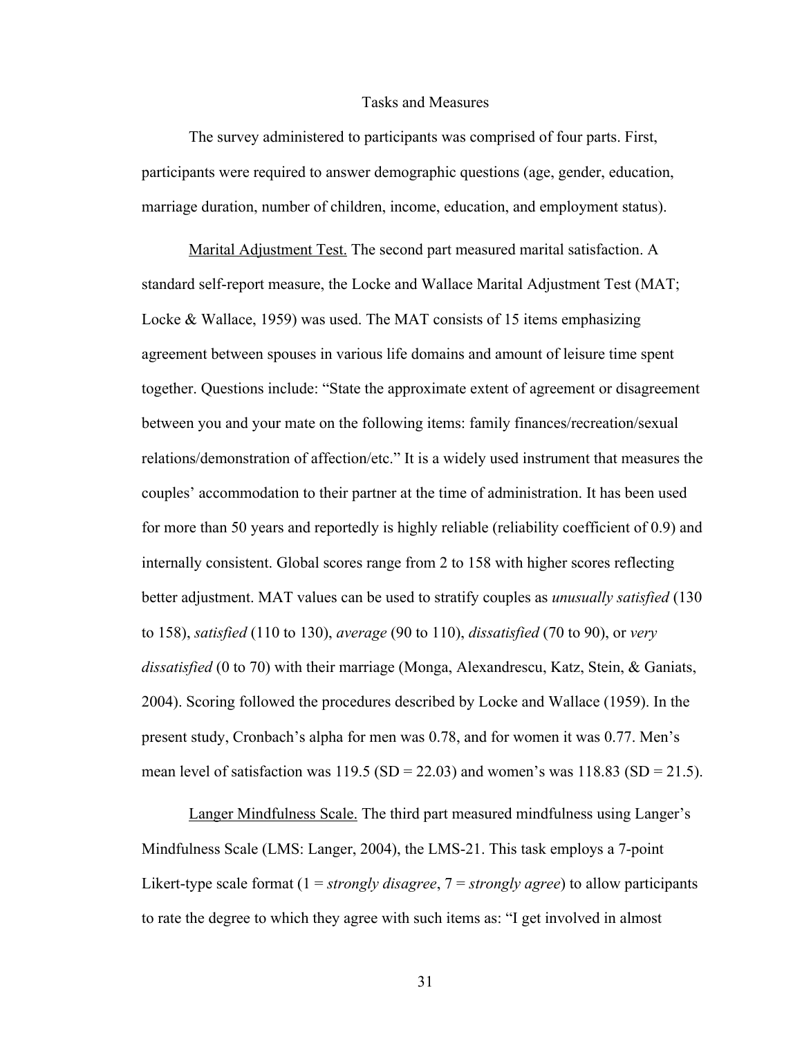## Tasks and Measures

The survey administered to participants was comprised of four parts. First, participants were required to answer demographic questions (age, gender, education, marriage duration, number of children, income, education, and employment status).

Marital Adjustment Test. The second part measured marital satisfaction. A standard self-report measure, the Locke and Wallace Marital Adjustment Test (MAT; Locke & Wallace, 1959) was used. The MAT consists of 15 items emphasizing agreement between spouses in various life domains and amount of leisure time spent together. Questions include: "State the approximate extent of agreement or disagreement between you and your mate on the following items: family finances/recreation/sexual relations/demonstration of affection/etc." It is a widely used instrument that measures the couples' accommodation to their partner at the time of administration. It has been used for more than 50 years and reportedly is highly reliable (reliability coefficient of 0.9) and internally consistent. Global scores range from 2 to 158 with higher scores reflecting better adjustment. MAT values can be used to stratify couples as *unusually satisfied* (130 to 158), *satisfied* (110 to 130), *average* (90 to 110), *dissatisfied* (70 to 90), or *very dissatisfied* (0 to 70) with their marriage (Monga, Alexandrescu, Katz, Stein, & Ganiats, 2004). Scoring followed the procedures described by Locke and Wallace (1959). In the present study, Cronbach's alpha for men was 0.78, and for women it was 0.77. Men's mean level of satisfaction was 119.5 (SD = 22.03) and women's was 118.83 (SD = 21.5).

Langer Mindfulness Scale. The third part measured mindfulness using Langer's Mindfulness Scale (LMS: Langer, 2004), the LMS-21. This task employs a 7-point Likert-type scale format (1 = *strongly disagree*, 7 = *strongly agree*) to allow participants to rate the degree to which they agree with such items as: "I get involved in almost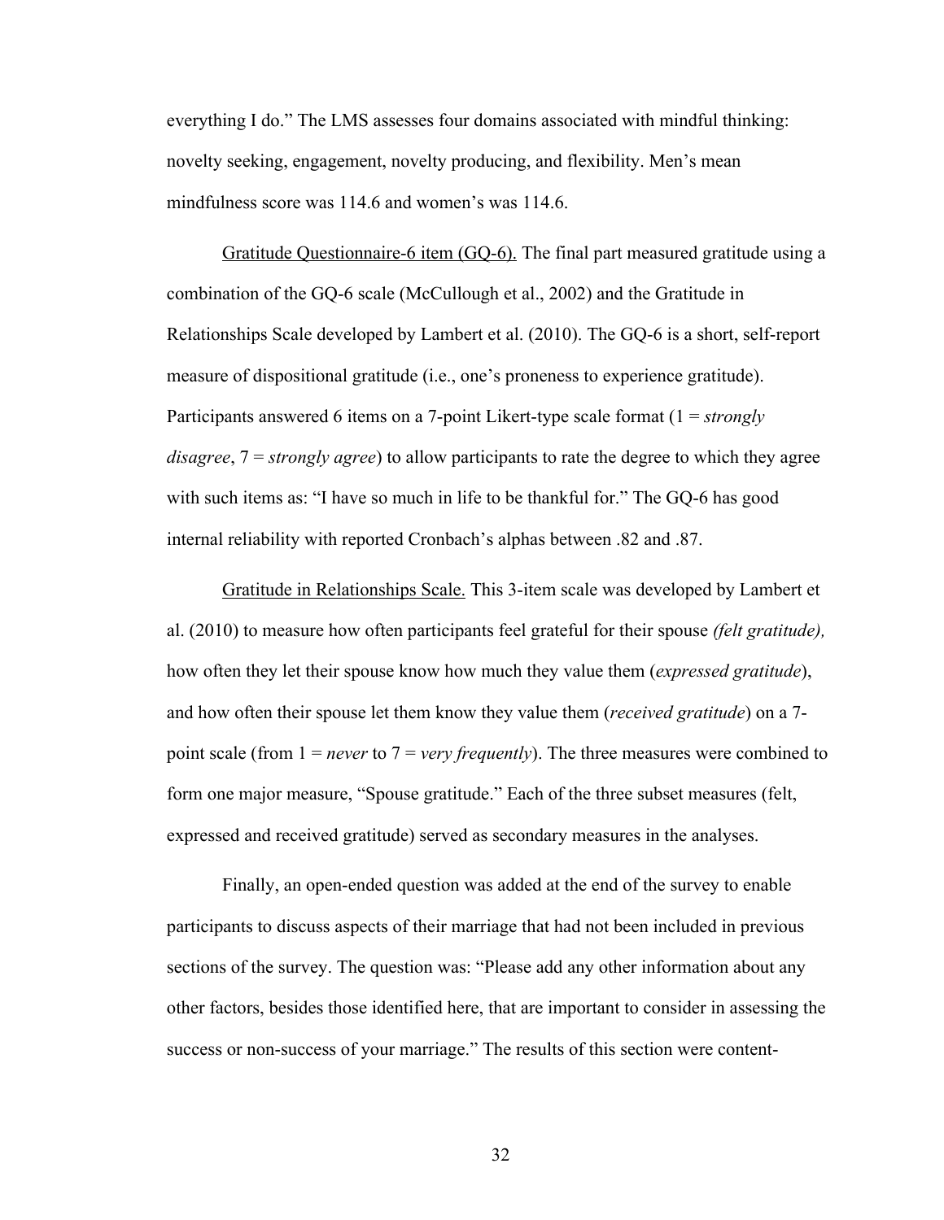everything I do." The LMS assesses four domains associated with mindful thinking: novelty seeking, engagement, novelty producing, and flexibility. Men's mean mindfulness score was 114.6 and women's was 114.6.

Gratitude Questionnaire-6 item (GQ-6). The final part measured gratitude using a combination of the GQ-6 scale (McCullough et al., 2002) and the Gratitude in Relationships Scale developed by Lambert et al. (2010). The GQ-6 is a short, self-report measure of dispositional gratitude (i.e., one's proneness to experience gratitude). Participants answered 6 items on a 7-point Likert-type scale format (1 = *strongly disagree*, 7 = *strongly agree*) to allow participants to rate the degree to which they agree with such items as: "I have so much in life to be thankful for." The GQ-6 has good internal reliability with reported Cronbach's alphas between .82 and .87.

Gratitude in Relationships Scale. This 3-item scale was developed by Lambert et al. (2010) to measure how often participants feel grateful for their spouse *(felt gratitude),* how often they let their spouse know how much they value them (*expressed gratitude*), and how often their spouse let them know they value them (*received gratitude*) on a 7-point scale (from 1 = *never* to 7 = *very frequently*). The three measures were combined to form one major measure, "Spouse gratitude." Each of the three subset measures (felt, expressed and received gratitude) served as secondary measures in the analyses.

Finally, an open-ended question was added at the end of the survey to enable participants to discuss aspects of their marriage that had not been included in previous sections of the survey. The question was: "Please add any other information about any other factors, besides those identified here, that are important to consider in assessing the success or non-success of your marriage." The results of this section were content-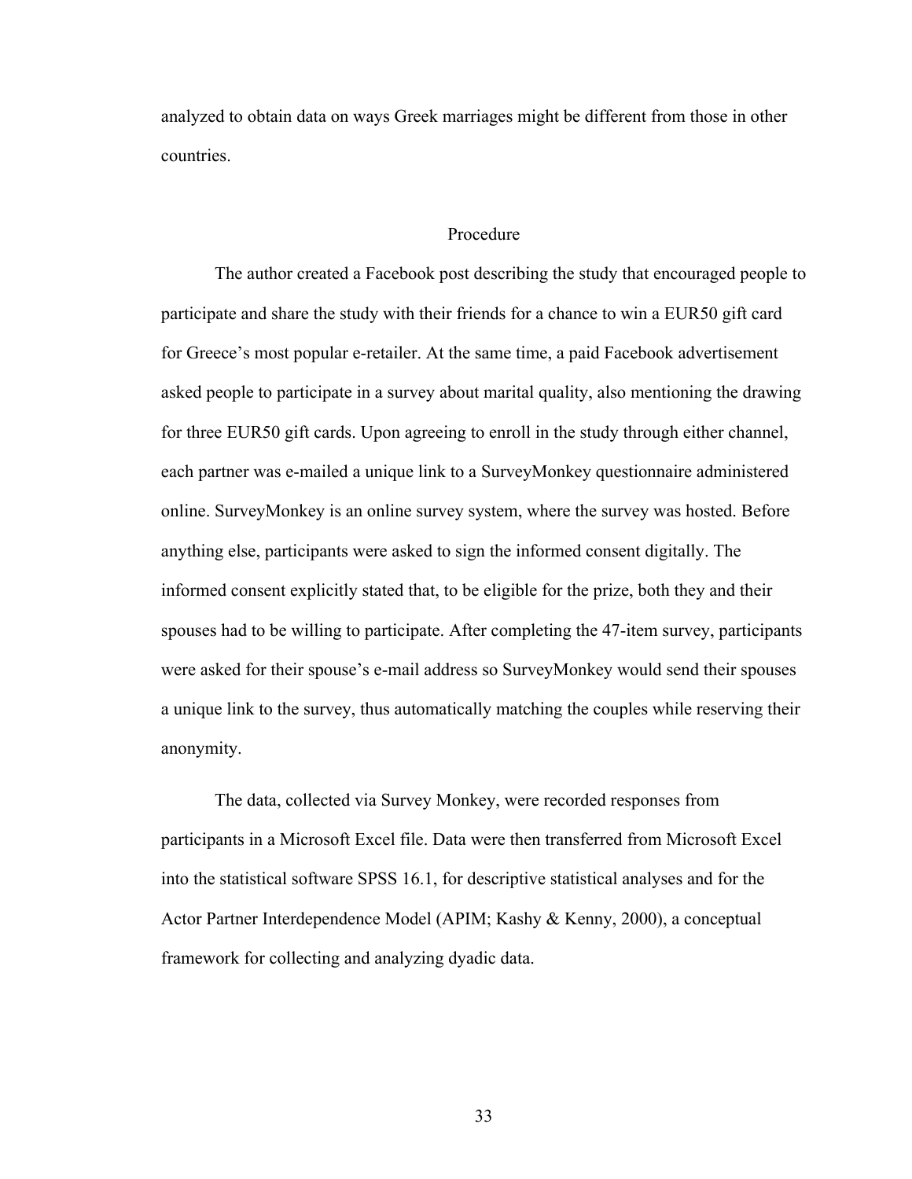analyzed to obtain data on ways Greek marriages might be different from those in other countries.

## Procedure

The author created a Facebook post describing the study that encouraged people to participate and share the study with their friends for a chance to win a EUR50 gift card for Greece's most popular e-retailer. At the same time, a paid Facebook advertisement asked people to participate in a survey about marital quality, also mentioning the drawing for three EUR50 gift cards. Upon agreeing to enroll in the study through either channel, each partner was e-mailed a unique link to a SurveyMonkey questionnaire administered online. SurveyMonkey is an online survey system, where the survey was hosted. Before anything else, participants were asked to sign the informed consent digitally. The informed consent explicitly stated that, to be eligible for the prize, both they and their spouses had to be willing to participate. After completing the 47-item survey, participants were asked for their spouse's e-mail address so SurveyMonkey would send their spouses a unique link to the survey, thus automatically matching the couples while reserving their anonymity.

The data, collected via Survey Monkey, were recorded responses from participants in a Microsoft Excel file. Data were then transferred from Microsoft Excel into the statistical software SPSS 16.1, for descriptive statistical analyses and for the Actor Partner Interdependence Model (APIM; Kashy & Kenny, 2000), a conceptual framework for collecting and analyzing dyadic data.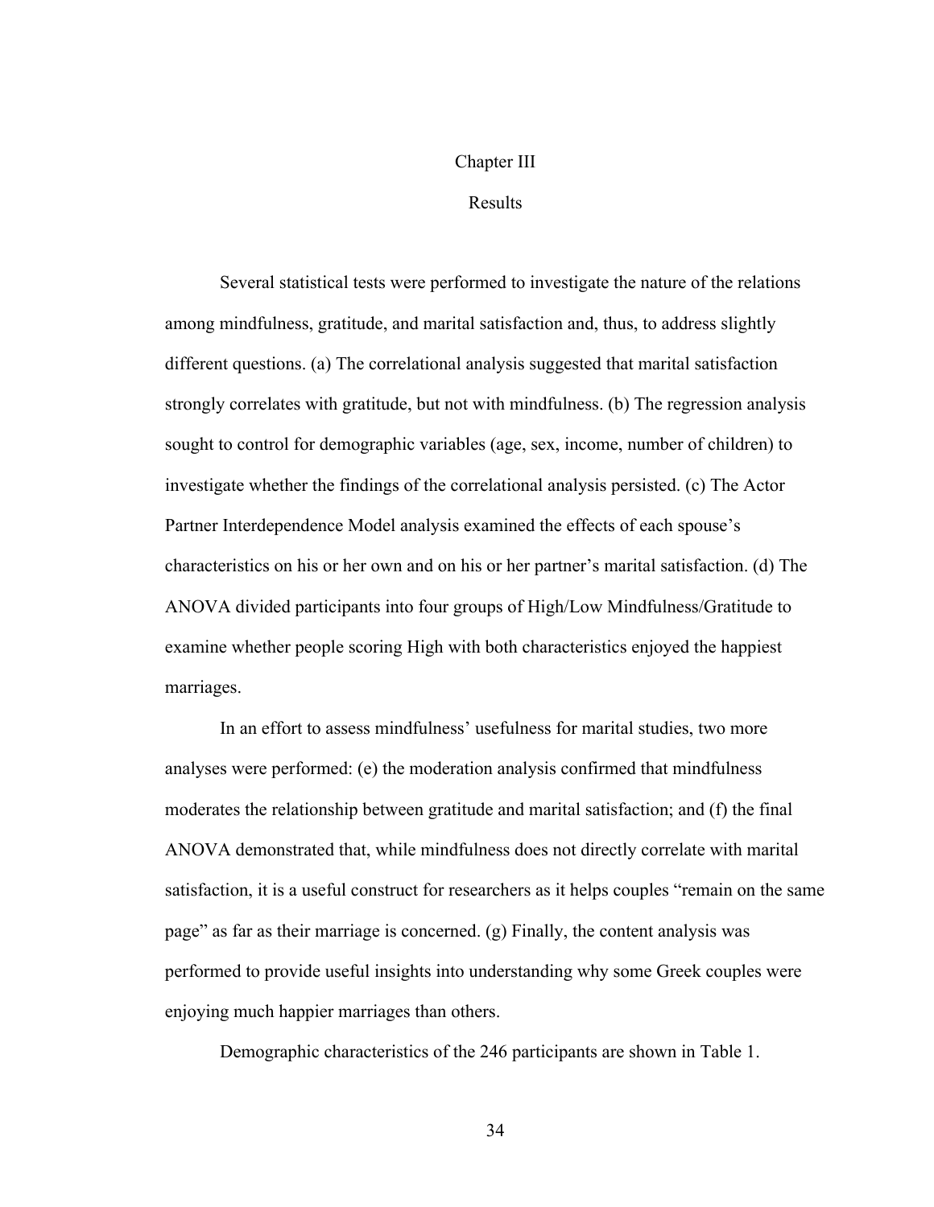# Chapter III

## Results

Several statistical tests were performed to investigate the nature of the relations among mindfulness, gratitude, and marital satisfaction and, thus, to address slightly different questions. (a) The correlational analysis suggested that marital satisfaction strongly correlates with gratitude, but not with mindfulness. (b) The regression analysis sought to control for demographic variables (age, sex, income, number of children) to investigate whether the findings of the correlational analysis persisted. (c) The Actor Partner Interdependence Model analysis examined the effects of each spouse's characteristics on his or her own and on his or her partner's marital satisfaction. (d) The ANOVA divided participants into four groups of High/Low Mindfulness/Gratitude to examine whether people scoring High with both characteristics enjoyed the happiest marriages.

In an effort to assess mindfulness' usefulness for marital studies, two more analyses were performed: (e) the moderation analysis confirmed that mindfulness moderates the relationship between gratitude and marital satisfaction; and (f) the final ANOVA demonstrated that, while mindfulness does not directly correlate with marital satisfaction, it is a useful construct for researchers as it helps couples "remain on the same page" as far as their marriage is concerned. (g) Finally, the content analysis was performed to provide useful insights into understanding why some Greek couples were enjoying much happier marriages than others.

Demographic characteristics of the 246 participants are shown in Table 1.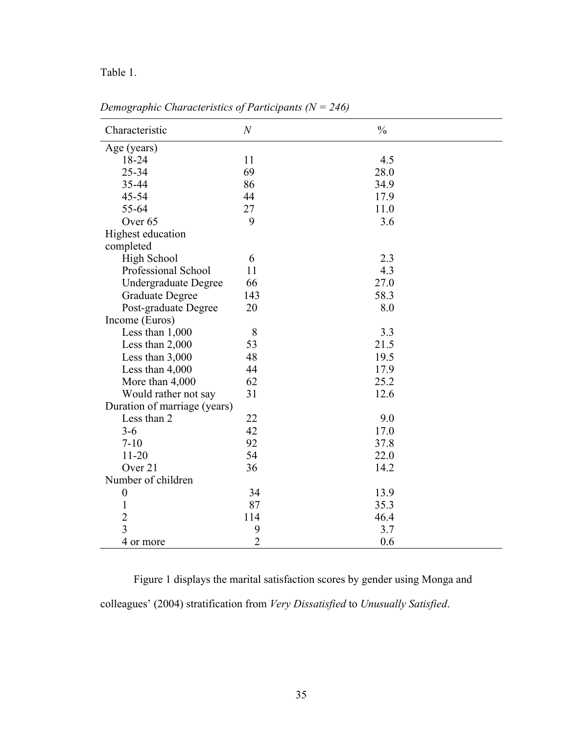Table 1.

*Demographic Characteristics of Participants (N = 246)*

| Characteristic | *N* | % |
|---|---|---|
| Age (years) | | |
| 18-24 | 11 | 4.5 |
| 25-34 | 69 | 28.0 |
| 35-44 | 86 | 34.9 |
| 45-54 | 44 | 17.9 |
| 55-64 | 27 | 11.0 |
| Over 65 | 9 | 3.6 |
| Highest education completed | | |
| High School | 6 | 2.3 |
| Professional School | 11 | 4.3 |
| Undergraduate Degree | 66 | 27.0 |
| Graduate Degree | 143 | 58.3 |
| Post-graduate Degree | 20 | 8.0 |
| Income (Euros) | | |
| Less than 1,000 | 8 | 3.3 |
| Less than 2,000 | 53 | 21.5 |
| Less than 3,000 | 48 | 19.5 |
| Less than 4,000 | 44 | 17.9 |
| More than 4,000 | 62 | 25.2 |
| Would rather not say | 31 | 12.6 |
| Duration of marriage (years) | | |
| Less than 2 | 22 | 9.0 |
| 3-6 | 42 | 17.0 |
| 7-10 | 92 | 37.8 |
| 11-20 | 54 | 22.0 |
| Over 21 | 36 | 14.2 |
| Number of children | | |
| 0 | 34 | 13.9 |
| 1 | 87 | 35.3 |
| 2 | 114 | 46.4 |
| 3 | 9 | 3.7 |
| 4 or more | 2 | 0.6 |

Figure 1 displays the marital satisfaction scores by gender using Monga and colleagues' (2004) stratification from *Very Dissatisfied* to *Unusually Satisfied*.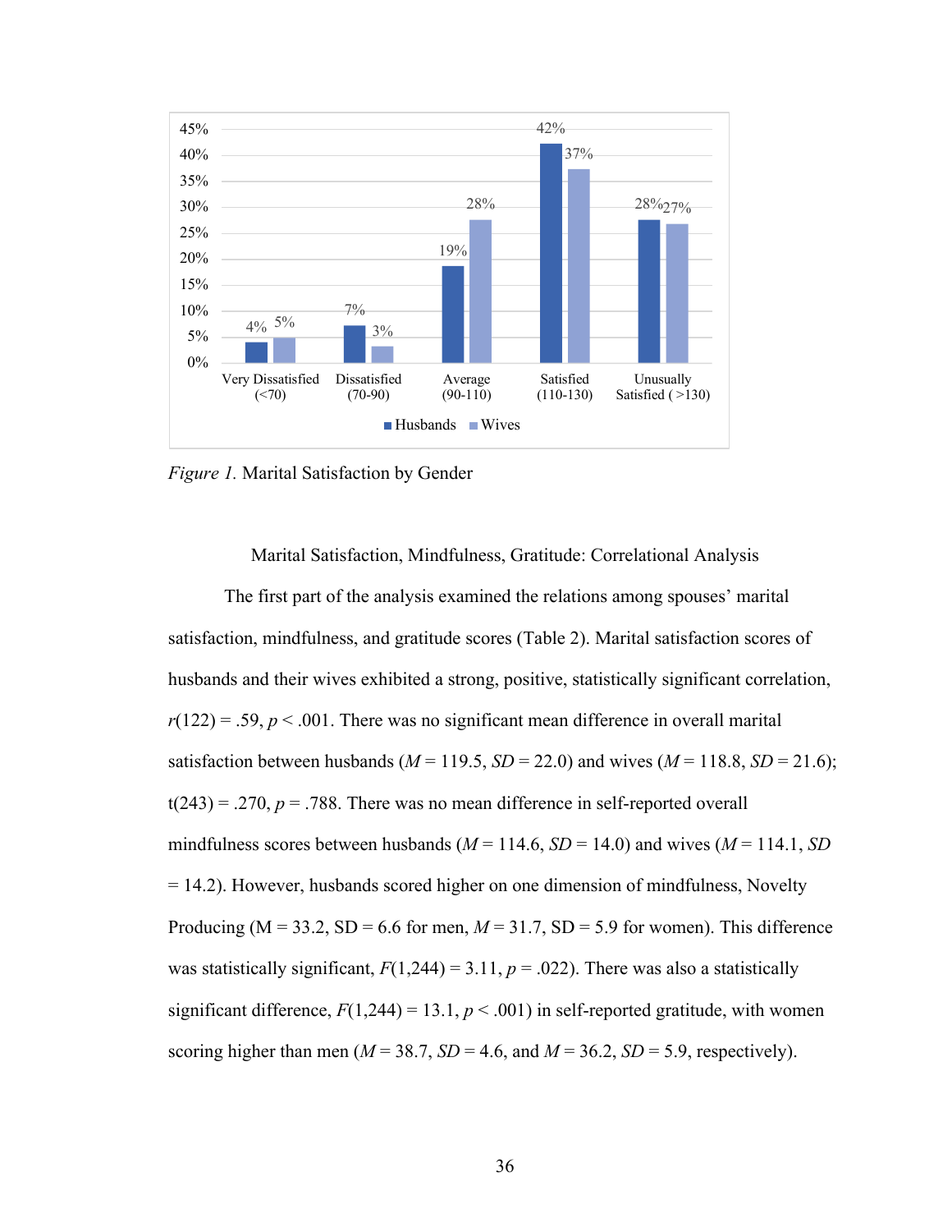Figure 1. Marital Satisfaction by Gender

## Marital Satisfaction, Mindfulness, Gratitude: Correlational Analysis

The first part of the analysis examined the relations among spouses' marital satisfaction, mindfulness, and gratitude scores (Table 2). Marital satisfaction scores of husbands and their wives exhibited a strong, positive, statistically significant correlation, $r(122) = .59$, $p < .001$. There was no significant mean difference in overall marital satisfaction between husbands ($M = 119.5$, $SD = 22.0$) and wives ($M = 118.8$, $SD = 21.6$); $t(243) = .270$, $p = .788$. There was no mean difference in self-reported overall mindfulness scores between husbands ($M = 114.6$, $SD = 14.0$) and wives ($M = 114.1$, $SD = 14.2$). However, husbands scored higher on one dimension of mindfulness, Novelty Producing (M = 33.2, SD = 6.6 for men, $M = 31.7$, SD = 5.9 for women). This difference was statistically significant, $F(1,244) = 3.11$, $p = .022$). There was also a statistically significant difference, $F(1,244) = 13.1$, $p < .001$) in self-reported gratitude, with women scoring higher than men ($M = 38.7$, $SD = 4.6$, and $M = 36.2$, $SD = 5.9$, respectively).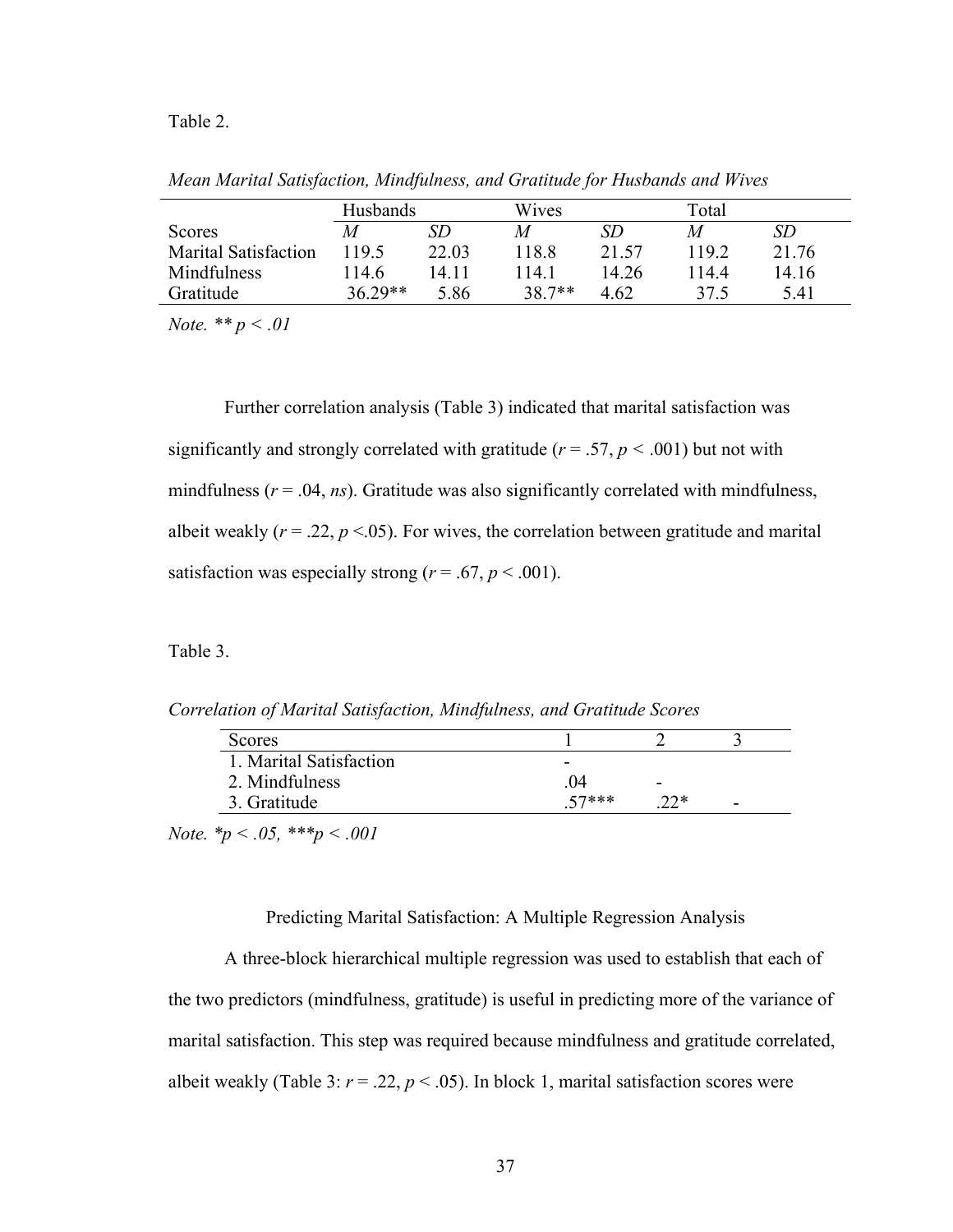Table 2.

*Mean Marital Satisfaction, Mindfulness, and Gratitude for Husbands and Wives*

| | Husbands | | Wives | | Total | |
|---|---|---|---|---|---|---|
| Scores | *M* | *SD* | *M* | *SD* | *M* | *SD* |
| Marital Satisfaction | 119.5 | 22.03 | 118.8 | 21.57 | 119.2 | 21.76 |
| Mindfulness | 114.6 | 14.11 | 114.1 | 14.26 | 114.4 | 14.16 |
| Gratitude | 36.29** | 5.86 | 38.7** | 4.62 | 37.5 | 5.41 |

*Note.* ** $p < .01$

Further correlation analysis (Table 3) indicated that marital satisfaction was significantly and strongly correlated with gratitude ($r = .57$, $p < .001$) but not with mindfulness ($r = .04$, *ns*). Gratitude was also significantly correlated with mindfulness, albeit weakly ($r = .22$, $p < .05$). For wives, the correlation between gratitude and marital satisfaction was especially strong ($r = .67$, $p < .001$).

Table 3.

*Correlation of Marital Satisfaction, Mindfulness, and Gratitude Scores*

| Scores | 1 | 2 | 3 |
|---|---|---|---|
| 1. Marital Satisfaction | - | | |
| 2. Mindfulness | .04 | - | |
| 3. Gratitude | .57*** | .22* | - |

*Note.* *$p < .05$, ***$p < .001$

## Predicting Marital Satisfaction: A Multiple Regression Analysis

A three-block hierarchical multiple regression was used to establish that each of the two predictors (mindfulness, gratitude) is useful in predicting more of the variance of marital satisfaction. This step was required because mindfulness and gratitude correlated, albeit weakly (Table 3: $r = .22$, $p < .05$). In block 1, marital satisfaction scores were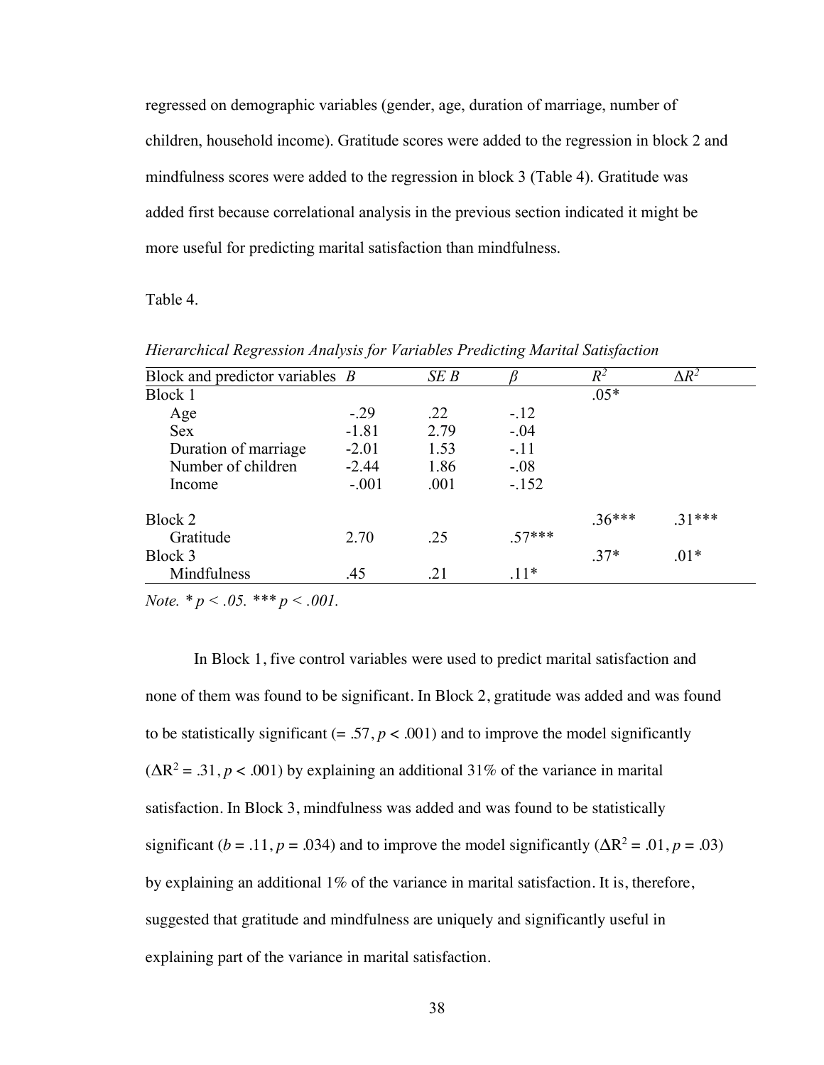regressed on demographic variables (gender, age, duration of marriage, number of children, household income). Gratitude scores were added to the regression in block 2 and mindfulness scores were added to the regression in block 3 (Table 4). Gratitude was added first because correlational analysis in the previous section indicated it might be more useful for predicting marital satisfaction than mindfulness.

Table 4.

*Hierarchical Regression Analysis for Variables Predicting Marital Satisfaction*

| Block and predictor variables | *B* | *SE B* | *β* | $R^2$ | $\Delta R^2$ |
|---|---|---|---|---|---|
| Block 1 | | | | .05* | |
| Age | -.29 | .22 | -.12 | | |
| Sex | -1.81 | 2.79 | -.04 | | |
| Duration of marriage | -2.01 | 1.53 | -.11 | | |
| Number of children | -2.44 | 1.86 | -.08 | | |
| Income | -.001 | .001 | -.152 | | |
| Block 2 | | | | .36*** | .31*** |
| Gratitude | 2.70 | .25 | .57*** | | |
| Block 3 | | | | .37* | .01* |
| Mindfulness | .45 | .21 | .11* | | |

*Note.* * $p < .05$. *** $p < .001$.

In Block 1, five control variables were used to predict marital satisfaction and none of them was found to be significant. In Block 2, gratitude was added and was found to be statistically significant (= .57, $p < .001$) and to improve the model significantly ($\Delta R^2 = .31$, $p < .001$) by explaining an additional 31% of the variance in marital satisfaction. In Block 3, mindfulness was added and was found to be statistically significant ($b = .11$, $p = .034$) and to improve the model significantly ($\Delta R^2 = .01$, $p = .03$) by explaining an additional 1% of the variance in marital satisfaction. It is, therefore, suggested that gratitude and mindfulness are uniquely and significantly useful in explaining part of the variance in marital satisfaction.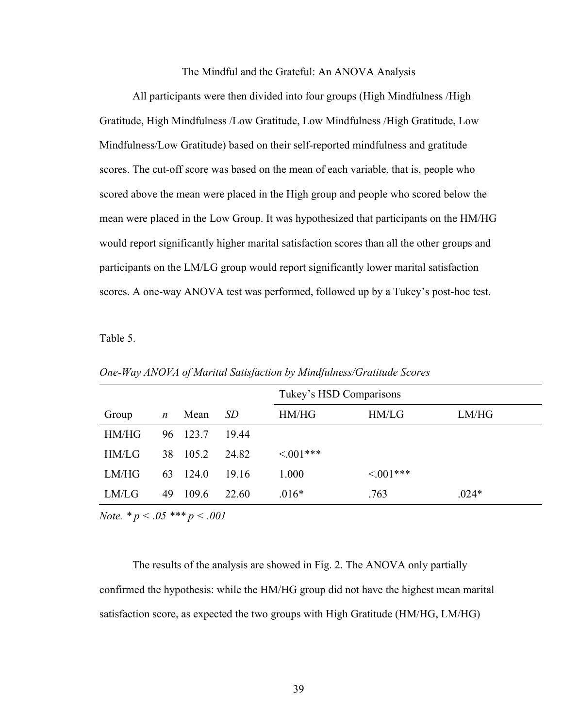## The Mindful and the Grateful: An ANOVA Analysis

All participants were then divided into four groups (High Mindfulness /High Gratitude, High Mindfulness /Low Gratitude, Low Mindfulness /High Gratitude, Low Mindfulness/Low Gratitude) based on their self-reported mindfulness and gratitude scores. The cut-off score was based on the mean of each variable, that is, people who scored above the mean were placed in the High group and people who scored below the mean were placed in the Low Group. It was hypothesized that participants on the HM/HG would report significantly higher marital satisfaction scores than all the other groups and participants on the LM/LG group would report significantly lower marital satisfaction scores. A one-way ANOVA test was performed, followed up by a Tukey's post-hoc test.

Table 5.

*One-Way ANOVA of Marital Satisfaction by Mindfulness/Gratitude Scores*

| | | | | Tukey's HSD Comparisons | | |
|---|---|---|---|---|---|---|
| Group | *n* | Mean | *SD* | HM/HG | HM/LG | LM/HG |
| HM/HG | 96 | 123.7 | 19.44 | | | |
| HM/LG | 38 | 105.2 | 24.82 | <.001*** | | |
| LM/HG | 63 | 124.0 | 19.16 | 1.000 | <.001*** | |
| LM/LG | 49 | 109.6 | 22.60 | .016* | .763 | .024* |

*Note.* * $p < .05$ *** $p < .001$

The results of the analysis are showed in Fig. 2. The ANOVA only partially confirmed the hypothesis: while the HM/HG group did not have the highest mean marital satisfaction score, as expected the two groups with High Gratitude (HM/HG, LM/HG)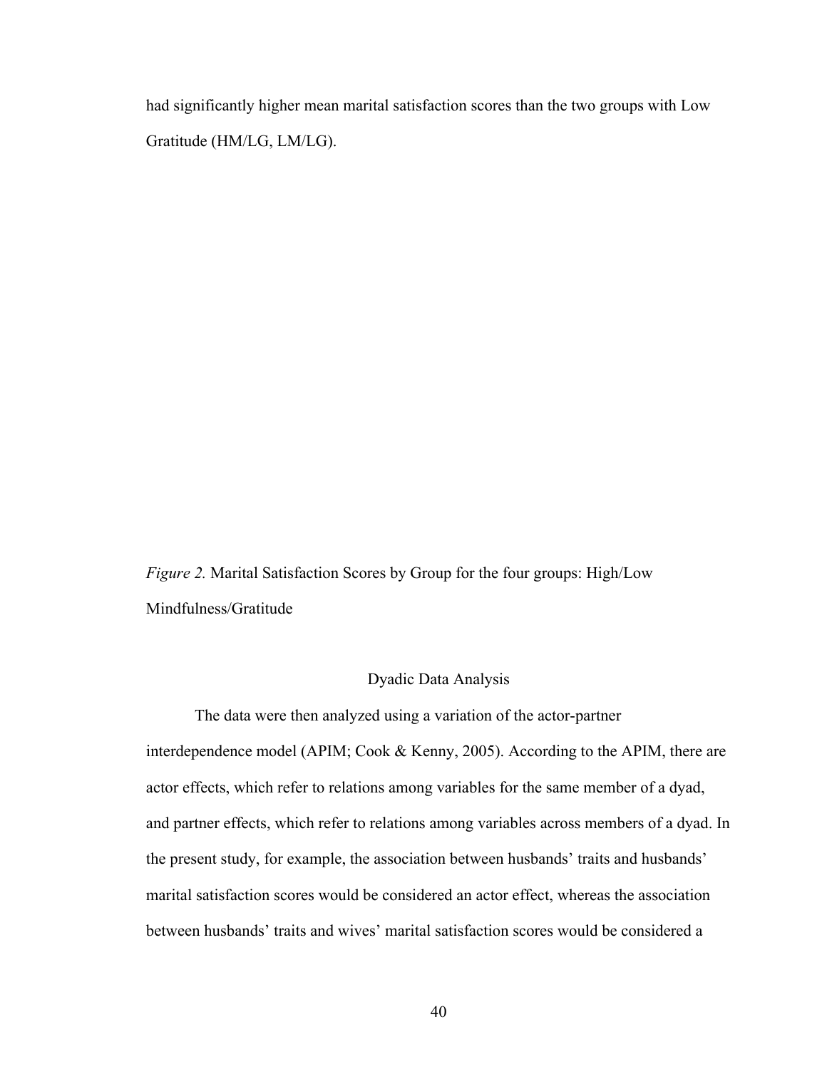had significantly higher mean marital satisfaction scores than the two groups with Low Gratitude (HM/LG, LM/LG).

*Figure 2.* Marital Satisfaction Scores by Group for the four groups: High/Low Mindfulness/Gratitude

## Dyadic Data Analysis

The data were then analyzed using a variation of the actor-partner interdependence model (APIM; Cook & Kenny, 2005). According to the APIM, there are actor effects, which refer to relations among variables for the same member of a dyad, and partner effects, which refer to relations among variables across members of a dyad. In the present study, for example, the association between husbands' traits and husbands' marital satisfaction scores would be considered an actor effect, whereas the association between husbands' traits and wives' marital satisfaction scores would be considered a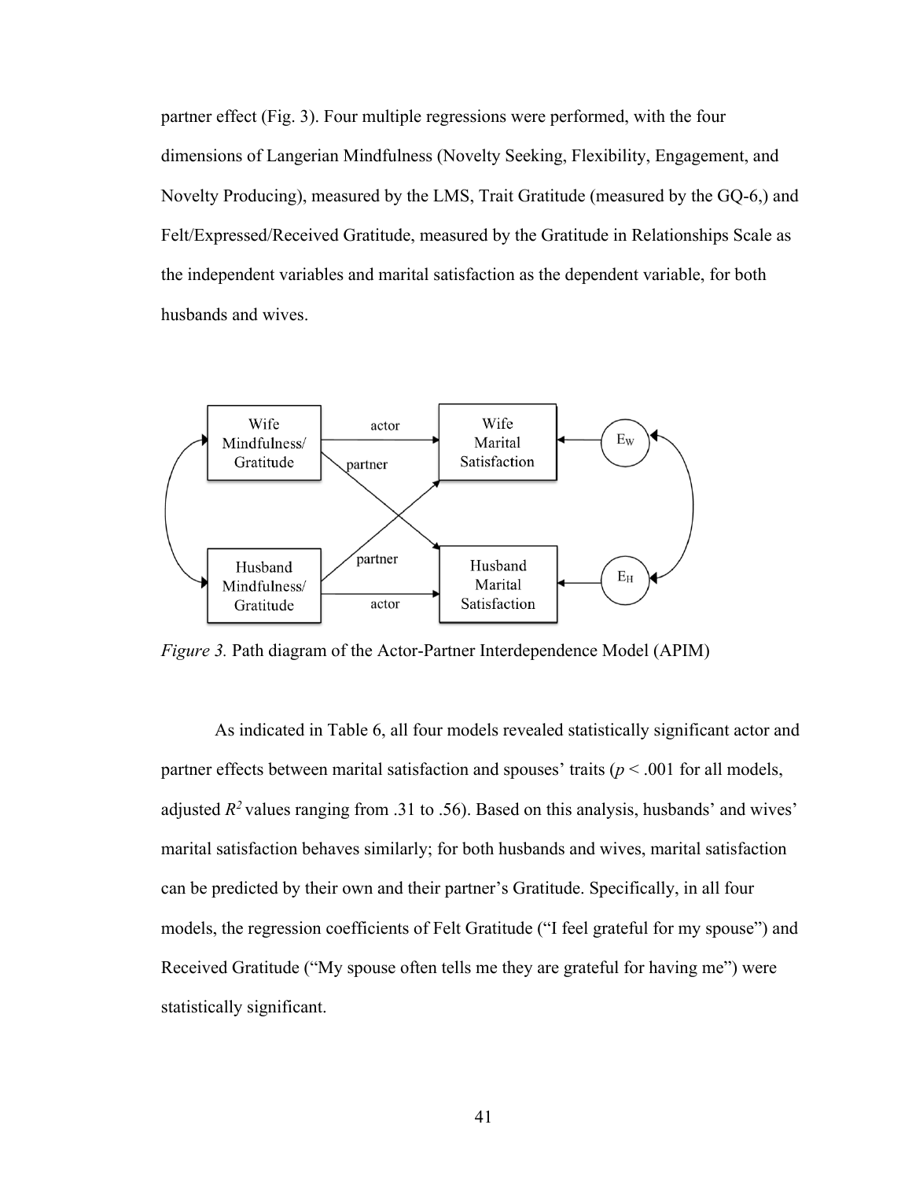partner effect (Fig. 3). Four multiple regressions were performed, with the four dimensions of Langerian Mindfulness (Novelty Seeking, Flexibility, Engagement, and Novelty Producing), measured by the LMS, Trait Gratitude (measured by the GQ-6,) and Felt/Expressed/Received Gratitude, measured by the Gratitude in Relationships Scale as the independent variables and marital satisfaction as the dependent variable, for both husbands and wives.

*Figure 3.* Path diagram of the Actor-Partner Interdependence Model (APIM)

As indicated in Table 6, all four models revealed statistically significant actor and partner effects between marital satisfaction and spouses' traits ($p < .001$ for all models, adjusted $R^2$ values ranging from .31 to .56). Based on this analysis, husbands' and wives' marital satisfaction behaves similarly; for both husbands and wives, marital satisfaction can be predicted by their own and their partner's Gratitude. Specifically, in all four models, the regression coefficients of Felt Gratitude ("I feel grateful for my spouse") and Received Gratitude ("My spouse often tells me they are grateful for having me") were statistically significant.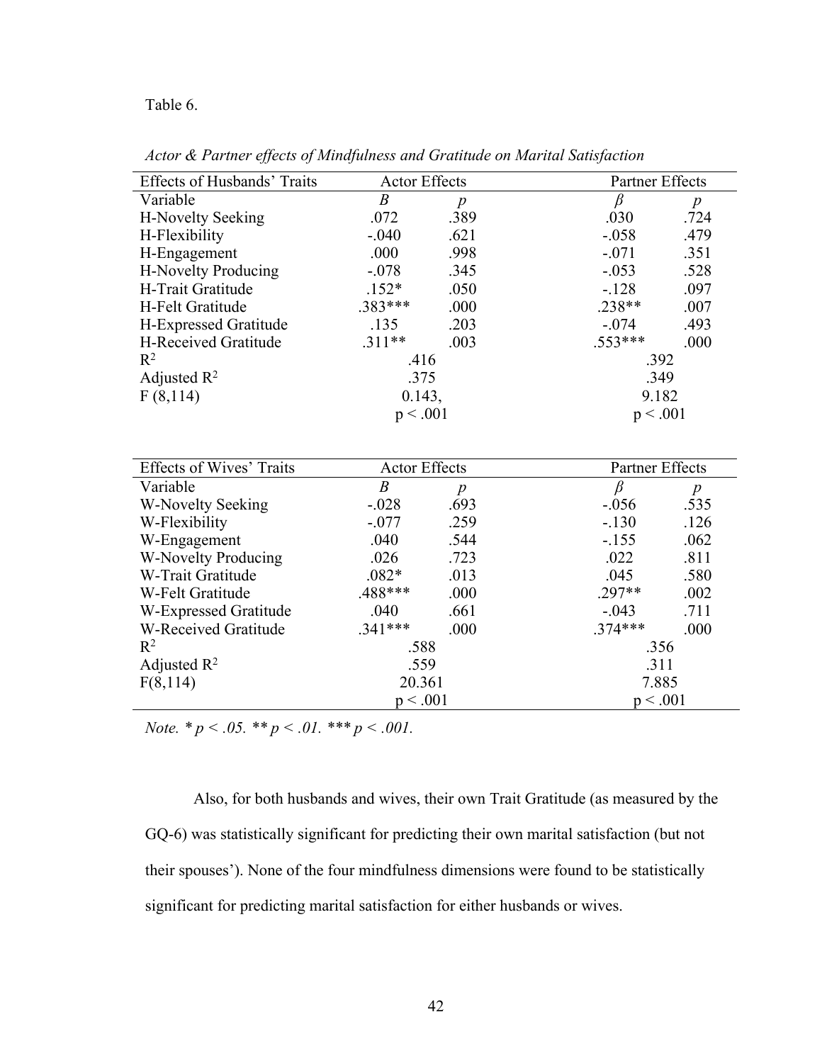Table 6.

*Actor & Partner effects of Mindfulness and Gratitude on Marital Satisfaction*

| Effects of Husbands' Traits | Actor Effects | | Partner Effects | |
|---|---|---|---|---|
| Variable | *B* | *p* | *β* | *p* |
| H-Novelty Seeking | .072 | .389 | .030 | .724 |
| H-Flexibility | -.040 | .621 | -.058 | .479 |
| H-Engagement | .000 | .998 | -.071 | .351 |
| H-Novelty Producing | -.078 | .345 | -.053 | .528 |
| H-Trait Gratitude | .152* | .050 | -.128 | .097 |
| H-Felt Gratitude | .383*** | .000 | .238** | .007 |
| H-Expressed Gratitude | .135 | .203 | -.074 | .493 |
| H-Received Gratitude | .311** | .003 | .553*** | .000 |
| $R^2$ | .416 | | .392 | |
| Adjusted $R^2$ | .375 | | .349 | |
| F (8,114) | 0.143, $p < .001$ | | 9.182 $p < .001$ | |

| Effects of Wives' Traits | Actor Effects | | Partner Effects | |
|---|---|---|---|---|
| Variable | *B* | *p* | *β* | *p* |
| W-Novelty Seeking | -.028 | .693 | -.056 | .535 |
| W-Flexibility | -.077 | .259 | -.130 | .126 |
| W-Engagement | .040 | .544 | -.155 | .062 |
| W-Novelty Producing | .026 | .723 | .022 | .811 |
| W-Trait Gratitude | .082* | .013 | .045 | .580 |
| W-Felt Gratitude | .488*** | .000 | .297** | .002 |
| W-Expressed Gratitude | .040 | .661 | -.043 | .711 |
| W-Received Gratitude | .341*** | .000 | .374*** | .000 |
| $R^2$ | .588 | | .356 | |
| Adjusted $R^2$ | .559 | | .311 | |
| F(8,114) | 20.361 $p < .001$ | | 7.885 $p < .001$ | |

*Note.* * $p < .05$. ** $p < .01$. *** $p < .001$.

Also, for both husbands and wives, their own Trait Gratitude (as measured by the GQ-6) was statistically significant for predicting their own marital satisfaction (but not their spouses'). None of the four mindfulness dimensions were found to be statistically significant for predicting marital satisfaction for either husbands or wives.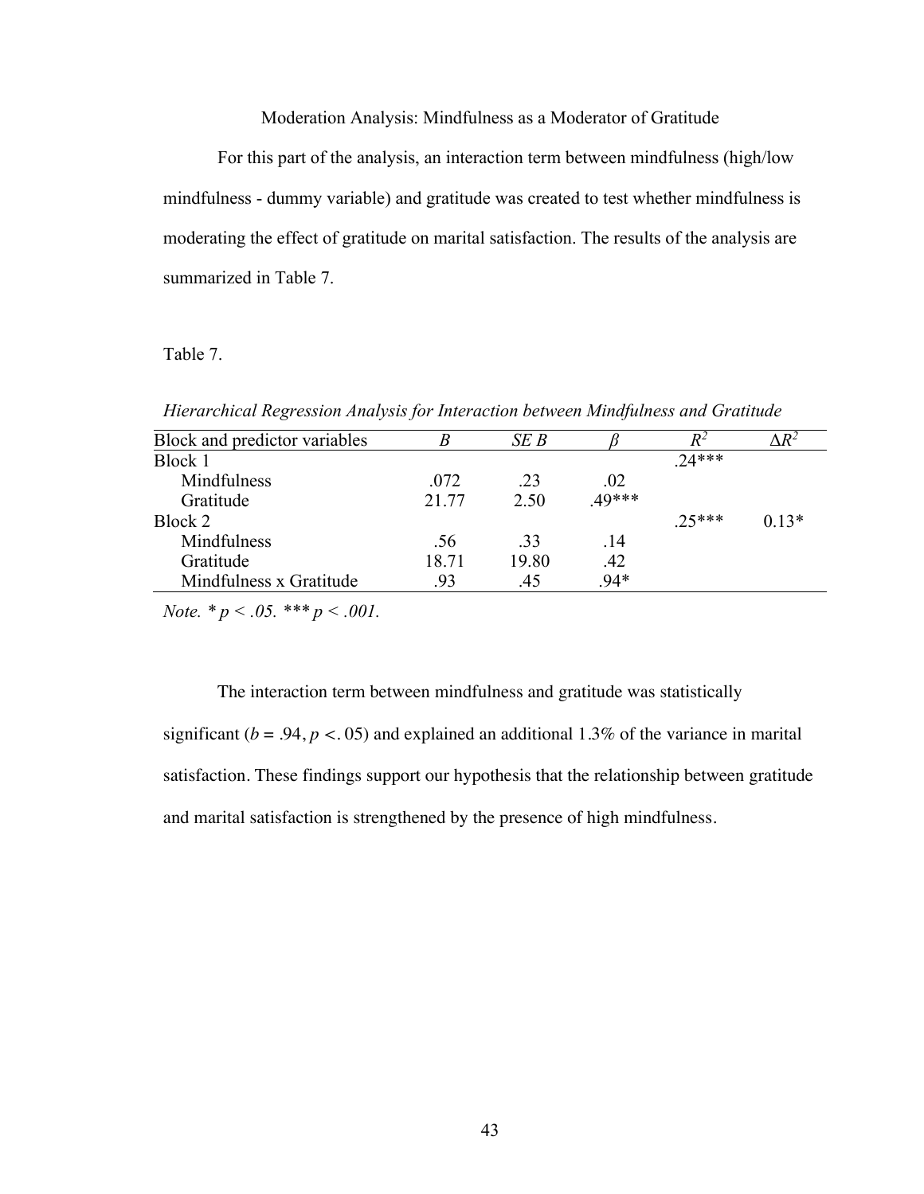## Moderation Analysis: Mindfulness as a Moderator of Gratitude

For this part of the analysis, an interaction term between mindfulness (high/low mindfulness - dummy variable) and gratitude was created to test whether mindfulness is moderating the effect of gratitude on marital satisfaction. The results of the analysis are summarized in Table 7.

Table 7.

*Hierarchical Regression Analysis for Interaction between Mindfulness and Gratitude*

| Block and predictor variables | *B* | *SE B* | *β* | $R^2$ | $\Delta R^2$ |
|---|---|---|---|---|---|
| Block 1 | | | | .24*** | |
| Mindfulness | .072 | .23 | .02 | | |
| Gratitude | 21.77 | 2.50 | .49*** | | |
| Block 2 | | | | .25*** | 0.13* |
| Mindfulness | .56 | .33 | .14 | | |
| Gratitude | 18.71 | 19.80 | .42 | | |
| Mindfulness x Gratitude | .93 | .45 | .94* | | |

*Note.* * $p < .05$. *** $p < .001$.

The interaction term between mindfulness and gratitude was statistically significant ($b = .94, p < .05$) and explained an additional 1.3% of the variance in marital satisfaction. These findings support our hypothesis that the relationship between gratitude and marital satisfaction is strengthened by the presence of high mindfulness.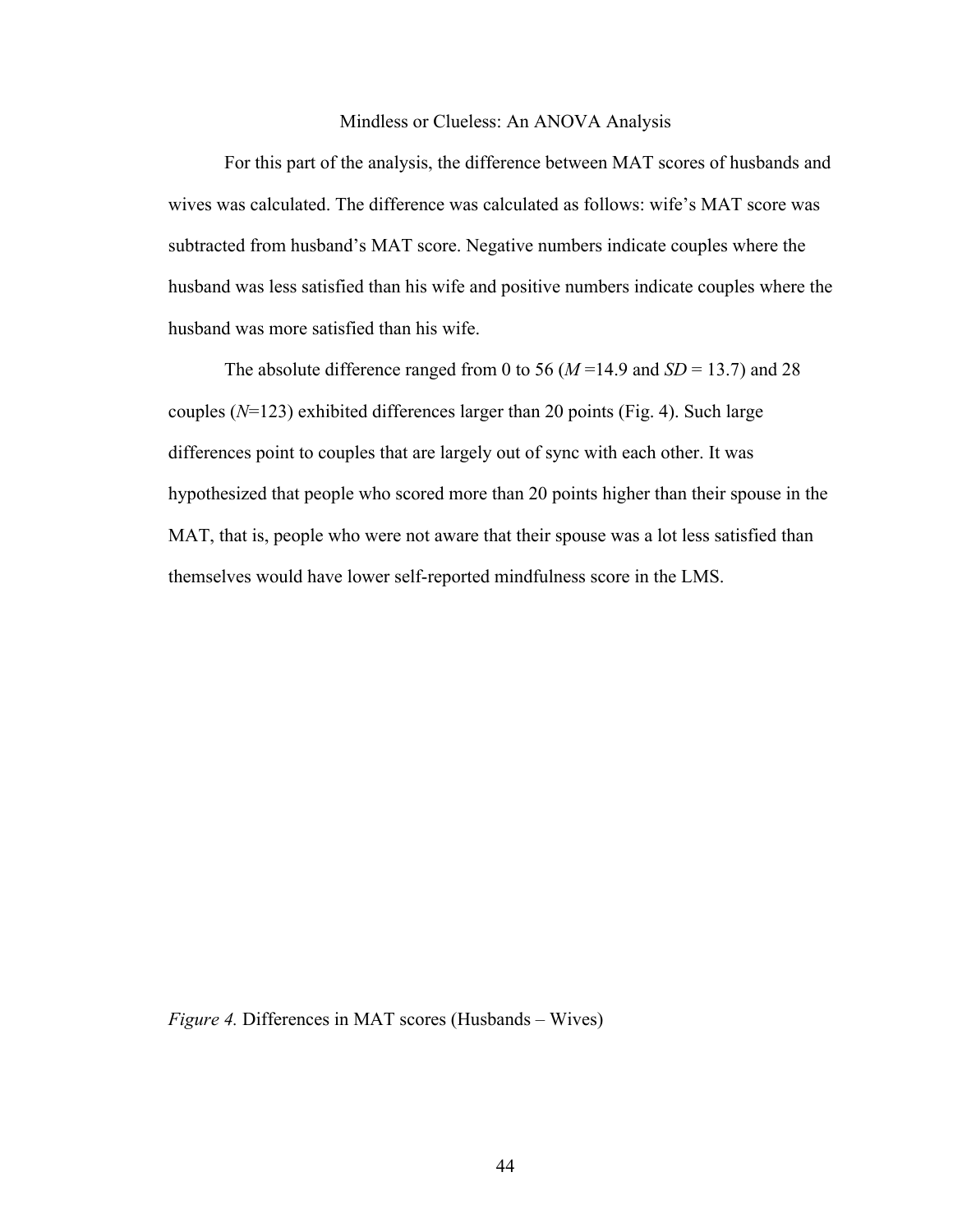## Mindless or Clueless: An ANOVA Analysis

For this part of the analysis, the difference between MAT scores of husbands and wives was calculated. The difference was calculated as follows: wife's MAT score was subtracted from husband's MAT score. Negative numbers indicate couples where the husband was less satisfied than his wife and positive numbers indicate couples where the husband was more satisfied than his wife.

The absolute difference ranged from 0 to 56 ($M$ =14.9 and $SD$ = 13.7) and 28 couples ($N$=123) exhibited differences larger than 20 points (Fig. 4). Such large differences point to couples that are largely out of sync with each other. It was hypothesized that people who scored more than 20 points higher than their spouse in the MAT, that is, people who were not aware that their spouse was a lot less satisfied than themselves would have lower self-reported mindfulness score in the LMS.

*Figure 4.* Differences in MAT scores (Husbands – Wives)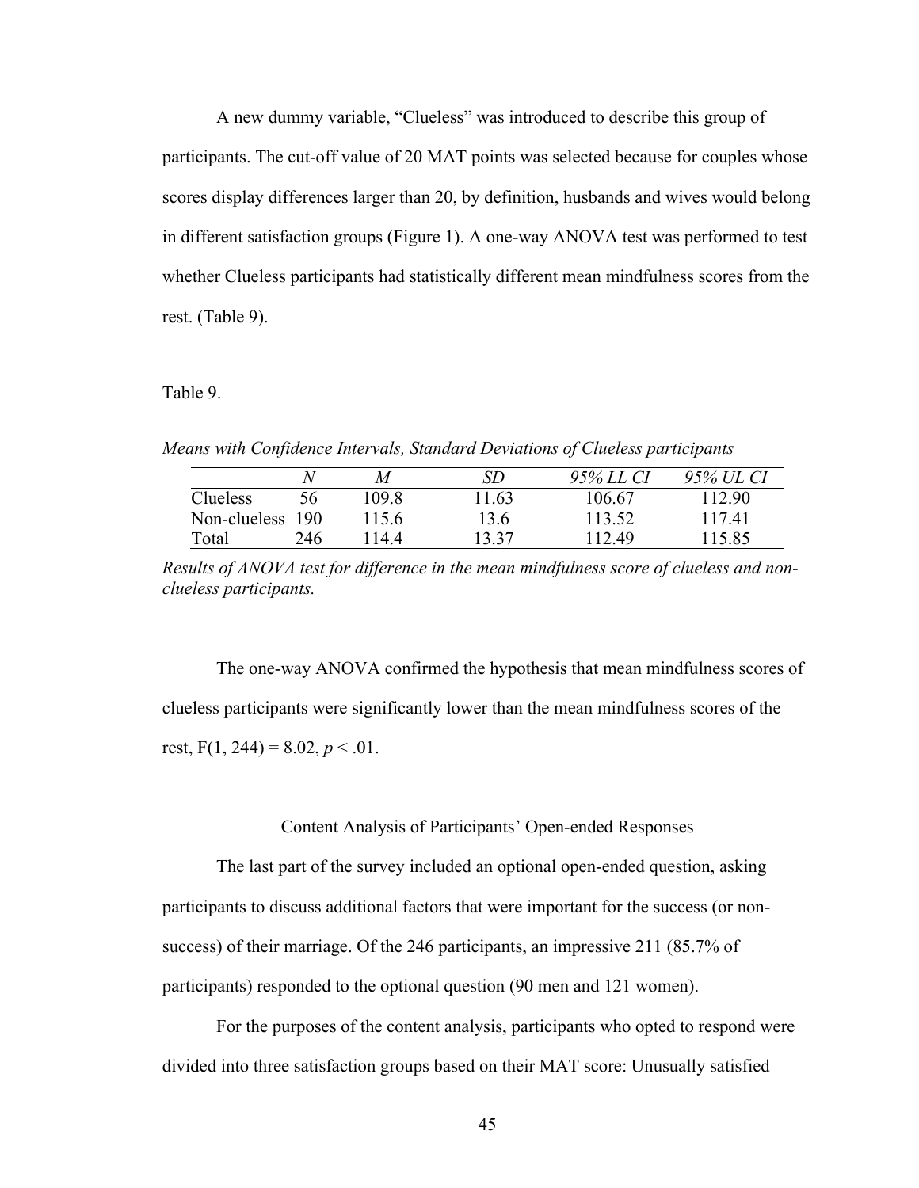A new dummy variable, "Clueless" was introduced to describe this group of participants. The cut-off value of 20 MAT points was selected because for couples whose scores display differences larger than 20, by definition, husbands and wives would belong in different satisfaction groups (Figure 1). A one-way ANOVA test was performed to test whether Clueless participants had statistically different mean mindfulness scores from the rest. (Table 9).

Table 9.

*Means with Confidence Intervals, Standard Deviations of Clueless participants*

| | *N* | *M* | *SD* | *95% LL CI* | *95% UL CI* |
|---|---|---|---|---|---|
| Clueless | 56 | 109.8 | 11.63 | 106.67 | 112.90 |
| Non-clueless | 190 | 115.6 | 13.6 | 113.52 | 117.41 |
| Total | 246 | 114.4 | 13.37 | 112.49 | 115.85 |

*Results of ANOVA test for difference in the mean mindfulness score of clueless and non-clueless participants.*

The one-way ANOVA confirmed the hypothesis that mean mindfulness scores of clueless participants were significantly lower than the mean mindfulness scores of the rest, $F(1, 244) = 8.02$, $p < .01$.

## Content Analysis of Participants' Open-ended Responses

The last part of the survey included an optional open-ended question, asking participants to discuss additional factors that were important for the success (or non-success) of their marriage. Of the 246 participants, an impressive 211 (85.7% of participants) responded to the optional question (90 men and 121 women).

For the purposes of the content analysis, participants who opted to respond were divided into three satisfaction groups based on their MAT score: Unusually satisfied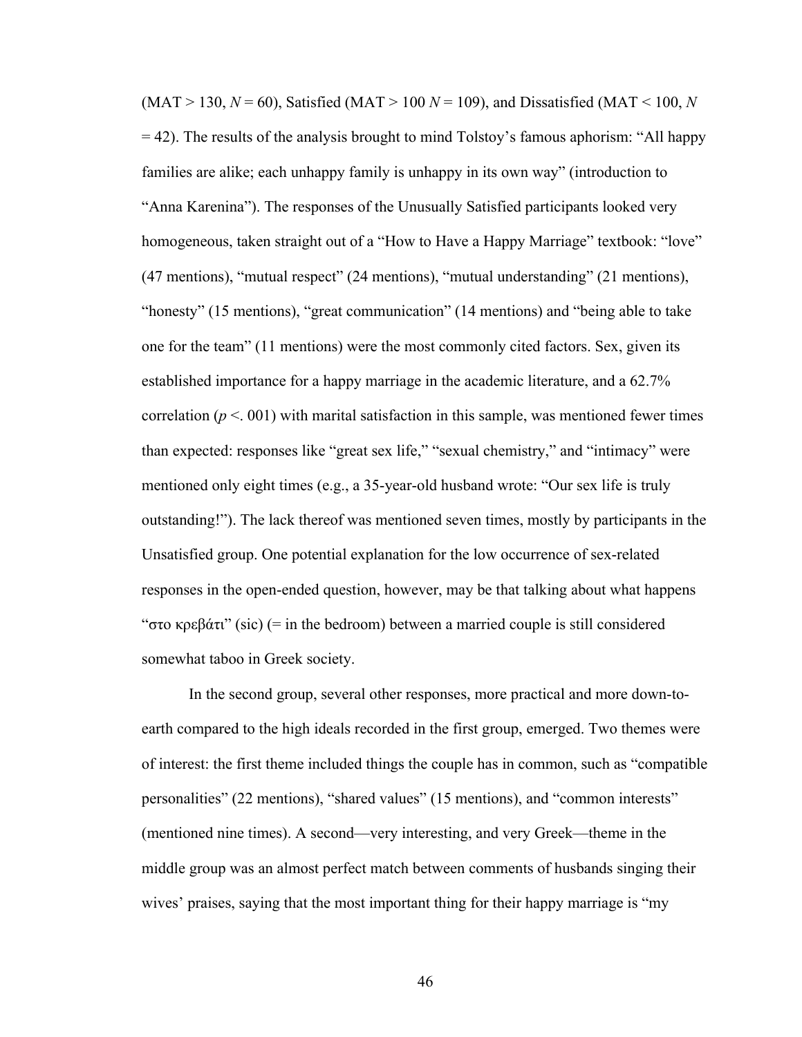(MAT > 130, $N = 60$), Satisfied (MAT > 100 $N = 109$), and Dissatisfied (MAT < 100, $N = 42$). The results of the analysis brought to mind Tolstoy's famous aphorism: "All happy families are alike; each unhappy family is unhappy in its own way" (introduction to "Anna Karenina"). The responses of the Unusually Satisfied participants looked very homogeneous, taken straight out of a "How to Have a Happy Marriage" textbook: "love" (47 mentions), "mutual respect" (24 mentions), "mutual understanding" (21 mentions), "honesty" (15 mentions), "great communication" (14 mentions) and "being able to take one for the team" (11 mentions) were the most commonly cited factors. Sex, given its established importance for a happy marriage in the academic literature, and a 62.7% correlation ($p <. 001$) with marital satisfaction in this sample, was mentioned fewer times than expected: responses like "great sex life," "sexual chemistry," and "intimacy" were mentioned only eight times (e.g., a 35-year-old husband wrote: "Our sex life is truly outstanding!"). The lack thereof was mentioned seven times, mostly by participants in the Unsatisfied group. One potential explanation for the low occurrence of sex-related responses in the open-ended question, however, may be that talking about what happens "στο κρεβάτι" (sic) (= in the bedroom) between a married couple is still considered somewhat taboo in Greek society.

In the second group, several other responses, more practical and more down-to-earth compared to the high ideals recorded in the first group, emerged. Two themes were of interest: the first theme included things the couple has in common, such as "compatible personalities" (22 mentions), "shared values" (15 mentions), and "common interests" (mentioned nine times). A second—very interesting, and very Greek—theme in the middle group was an almost perfect match between comments of husbands singing their wives' praises, saying that the most important thing for their happy marriage is "my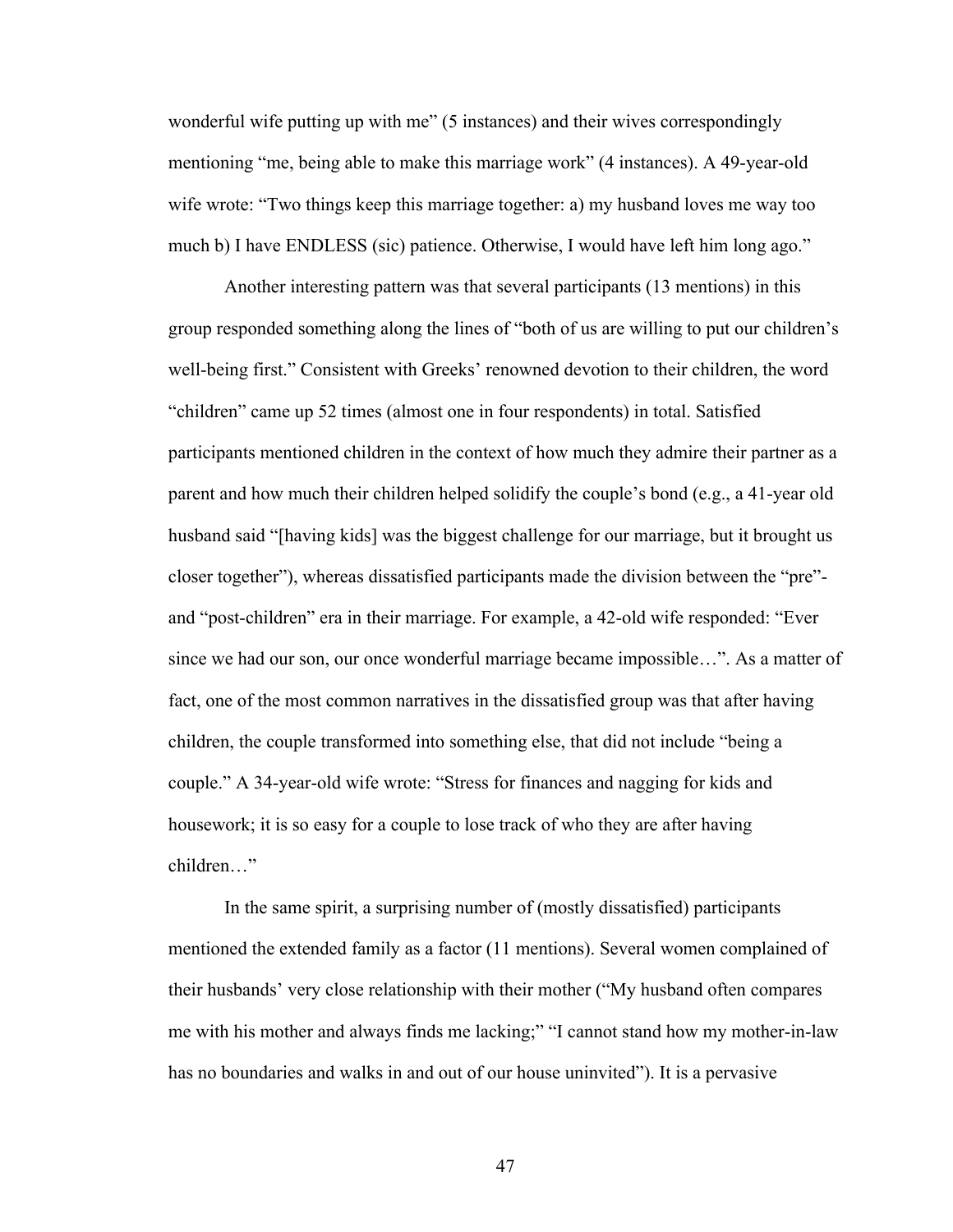wonderful wife putting up with me" (5 instances) and their wives correspondingly mentioning "me, being able to make this marriage work" (4 instances). A 49-year-old wife wrote: "Two things keep this marriage together: a) my husband loves me way too much b) I have ENDLESS (sic) patience. Otherwise, I would have left him long ago."

Another interesting pattern was that several participants (13 mentions) in this group responded something along the lines of "both of us are willing to put our children's well-being first." Consistent with Greeks' renowned devotion to their children, the word "children" came up 52 times (almost one in four respondents) in total. Satisfied participants mentioned children in the context of how much they admire their partner as a parent and how much their children helped solidify the couple's bond (e.g., a 41-year old husband said "[having kids] was the biggest challenge for our marriage, but it brought us closer together"), whereas dissatisfied participants made the division between the "pre"- and "post-children" era in their marriage. For example, a 42-old wife responded: "Ever since we had our son, our once wonderful marriage became impossible…". As a matter of fact, one of the most common narratives in the dissatisfied group was that after having children, the couple transformed into something else, that did not include "being a couple." A 34-year-old wife wrote: "Stress for finances and nagging for kids and housework; it is so easy for a couple to lose track of who they are after having children…"

In the same spirit, a surprising number of (mostly dissatisfied) participants mentioned the extended family as a factor (11 mentions). Several women complained of their husbands' very close relationship with their mother ("My husband often compares me with his mother and always finds me lacking;" "I cannot stand how my mother-in-law has no boundaries and walks in and out of our house uninvited"). It is a pervasive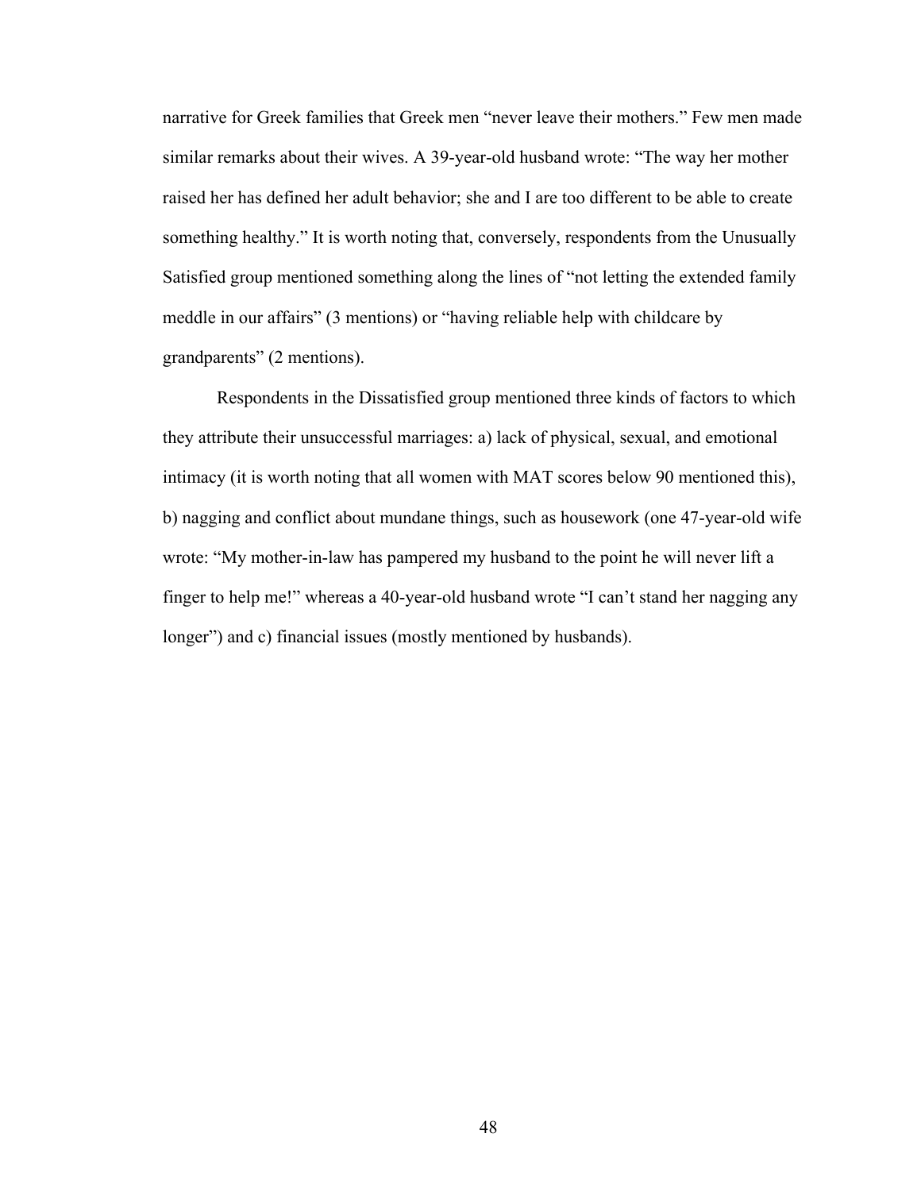narrative for Greek families that Greek men “never leave their mothers.” Few men made similar remarks about their wives. A 39-year-old husband wrote: “The way her mother raised her has defined her adult behavior; she and I are too different to be able to create something healthy.” It is worth noting that, conversely, respondents from the Unusually Satisfied group mentioned something along the lines of “not letting the extended family meddle in our affairs” (3 mentions) or “having reliable help with childcare by grandparents” (2 mentions).

Respondents in the Dissatisfied group mentioned three kinds of factors to which they attribute their unsuccessful marriages: a) lack of physical, sexual, and emotional intimacy (it is worth noting that all women with MAT scores below 90 mentioned this), b) nagging and conflict about mundane things, such as housework (one 47-year-old wife wrote: “My mother-in-law has pampered my husband to the point he will never lift a finger to help me!” whereas a 40-year-old husband wrote “I can’t stand her nagging any longer”) and c) financial issues (mostly mentioned by husbands).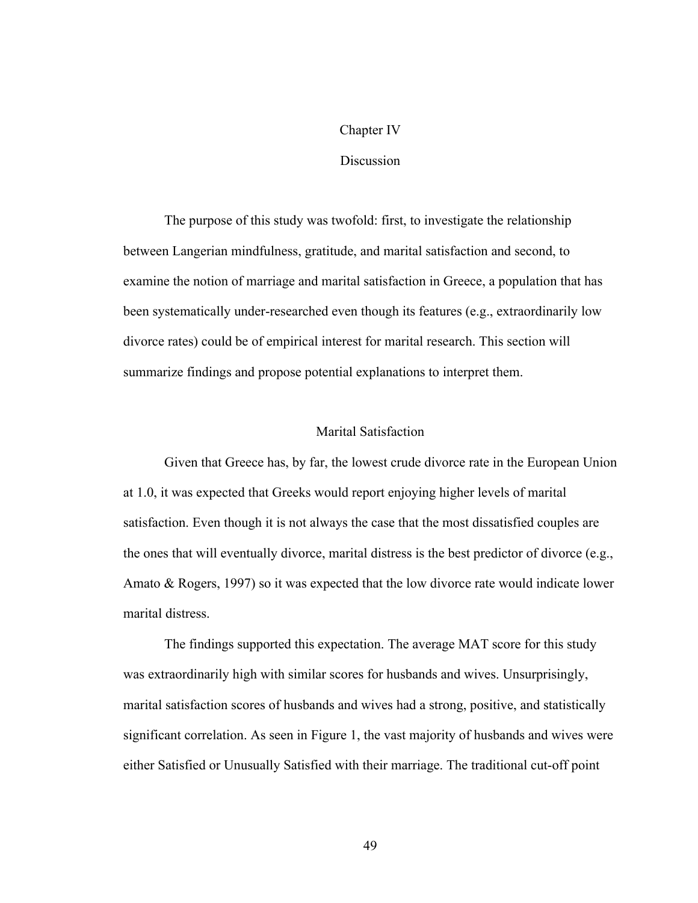# Chapter IV

# Discussion

The purpose of this study was twofold: first, to investigate the relationship between Langerian mindfulness, gratitude, and marital satisfaction and second, to examine the notion of marriage and marital satisfaction in Greece, a population that has been systematically under-researched even though its features (e.g., extraordinarily low divorce rates) could be of empirical interest for marital research. This section will summarize findings and propose potential explanations to interpret them.

## Marital Satisfaction

Given that Greece has, by far, the lowest crude divorce rate in the European Union at 1.0, it was expected that Greeks would report enjoying higher levels of marital satisfaction. Even though it is not always the case that the most dissatisfied couples are the ones that will eventually divorce, marital distress is the best predictor of divorce (e.g., Amato & Rogers, 1997) so it was expected that the low divorce rate would indicate lower marital distress.

The findings supported this expectation. The average MAT score for this study was extraordinarily high with similar scores for husbands and wives. Unsurprisingly, marital satisfaction scores of husbands and wives had a strong, positive, and statistically significant correlation. As seen in Figure 1, the vast majority of husbands and wives were either Satisfied or Unusually Satisfied with their marriage. The traditional cut-off point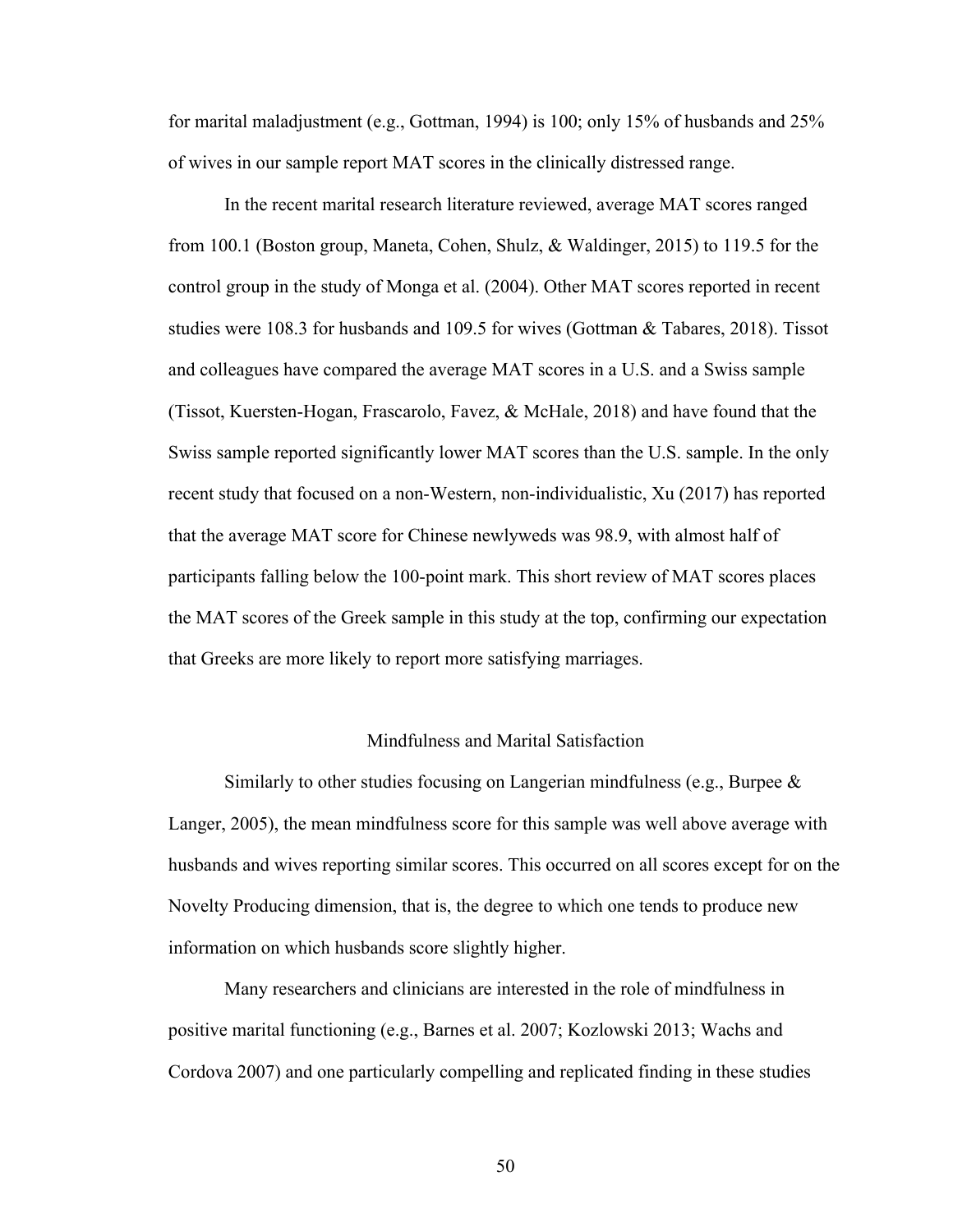for marital maladjustment (e.g., Gottman, 1994) is 100; only 15% of husbands and 25% of wives in our sample report MAT scores in the clinically distressed range.

In the recent marital research literature reviewed, average MAT scores ranged from 100.1 (Boston group, Maneta, Cohen, Shulz, & Waldinger, 2015) to 119.5 for the control group in the study of Monga et al. (2004). Other MAT scores reported in recent studies were 108.3 for husbands and 109.5 for wives (Gottman & Tabares, 2018). Tissot and colleagues have compared the average MAT scores in a U.S. and a Swiss sample (Tissot, Kuersten-Hogan, Frascarolo, Favez, & McHale, 2018) and have found that the Swiss sample reported significantly lower MAT scores than the U.S. sample. In the only recent study that focused on a non-Western, non-individualistic, Xu (2017) has reported that the average MAT score for Chinese newlyweds was 98.9, with almost half of participants falling below the 100-point mark. This short review of MAT scores places the MAT scores of the Greek sample in this study at the top, confirming our expectation that Greeks are more likely to report more satisfying marriages.

## Mindfulness and Marital Satisfaction

Similarly to other studies focusing on Langerian mindfulness (e.g., Burpee & Langer, 2005), the mean mindfulness score for this sample was well above average with husbands and wives reporting similar scores. This occurred on all scores except for on the Novelty Producing dimension, that is, the degree to which one tends to produce new information on which husbands score slightly higher.

Many researchers and clinicians are interested in the role of mindfulness in positive marital functioning (e.g., Barnes et al. 2007; Kozlowski 2013; Wachs and Cordova 2007) and one particularly compelling and replicated finding in these studies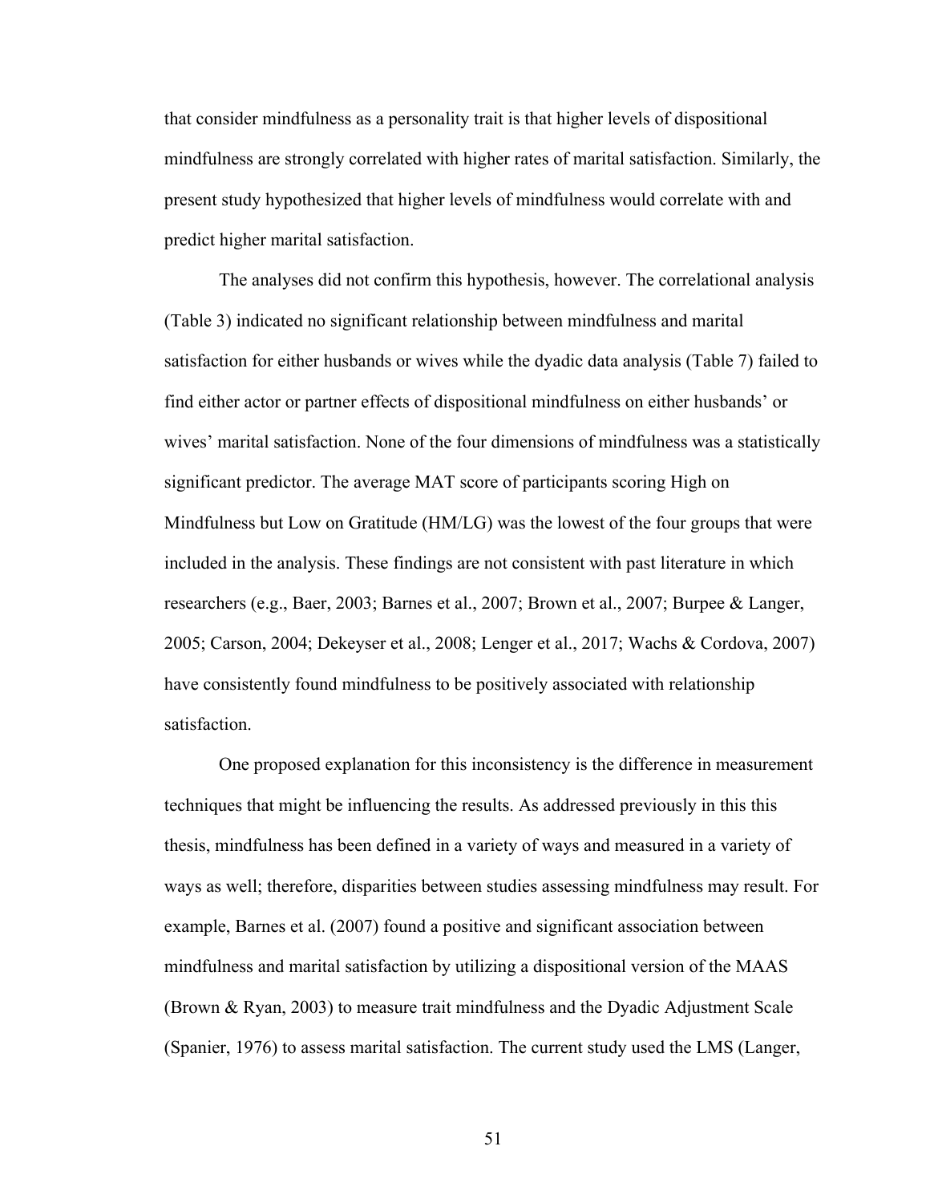that consider mindfulness as a personality trait is that higher levels of dispositional mindfulness are strongly correlated with higher rates of marital satisfaction. Similarly, the present study hypothesized that higher levels of mindfulness would correlate with and predict higher marital satisfaction.

The analyses did not confirm this hypothesis, however. The correlational analysis (Table 3) indicated no significant relationship between mindfulness and marital satisfaction for either husbands or wives while the dyadic data analysis (Table 7) failed to find either actor or partner effects of dispositional mindfulness on either husbands' or wives' marital satisfaction. None of the four dimensions of mindfulness was a statistically significant predictor. The average MAT score of participants scoring High on Mindfulness but Low on Gratitude (HM/LG) was the lowest of the four groups that were included in the analysis. These findings are not consistent with past literature in which researchers (e.g., Baer, 2003; Barnes et al., 2007; Brown et al., 2007; Burpee & Langer, 2005; Carson, 2004; Dekeyser et al., 2008; Lenger et al., 2017; Wachs & Cordova, 2007) have consistently found mindfulness to be positively associated with relationship satisfaction.

One proposed explanation for this inconsistency is the difference in measurement techniques that might be influencing the results. As addressed previously in this this thesis, mindfulness has been defined in a variety of ways and measured in a variety of ways as well; therefore, disparities between studies assessing mindfulness may result. For example, Barnes et al. (2007) found a positive and significant association between mindfulness and marital satisfaction by utilizing a dispositional version of the MAAS (Brown & Ryan, 2003) to measure trait mindfulness and the Dyadic Adjustment Scale (Spanier, 1976) to assess marital satisfaction. The current study used the LMS (Langer,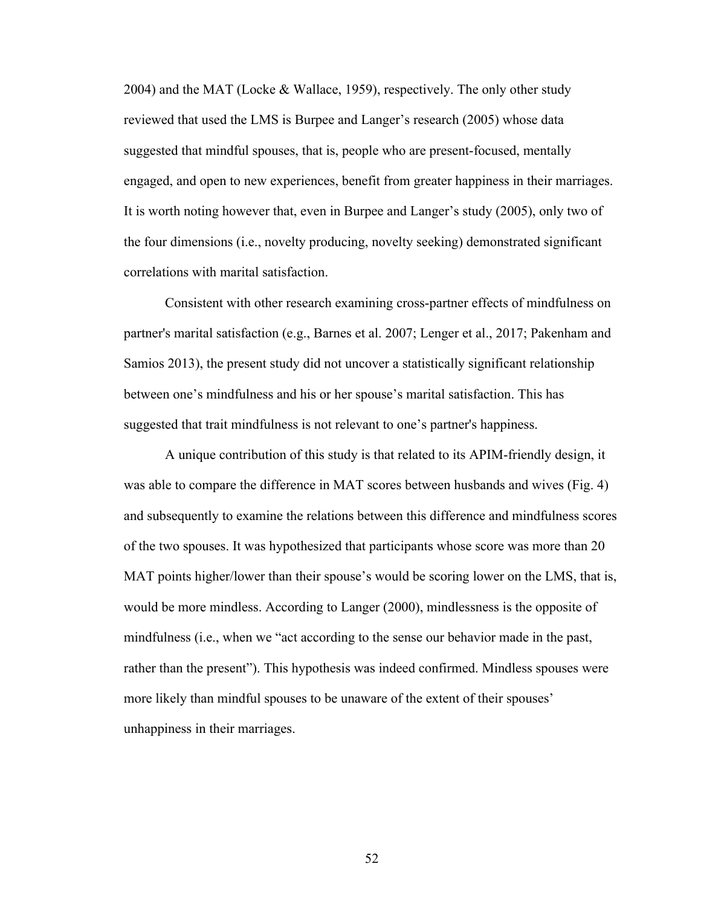2004) and the MAT (Locke & Wallace, 1959), respectively. The only other study reviewed that used the LMS is Burpee and Langer's research (2005) whose data suggested that mindful spouses, that is, people who are present-focused, mentally engaged, and open to new experiences, benefit from greater happiness in their marriages. It is worth noting however that, even in Burpee and Langer's study (2005), only two of the four dimensions (i.e., novelty producing, novelty seeking) demonstrated significant correlations with marital satisfaction.

Consistent with other research examining cross-partner effects of mindfulness on partner's marital satisfaction (e.g., Barnes et al. 2007; Lenger et al., 2017; Pakenham and Samios 2013), the present study did not uncover a statistically significant relationship between one's mindfulness and his or her spouse's marital satisfaction. This has suggested that trait mindfulness is not relevant to one's partner's happiness.

A unique contribution of this study is that related to its APIM-friendly design, it was able to compare the difference in MAT scores between husbands and wives (Fig. 4) and subsequently to examine the relations between this difference and mindfulness scores of the two spouses. It was hypothesized that participants whose score was more than 20 MAT points higher/lower than their spouse's would be scoring lower on the LMS, that is, would be more mindless. According to Langer (2000), mindlessness is the opposite of mindfulness (i.e., when we "act according to the sense our behavior made in the past, rather than the present"). This hypothesis was indeed confirmed. Mindless spouses were more likely than mindful spouses to be unaware of the extent of their spouses' unhappiness in their marriages.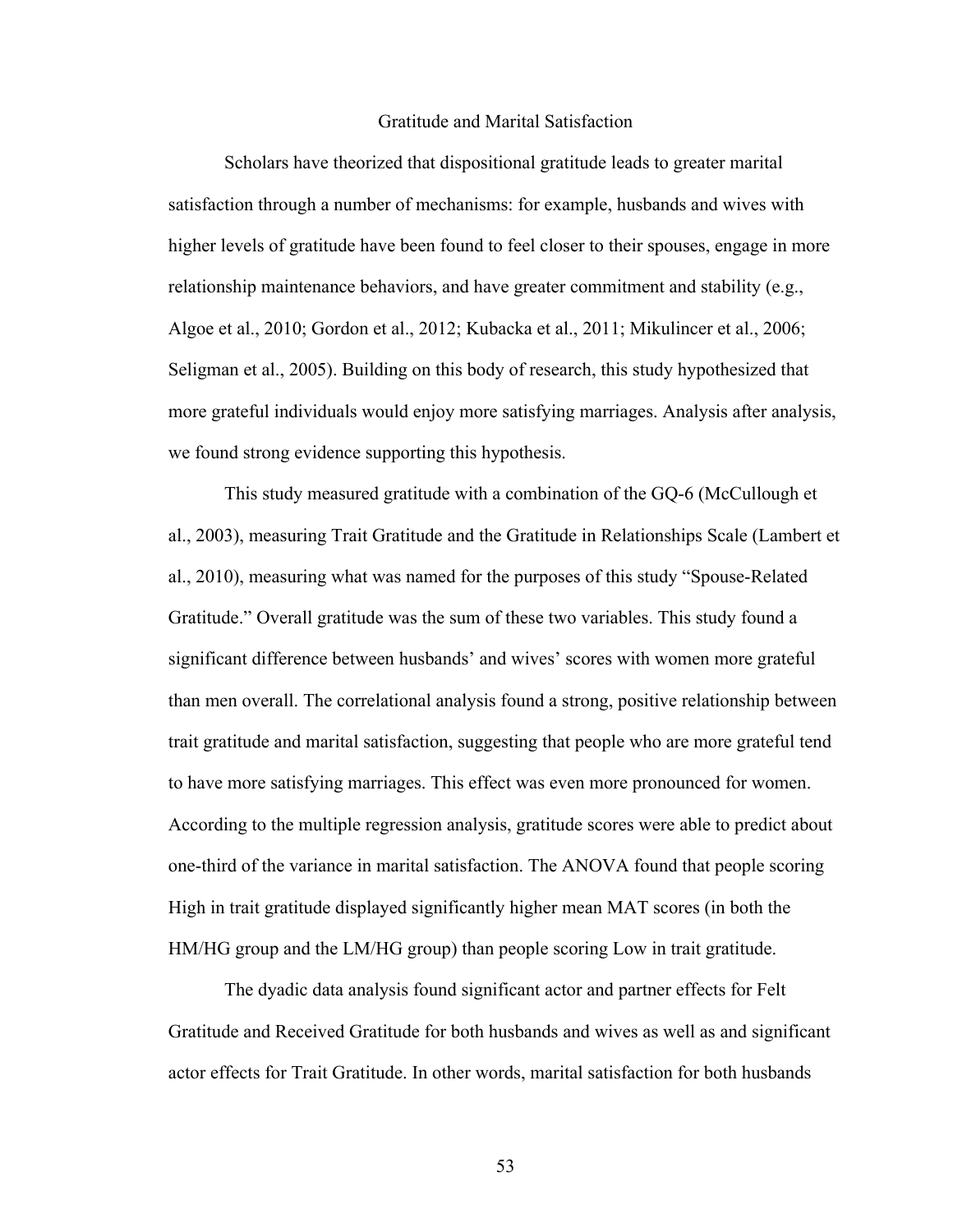## Gratitude and Marital Satisfaction

Scholars have theorized that dispositional gratitude leads to greater marital satisfaction through a number of mechanisms: for example, husbands and wives with higher levels of gratitude have been found to feel closer to their spouses, engage in more relationship maintenance behaviors, and have greater commitment and stability (e.g., Algoe et al., 2010; Gordon et al., 2012; Kubacka et al., 2011; Mikulincer et al., 2006; Seligman et al., 2005). Building on this body of research, this study hypothesized that more grateful individuals would enjoy more satisfying marriages. Analysis after analysis, we found strong evidence supporting this hypothesis.

This study measured gratitude with a combination of the GQ-6 (McCullough et al., 2003), measuring Trait Gratitude and the Gratitude in Relationships Scale (Lambert et al., 2010), measuring what was named for the purposes of this study "Spouse-Related Gratitude." Overall gratitude was the sum of these two variables. This study found a significant difference between husbands' and wives' scores with women more grateful than men overall. The correlational analysis found a strong, positive relationship between trait gratitude and marital satisfaction, suggesting that people who are more grateful tend to have more satisfying marriages. This effect was even more pronounced for women. According to the multiple regression analysis, gratitude scores were able to predict about one-third of the variance in marital satisfaction. The ANOVA found that people scoring High in trait gratitude displayed significantly higher mean MAT scores (in both the HM/HG group and the LM/HG group) than people scoring Low in trait gratitude.

The dyadic data analysis found significant actor and partner effects for Felt Gratitude and Received Gratitude for both husbands and wives as well as and significant actor effects for Trait Gratitude. In other words, marital satisfaction for both husbands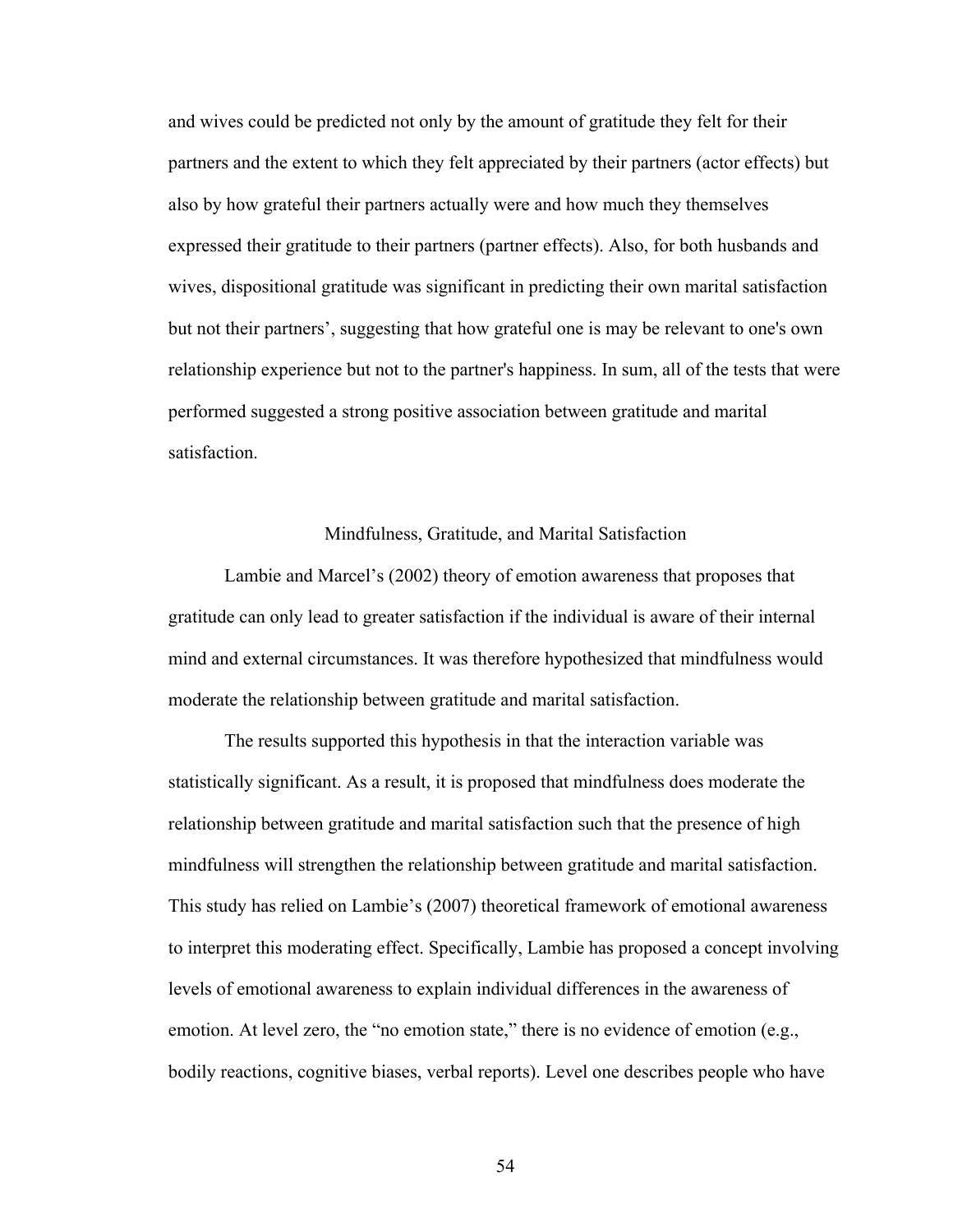and wives could be predicted not only by the amount of gratitude they felt for their partners and the extent to which they felt appreciated by their partners (actor effects) but also by how grateful their partners actually were and how much they themselves expressed their gratitude to their partners (partner effects). Also, for both husbands and wives, dispositional gratitude was significant in predicting their own marital satisfaction but not their partners', suggesting that how grateful one is may be relevant to one's own relationship experience but not to the partner's happiness. In sum, all of the tests that were performed suggested a strong positive association between gratitude and marital satisfaction.

## Mindfulness, Gratitude, and Marital Satisfaction

Lambie and Marcel's (2002) theory of emotion awareness that proposes that gratitude can only lead to greater satisfaction if the individual is aware of their internal mind and external circumstances. It was therefore hypothesized that mindfulness would moderate the relationship between gratitude and marital satisfaction.

The results supported this hypothesis in that the interaction variable was statistically significant. As a result, it is proposed that mindfulness does moderate the relationship between gratitude and marital satisfaction such that the presence of high mindfulness will strengthen the relationship between gratitude and marital satisfaction. This study has relied on Lambie's (2007) theoretical framework of emotional awareness to interpret this moderating effect. Specifically, Lambie has proposed a concept involving levels of emotional awareness to explain individual differences in the awareness of emotion. At level zero, the "no emotion state," there is no evidence of emotion (e.g., bodily reactions, cognitive biases, verbal reports). Level one describes people who have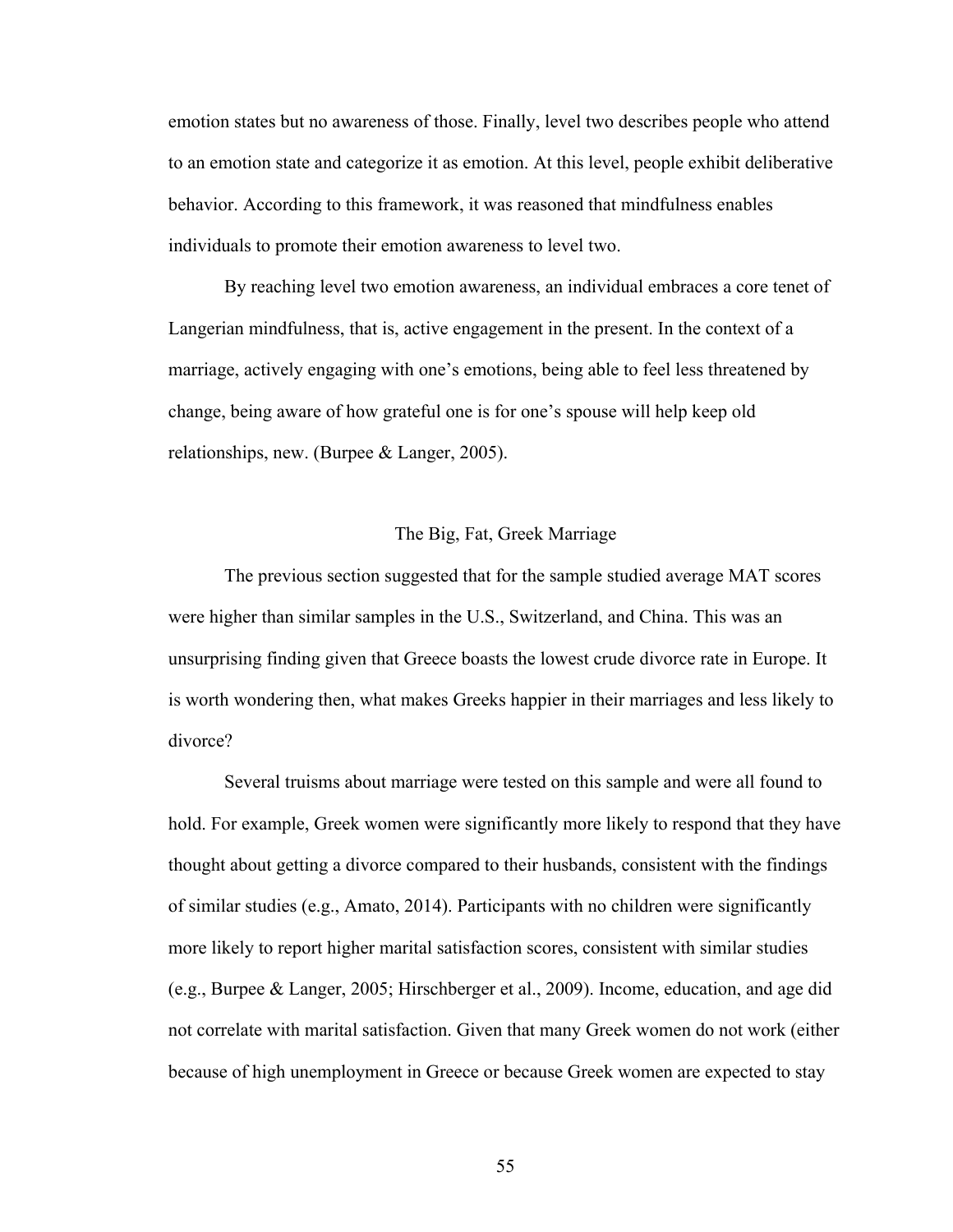emotion states but no awareness of those. Finally, level two describes people who attend to an emotion state and categorize it as emotion. At this level, people exhibit deliberative behavior. According to this framework, it was reasoned that mindfulness enables individuals to promote their emotion awareness to level two.

By reaching level two emotion awareness, an individual embraces a core tenet of Langerian mindfulness, that is, active engagement in the present. In the context of a marriage, actively engaging with one's emotions, being able to feel less threatened by change, being aware of how grateful one is for one's spouse will help keep old relationships, new. (Burpee & Langer, 2005).

## The Big, Fat, Greek Marriage

The previous section suggested that for the sample studied average MAT scores were higher than similar samples in the U.S., Switzerland, and China. This was an unsurprising finding given that Greece boasts the lowest crude divorce rate in Europe. It is worth wondering then, what makes Greeks happier in their marriages and less likely to divorce?

Several truisms about marriage were tested on this sample and were all found to hold. For example, Greek women were significantly more likely to respond that they have thought about getting a divorce compared to their husbands, consistent with the findings of similar studies (e.g., Amato, 2014). Participants with no children were significantly more likely to report higher marital satisfaction scores, consistent with similar studies (e.g., Burpee & Langer, 2005; Hirschberger et al., 2009). Income, education, and age did not correlate with marital satisfaction. Given that many Greek women do not work (either because of high unemployment in Greece or because Greek women are expected to stay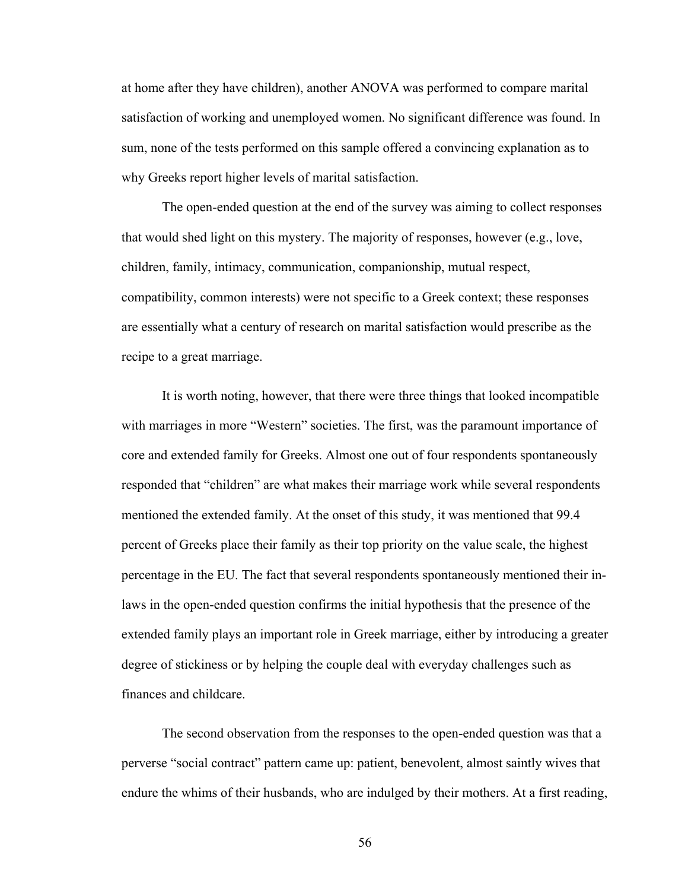at home after they have children), another ANOVA was performed to compare marital satisfaction of working and unemployed women. No significant difference was found. In sum, none of the tests performed on this sample offered a convincing explanation as to why Greeks report higher levels of marital satisfaction.

The open-ended question at the end of the survey was aiming to collect responses that would shed light on this mystery. The majority of responses, however (e.g., love, children, family, intimacy, communication, companionship, mutual respect, compatibility, common interests) were not specific to a Greek context; these responses are essentially what a century of research on marital satisfaction would prescribe as the recipe to a great marriage.

It is worth noting, however, that there were three things that looked incompatible with marriages in more "Western" societies. The first, was the paramount importance of core and extended family for Greeks. Almost one out of four respondents spontaneously responded that "children" are what makes their marriage work while several respondents mentioned the extended family. At the onset of this study, it was mentioned that 99.4 percent of Greeks place their family as their top priority on the value scale, the highest percentage in the EU. The fact that several respondents spontaneously mentioned their in-laws in the open-ended question confirms the initial hypothesis that the presence of the extended family plays an important role in Greek marriage, either by introducing a greater degree of stickiness or by helping the couple deal with everyday challenges such as finances and childcare.

The second observation from the responses to the open-ended question was that a perverse "social contract" pattern came up: patient, benevolent, almost saintly wives that endure the whims of their husbands, who are indulged by their mothers. At a first reading,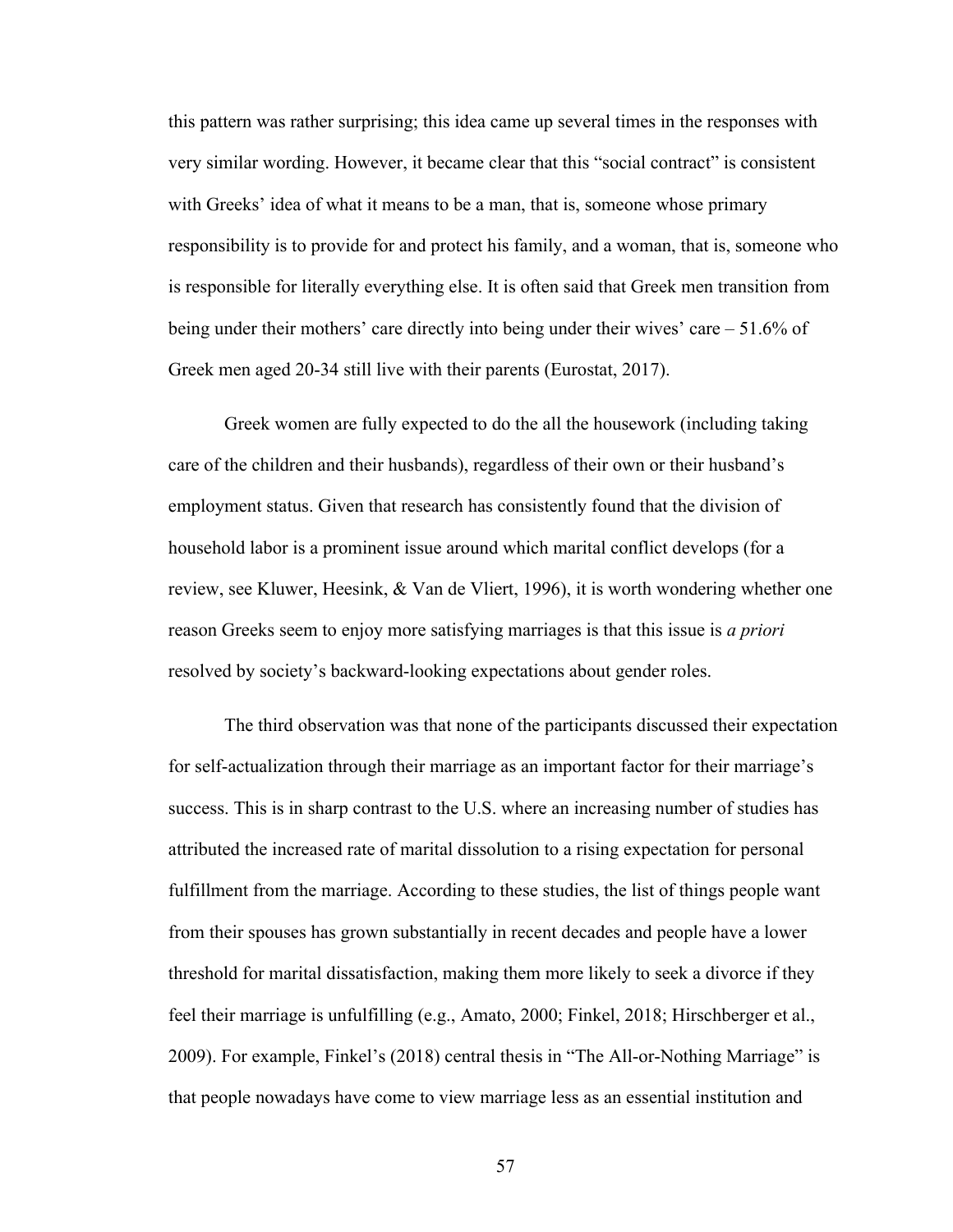this pattern was rather surprising; this idea came up several times in the responses with very similar wording. However, it became clear that this "social contract" is consistent with Greeks' idea of what it means to be a man, that is, someone whose primary responsibility is to provide for and protect his family, and a woman, that is, someone who is responsible for literally everything else. It is often said that Greek men transition from being under their mothers' care directly into being under their wives' care – 51.6% of Greek men aged 20-34 still live with their parents (Eurostat, 2017).

Greek women are fully expected to do the all the housework (including taking care of the children and their husbands), regardless of their own or their husband's employment status. Given that research has consistently found that the division of household labor is a prominent issue around which marital conflict develops (for a review, see Kluwer, Heesink, & Van de Vliert, 1996), it is worth wondering whether one reason Greeks seem to enjoy more satisfying marriages is that this issue is *a priori* resolved by society's backward-looking expectations about gender roles.

The third observation was that none of the participants discussed their expectation for self-actualization through their marriage as an important factor for their marriage's success. This is in sharp contrast to the U.S. where an increasing number of studies has attributed the increased rate of marital dissolution to a rising expectation for personal fulfillment from the marriage. According to these studies, the list of things people want from their spouses has grown substantially in recent decades and people have a lower threshold for marital dissatisfaction, making them more likely to seek a divorce if they feel their marriage is unfulfilling (e.g., Amato, 2000; Finkel, 2018; Hirschberger et al., 2009). For example, Finkel's (2018) central thesis in "The All-or-Nothing Marriage" is that people nowadays have come to view marriage less as an essential institution and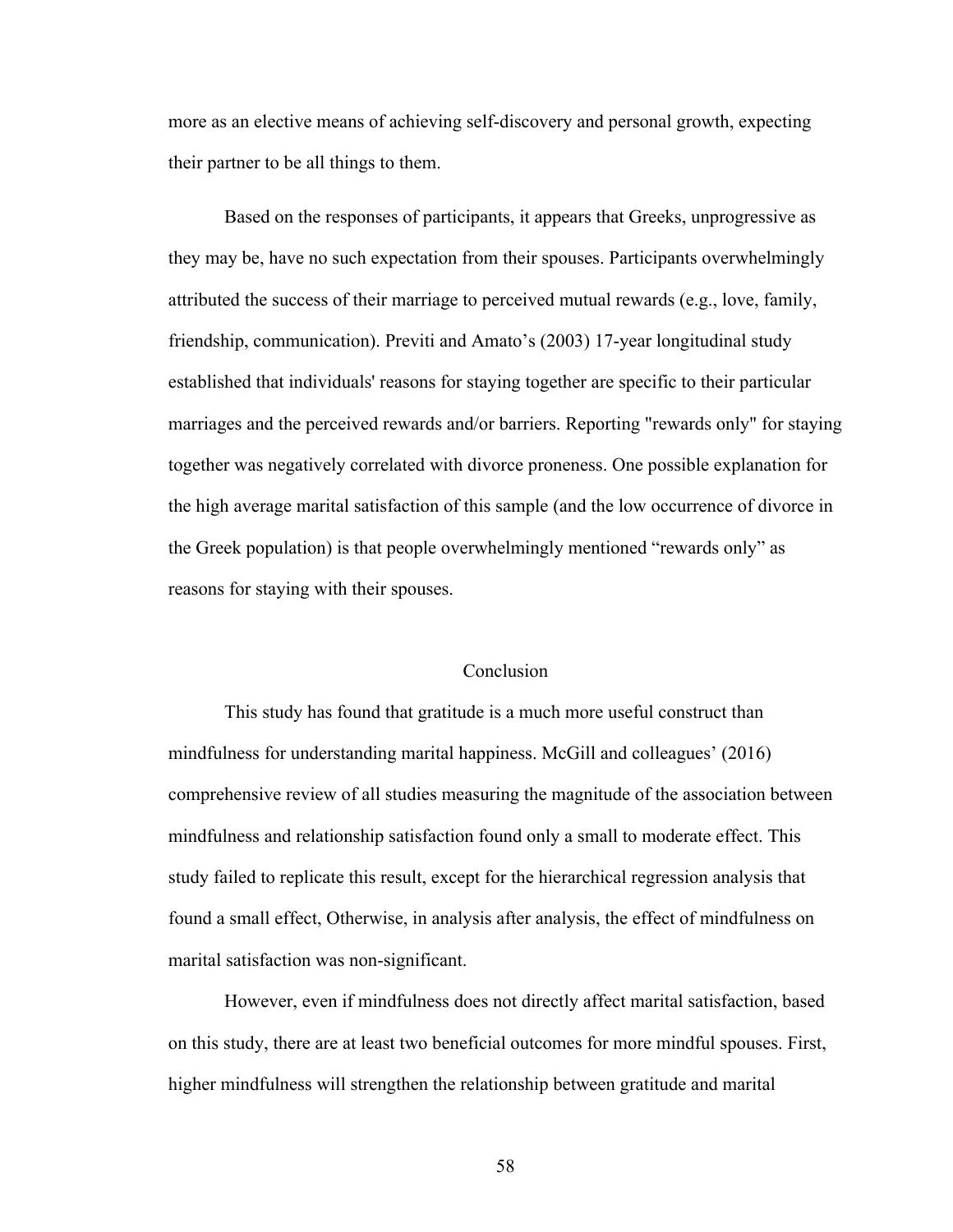more as an elective means of achieving self-discovery and personal growth, expecting their partner to be all things to them.

Based on the responses of participants, it appears that Greeks, unprogressive as they may be, have no such expectation from their spouses. Participants overwhelmingly attributed the success of their marriage to perceived mutual rewards (e.g., love, family, friendship, communication). Previti and Amato's (2003) 17-year longitudinal study established that individuals' reasons for staying together are specific to their particular marriages and the perceived rewards and/or barriers. Reporting "rewards only" for staying together was negatively correlated with divorce proneness. One possible explanation for the high average marital satisfaction of this sample (and the low occurrence of divorce in the Greek population) is that people overwhelmingly mentioned "rewards only" as reasons for staying with their spouses.

## Conclusion

This study has found that gratitude is a much more useful construct than mindfulness for understanding marital happiness. McGill and colleagues' (2016) comprehensive review of all studies measuring the magnitude of the association between mindfulness and relationship satisfaction found only a small to moderate effect. This study failed to replicate this result, except for the hierarchical regression analysis that found a small effect, Otherwise, in analysis after analysis, the effect of mindfulness on marital satisfaction was non-significant.

However, even if mindfulness does not directly affect marital satisfaction, based on this study, there are at least two beneficial outcomes for more mindful spouses. First, higher mindfulness will strengthen the relationship between gratitude and marital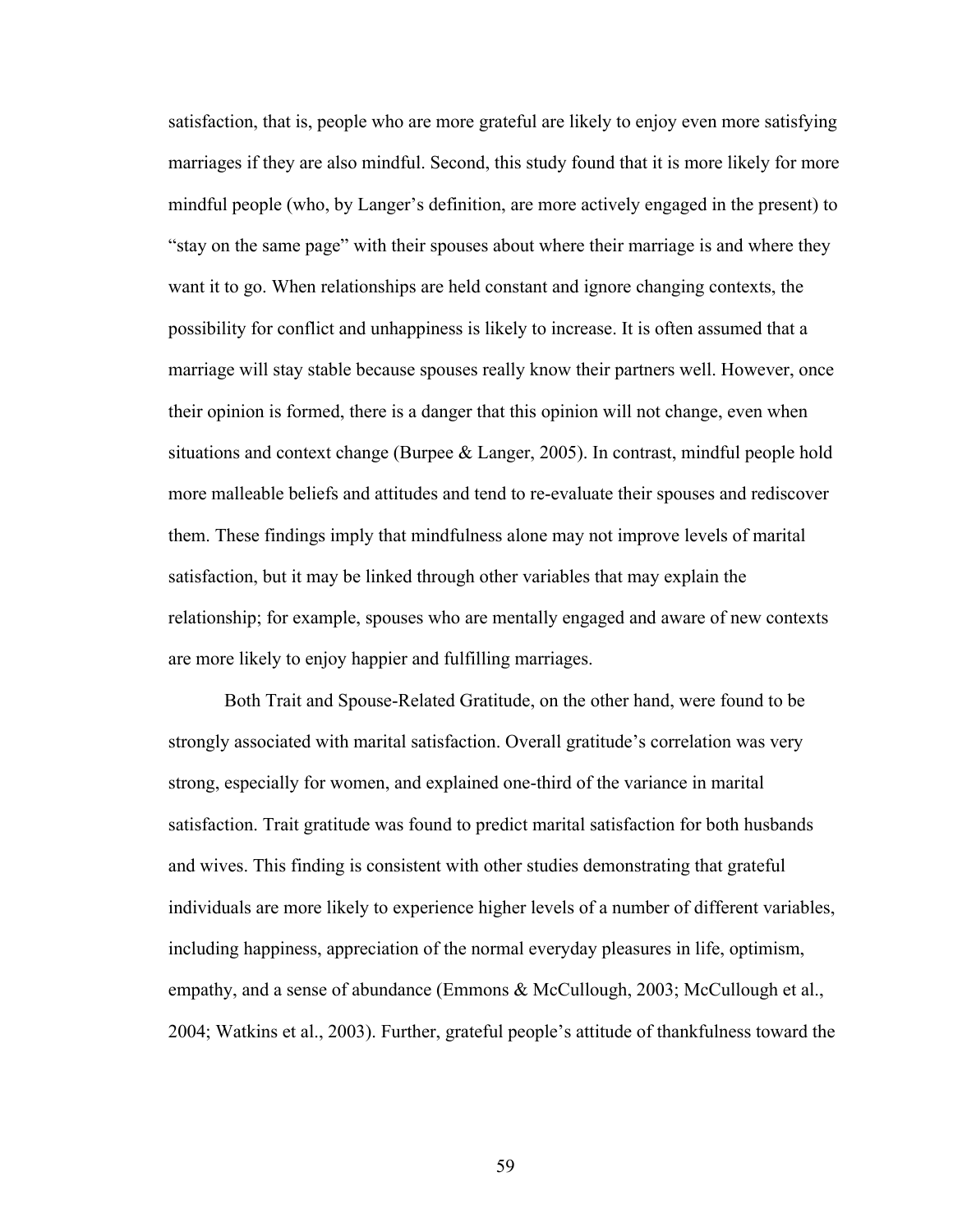satisfaction, that is, people who are more grateful are likely to enjoy even more satisfying marriages if they are also mindful. Second, this study found that it is more likely for more mindful people (who, by Langer's definition, are more actively engaged in the present) to "stay on the same page" with their spouses about where their marriage is and where they want it to go. When relationships are held constant and ignore changing contexts, the possibility for conflict and unhappiness is likely to increase. It is often assumed that a marriage will stay stable because spouses really know their partners well. However, once their opinion is formed, there is a danger that this opinion will not change, even when situations and context change (Burpee & Langer, 2005). In contrast, mindful people hold more malleable beliefs and attitudes and tend to re-evaluate their spouses and rediscover them. These findings imply that mindfulness alone may not improve levels of marital satisfaction, but it may be linked through other variables that may explain the relationship; for example, spouses who are mentally engaged and aware of new contexts are more likely to enjoy happier and fulfilling marriages.

Both Trait and Spouse-Related Gratitude, on the other hand, were found to be strongly associated with marital satisfaction. Overall gratitude's correlation was very strong, especially for women, and explained one-third of the variance in marital satisfaction. Trait gratitude was found to predict marital satisfaction for both husbands and wives. This finding is consistent with other studies demonstrating that grateful individuals are more likely to experience higher levels of a number of different variables, including happiness, appreciation of the normal everyday pleasures in life, optimism, empathy, and a sense of abundance (Emmons & McCullough, 2003; McCullough et al., 2004; Watkins et al., 2003). Further, grateful people's attitude of thankfulness toward the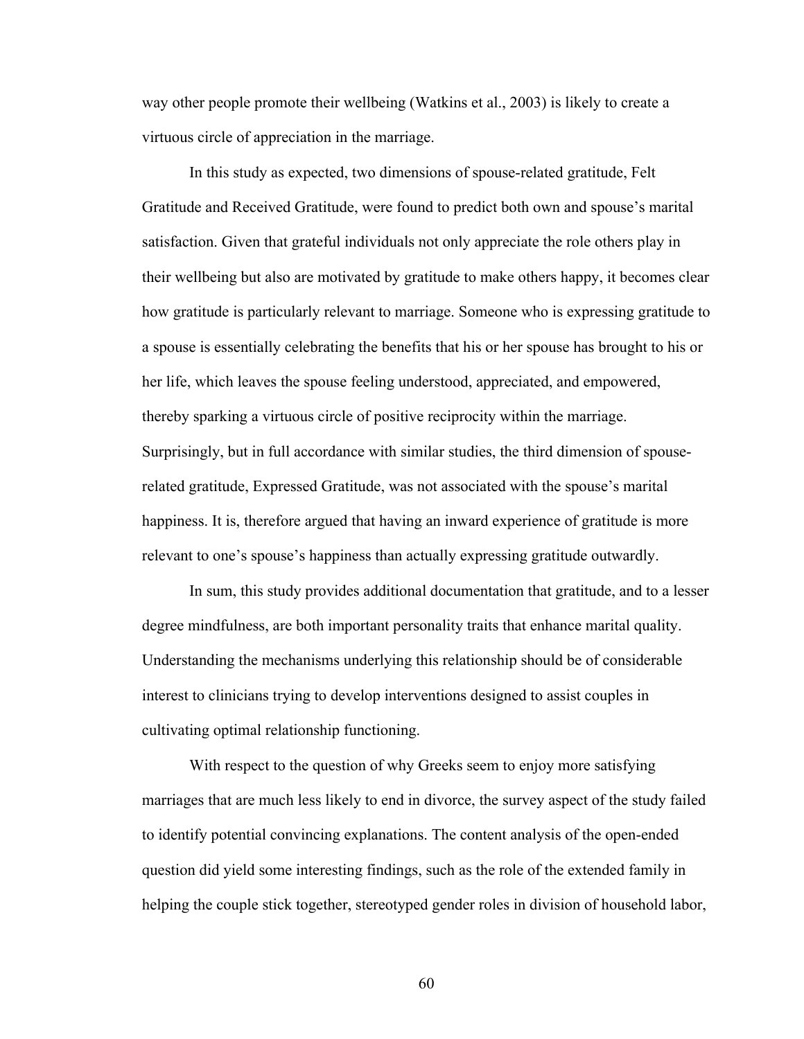way other people promote their wellbeing (Watkins et al., 2003) is likely to create a virtuous circle of appreciation in the marriage.

In this study as expected, two dimensions of spouse-related gratitude, Felt Gratitude and Received Gratitude, were found to predict both own and spouse's marital satisfaction. Given that grateful individuals not only appreciate the role others play in their wellbeing but also are motivated by gratitude to make others happy, it becomes clear how gratitude is particularly relevant to marriage. Someone who is expressing gratitude to a spouse is essentially celebrating the benefits that his or her spouse has brought to his or her life, which leaves the spouse feeling understood, appreciated, and empowered, thereby sparking a virtuous circle of positive reciprocity within the marriage. Surprisingly, but in full accordance with similar studies, the third dimension of spouse-related gratitude, Expressed Gratitude, was not associated with the spouse's marital happiness. It is, therefore argued that having an inward experience of gratitude is more relevant to one's spouse's happiness than actually expressing gratitude outwardly.

In sum, this study provides additional documentation that gratitude, and to a lesser degree mindfulness, are both important personality traits that enhance marital quality. Understanding the mechanisms underlying this relationship should be of considerable interest to clinicians trying to develop interventions designed to assist couples in cultivating optimal relationship functioning.

With respect to the question of why Greeks seem to enjoy more satisfying marriages that are much less likely to end in divorce, the survey aspect of the study failed to identify potential convincing explanations. The content analysis of the open-ended question did yield some interesting findings, such as the role of the extended family in helping the couple stick together, stereotyped gender roles in division of household labor,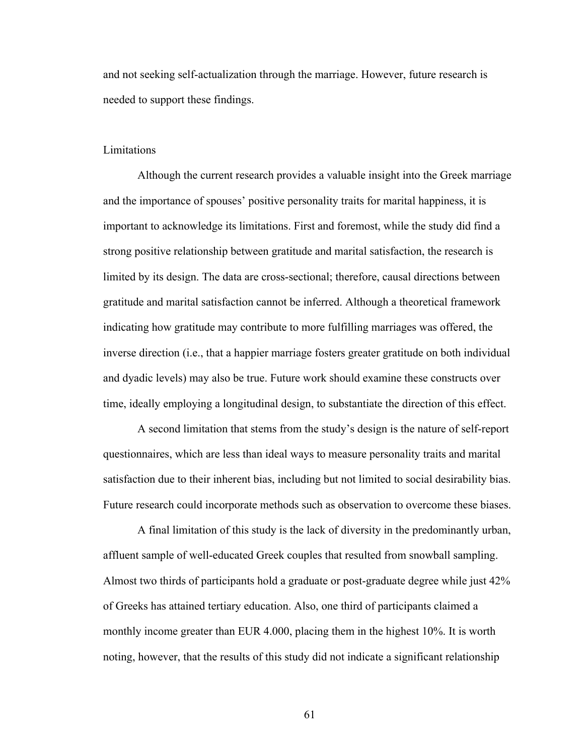and not seeking self-actualization through the marriage. However, future research is needed to support these findings.

## Limitations

Although the current research provides a valuable insight into the Greek marriage and the importance of spouses' positive personality traits for marital happiness, it is important to acknowledge its limitations. First and foremost, while the study did find a strong positive relationship between gratitude and marital satisfaction, the research is limited by its design. The data are cross-sectional; therefore, causal directions between gratitude and marital satisfaction cannot be inferred. Although a theoretical framework indicating how gratitude may contribute to more fulfilling marriages was offered, the inverse direction (i.e., that a happier marriage fosters greater gratitude on both individual and dyadic levels) may also be true. Future work should examine these constructs over time, ideally employing a longitudinal design, to substantiate the direction of this effect.

A second limitation that stems from the study's design is the nature of self-report questionnaires, which are less than ideal ways to measure personality traits and marital satisfaction due to their inherent bias, including but not limited to social desirability bias. Future research could incorporate methods such as observation to overcome these biases.

A final limitation of this study is the lack of diversity in the predominantly urban, affluent sample of well-educated Greek couples that resulted from snowball sampling. Almost two thirds of participants hold a graduate or post-graduate degree while just 42% of Greeks has attained tertiary education. Also, one third of participants claimed a monthly income greater than EUR 4.000, placing them in the highest 10%. It is worth noting, however, that the results of this study did not indicate a significant relationship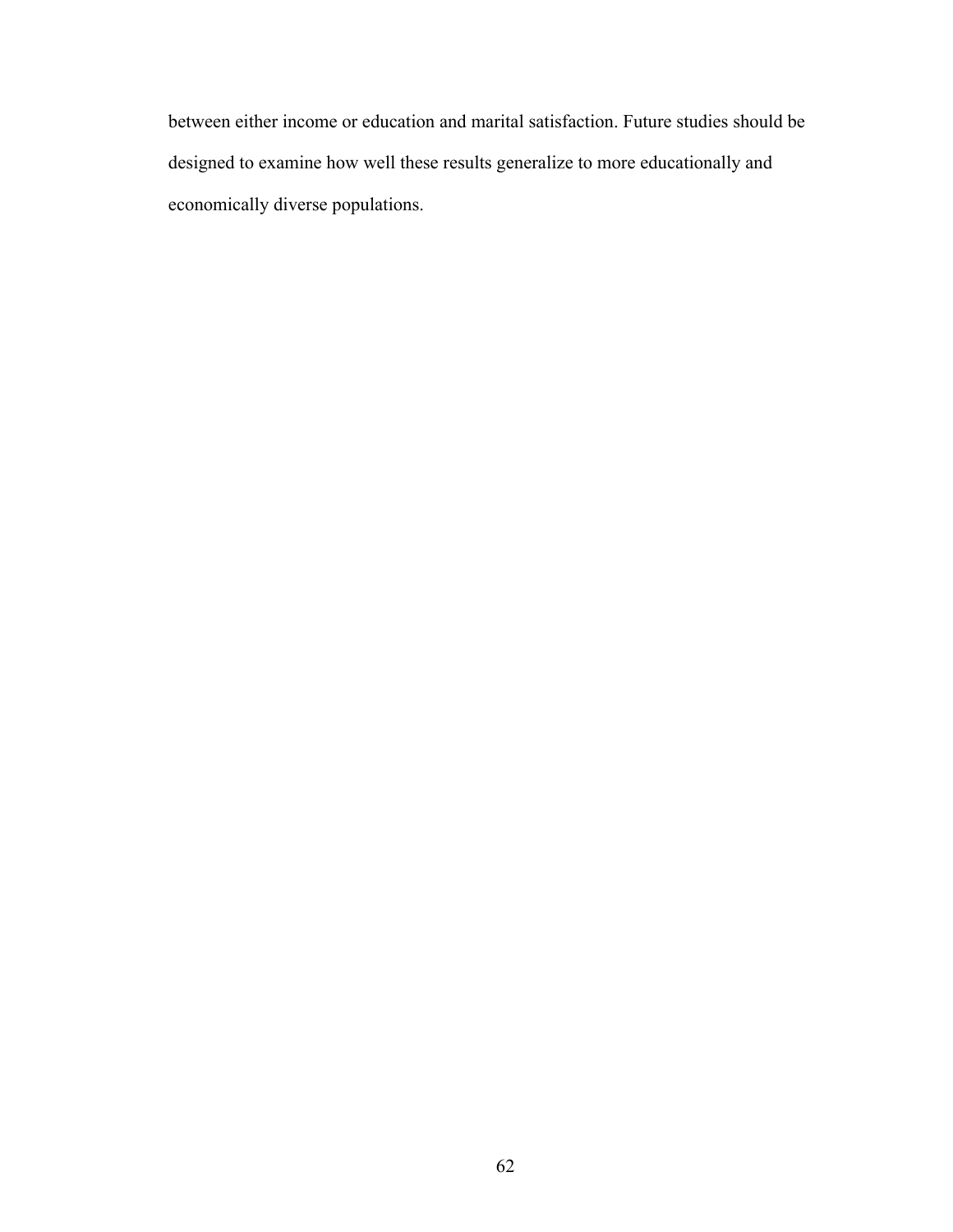between either income or education and marital satisfaction. Future studies should be designed to examine how well these results generalize to more educationally and economically diverse populations.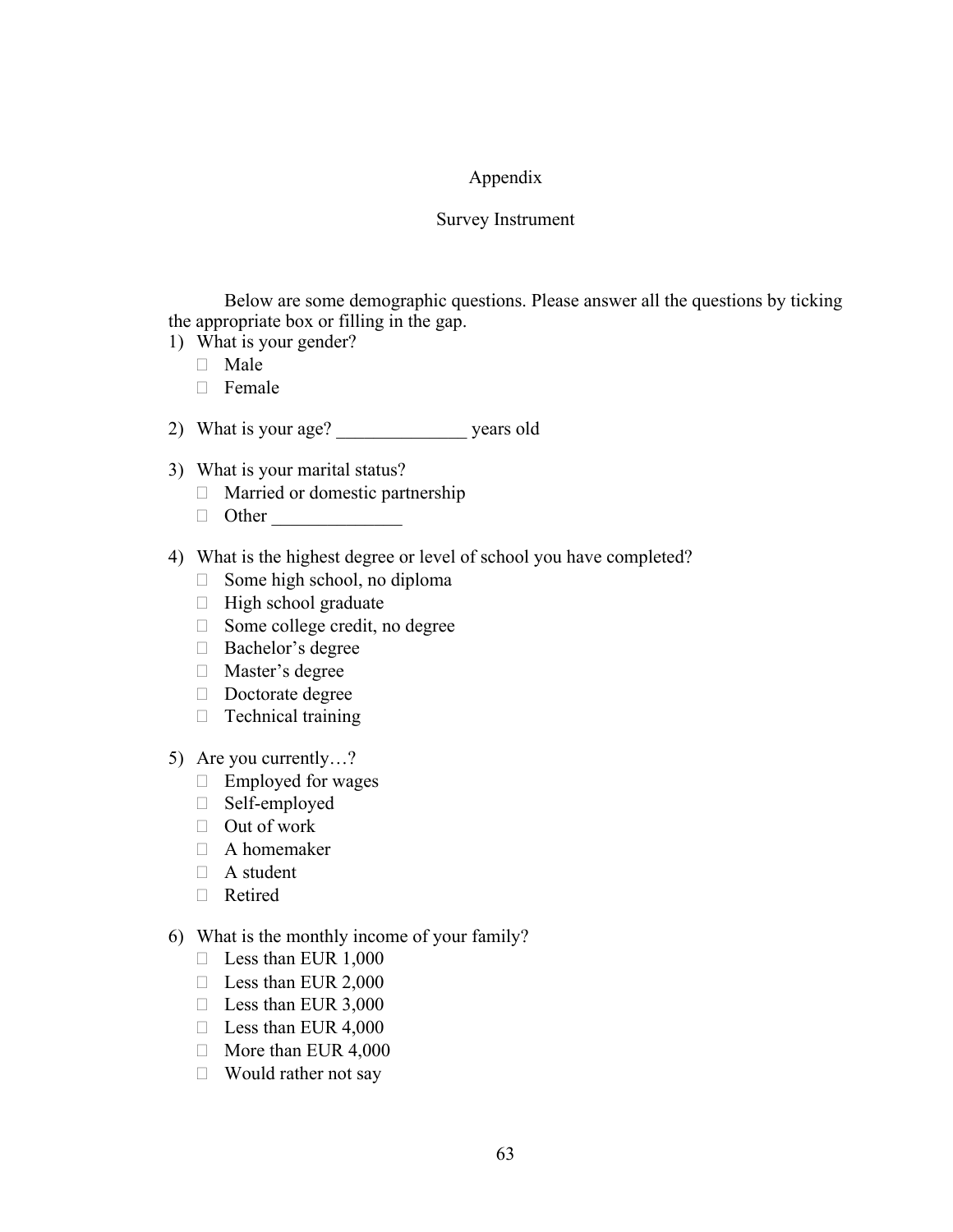# Appendix

## Survey Instrument

Below are some demographic questions. Please answer all the questions by ticking the appropriate box or filling in the gap.

1) What is your gender?
   - ☐ Male
   - ☐ Female

2) What is your age? ______________ years old

3) What is your marital status?
   - ☐ Married or domestic partnership
   - ☐ Other ______________

4) What is the highest degree or level of school you have completed?
   - ☐ Some high school, no diploma
   - ☐ High school graduate
   - ☐ Some college credit, no degree
   - ☐ Bachelor's degree
   - ☐ Master's degree
   - ☐ Doctorate degree
   - ☐ Technical training

5) Are you currently…?
   - ☐ Employed for wages
   - ☐ Self-employed
   - ☐ Out of work
   - ☐ A homemaker
   - ☐ A student
   - ☐ Retired

6) What is the monthly income of your family?
   - ☐ Less than EUR 1,000
   - ☐ Less than EUR 2,000
   - ☐ Less than EUR 3,000
   - ☐ Less than EUR 4,000
   - ☐ More than EUR 4,000
   - ☐ Would rather not say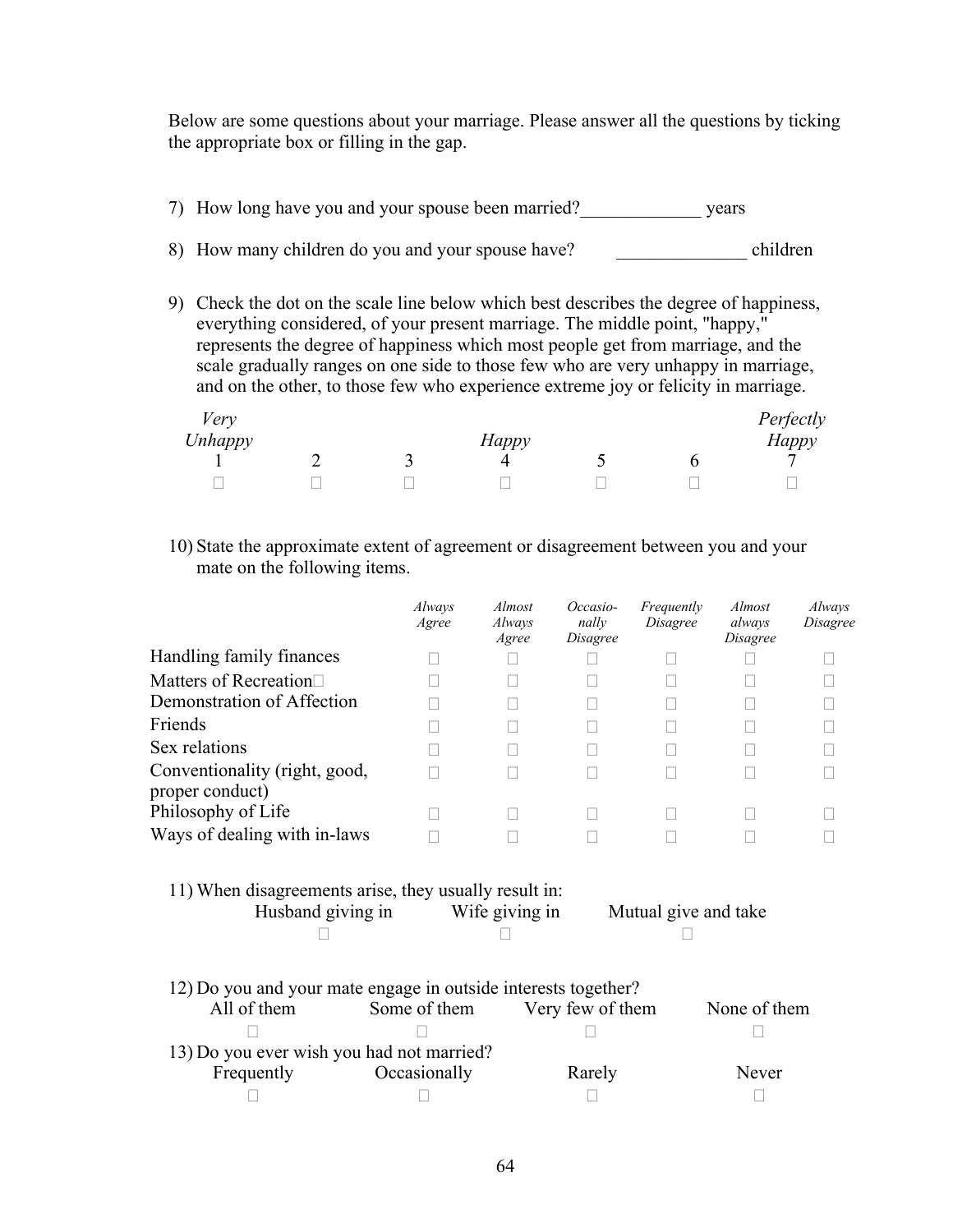Below are some questions about your marriage. Please answer all the questions by ticking the appropriate box or filling in the gap.

7) How long have you and your spouse been married?_____________ years

8) How many children do you and your spouse have? ______________ children

9) Check the dot on the scale line below which best describes the degree of happiness, everything considered, of your present marriage. The middle point, "happy," represents the degree of happiness which most people get from marriage, and the scale gradually ranges on one side to those few who are very unhappy in marriage, and on the other, to those few who experience extreme joy or felicity in marriage.

| *Very Unhappy* | | | *Happy* | | | *Perfectly Happy* |
|---|---|---|---|---|---|---|
| 1 | 2 | 3 | 4 | 5 | 6 | 7 |
| ☐ | ☐ | ☐ | ☐ | ☐ | ☐ | ☐ |

10) State the approximate extent of agreement or disagreement between you and your mate on the following items.

| | *Always Agree* | *Almost Always Agree* | *Occasionally Disagree* | *Frequently Disagree* | *Almost always Disagree* | *Always Disagree* |
|---|---|---|---|---|---|---|
| Handling family finances | ☐ | ☐ | ☐ | ☐ | ☐ | ☐ |
| Matters of Recreation | ☐ | ☐ | ☐ | ☐ | ☐ | ☐ |
| Demonstration of Affection | ☐ | ☐ | ☐ | ☐ | ☐ | ☐ |
| Friends | ☐ | ☐ | ☐ | ☐ | ☐ | ☐ |
| Sex relations | ☐ | ☐ | ☐ | ☐ | ☐ | ☐ |
| Conventionality (right, good, proper conduct) | ☐ | ☐ | ☐ | ☐ | ☐ | ☐ |
| Philosophy of Life | ☐ | ☐ | ☐ | ☐ | ☐ | ☐ |
| Ways of dealing with in-laws | ☐ | ☐ | ☐ | ☐ | ☐ | ☐ |

11) When disagreements arise, they usually result in:

| Husband giving in | Wife giving in | Mutual give and take |
|---|---|---|
| ☐ | ☐ | ☐ |

12) Do you and your mate engage in outside interests together?

| All of them | Some of them | Very few of them | None of them |
|---|---|---|---|
| ☐ | ☐ | ☐ | ☐ |

13) Do you ever wish you had not married?

| Frequently | Occasionally | Rarely | Never |
|---|---|---|---|
| ☐ | ☐ | ☐ | ☐ |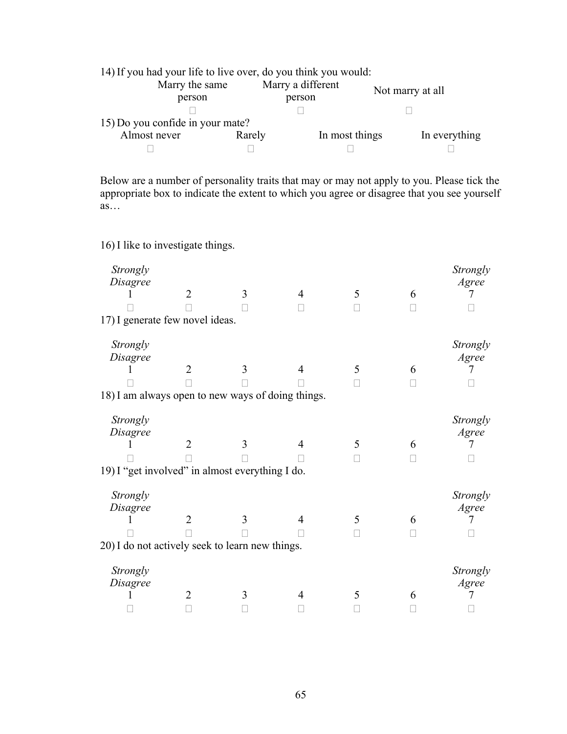14) If you had your life to live over, do you think you would:

| Marry the same person | Marry a different person | Not marry at all |
|---|---|---|
| ☐ | ☐ | ☐ |

15) Do you confide in your mate?

| Almost never | Rarely | In most things | In everything |
|---|---|---|---|
| ☐ | ☐ | ☐ | ☐ |

Below are a number of personality traits that may or may not apply to you. Please tick the appropriate box to indicate the extent to which you agree or disagree that you see yourself as…

16) I like to investigate things.

| *Strongly Disagree* 1 | 2 | 3 | 4 | 5 | 6 | *Strongly Agree* 7 |
|---|---|---|---|---|---|---|
| ☐ | ☐ | ☐ | ☐ | ☐ | ☐ | ☐ |

17) I generate few novel ideas.

| *Strongly Disagree* 1 | 2 | 3 | 4 | 5 | 6 | *Strongly Agree* 7 |
|---|---|---|---|---|---|---|
| ☐ | ☐ | ☐ | ☐ | ☐ | ☐ | ☐ |

18) I am always open to new ways of doing things.

| *Strongly Disagree* 1 | 2 | 3 | 4 | 5 | 6 | *Strongly Agree* 7 |
|---|---|---|---|---|---|---|
| ☐ | ☐ | ☐ | ☐ | ☐ | ☐ | ☐ |

19) I "get involved" in almost everything I do.

| *Strongly Disagree* 1 | 2 | 3 | 4 | 5 | 6 | *Strongly Agree* 7 |
|---|---|---|---|---|---|---|
| ☐ | ☐ | ☐ | ☐ | ☐ | ☐ | ☐ |

20) I do not actively seek to learn new things.

| *Strongly Disagree* 1 | 2 | 3 | 4 | 5 | 6 | *Strongly Agree* 7 |
|---|---|---|---|---|---|---|
| ☐ | ☐ | ☐ | ☐ | ☐ | ☐ | ☐ |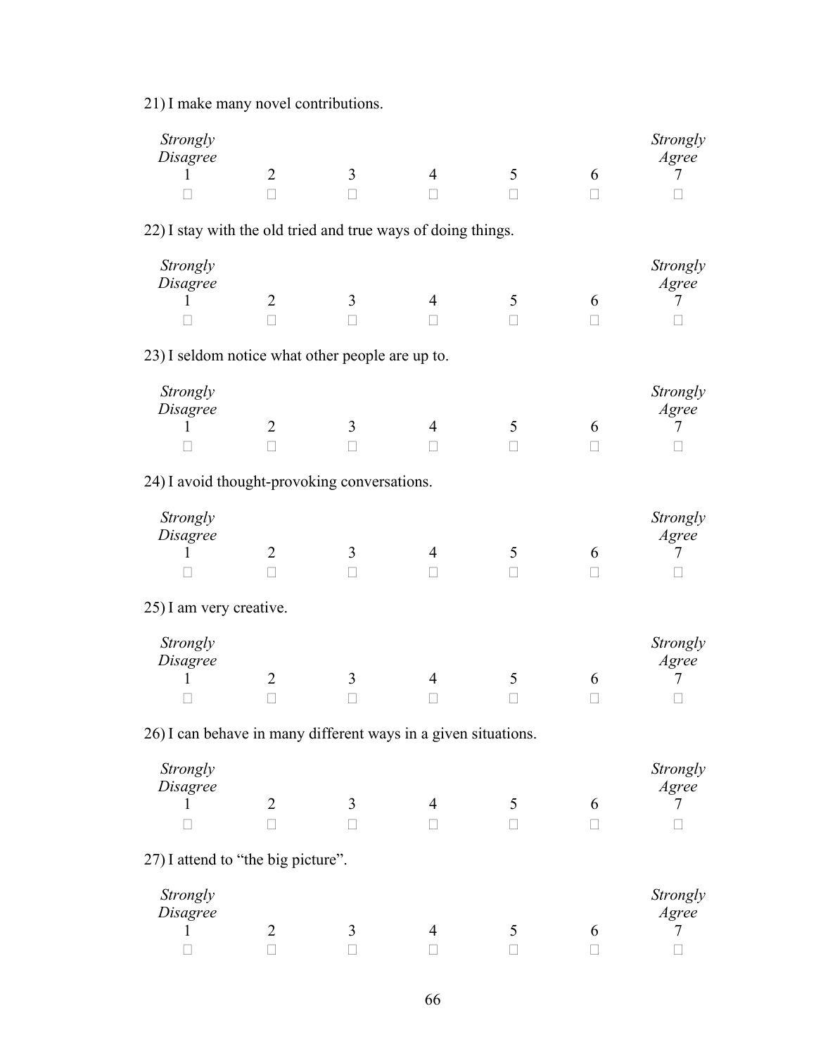21) I make many novel contributions.

| *Strongly Disagree* 1 | 2 | 3 | 4 | 5 | 6 | *Strongly Agree* 7 |
|---|---|---|---|---|---|---|
| □ | □ | □ | □ | □ | □ | □ |

22) I stay with the old tried and true ways of doing things.

| *Strongly Disagree* 1 | 2 | 3 | 4 | 5 | 6 | *Strongly Agree* 7 |
|---|---|---|---|---|---|---|
| □ | □ | □ | □ | □ | □ | □ |

23) I seldom notice what other people are up to.

| *Strongly Disagree* 1 | 2 | 3 | 4 | 5 | 6 | *Strongly Agree* 7 |
|---|---|---|---|---|---|---|
| □ | □ | □ | □ | □ | □ | □ |

24) I avoid thought-provoking conversations.

| *Strongly Disagree* 1 | 2 | 3 | 4 | 5 | 6 | *Strongly Agree* 7 |
|---|---|---|---|---|---|---|
| □ | □ | □ | □ | □ | □ | □ |

25) I am very creative.

| *Strongly Disagree* 1 | 2 | 3 | 4 | 5 | 6 | *Strongly Agree* 7 |
|---|---|---|---|---|---|---|
| □ | □ | □ | □ | □ | □ | □ |

26) I can behave in many different ways in a given situations.

| *Strongly Disagree* 1 | 2 | 3 | 4 | 5 | 6 | *Strongly Agree* 7 |
|---|---|---|---|---|---|---|
| □ | □ | □ | □ | □ | □ | □ |

27) I attend to "the big picture".

| *Strongly Disagree* 1 | 2 | 3 | 4 | 5 | 6 | *Strongly Agree* 7 |
|---|---|---|---|---|---|---|
| □ | □ | □ | □ | □ | □ | □ |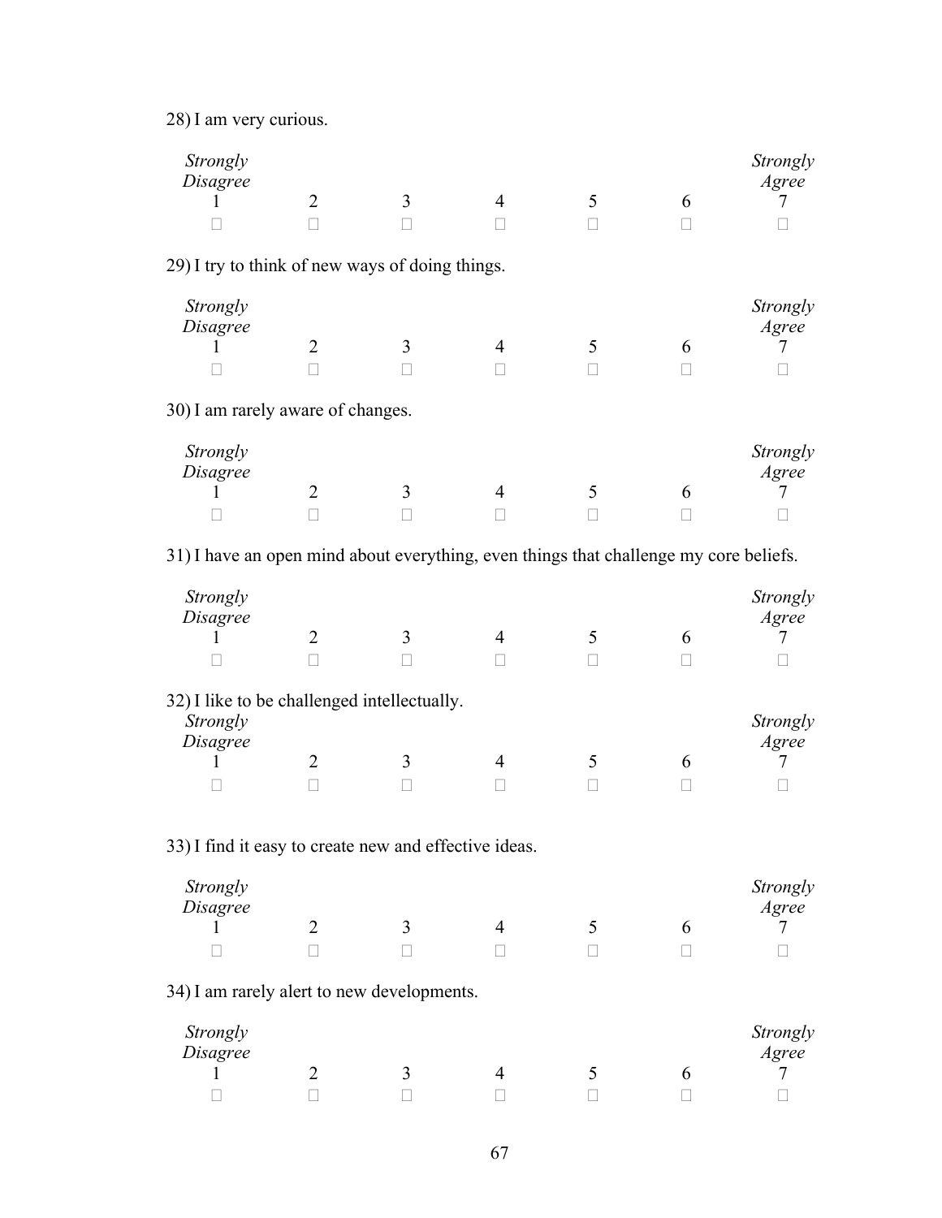28) I am very curious.

| *Strongly Disagree* 1 | 2 | 3 | 4 | 5 | 6 | *Strongly Agree* 7 |
|---|---|---|---|---|---|---|
| □ | □ | □ | □ | □ | □ | □ |

29) I try to think of new ways of doing things.

| *Strongly Disagree* 1 | 2 | 3 | 4 | 5 | 6 | *Strongly Agree* 7 |
|---|---|---|---|---|---|---|
| □ | □ | □ | □ | □ | □ | □ |

30) I am rarely aware of changes.

| *Strongly Disagree* 1 | 2 | 3 | 4 | 5 | 6 | *Strongly Agree* 7 |
|---|---|---|---|---|---|---|
| □ | □ | □ | □ | □ | □ | □ |

31) I have an open mind about everything, even things that challenge my core beliefs.

| *Strongly Disagree* 1 | 2 | 3 | 4 | 5 | 6 | *Strongly Agree* 7 |
|---|---|---|---|---|---|---|
| □ | □ | □ | □ | □ | □ | □ |

32) I like to be challenged intellectually.

| *Strongly Disagree* 1 | 2 | 3 | 4 | 5 | 6 | *Strongly Agree* 7 |
|---|---|---|---|---|---|---|
| □ | □ | □ | □ | □ | □ | □ |

33) I find it easy to create new and effective ideas.

| *Strongly Disagree* 1 | 2 | 3 | 4 | 5 | 6 | *Strongly Agree* 7 |
|---|---|---|---|---|---|---|
| □ | □ | □ | □ | □ | □ | □ |

34) I am rarely alert to new developments.

| *Strongly Disagree* 1 | 2 | 3 | 4 | 5 | 6 | *Strongly Agree* 7 |
|---|---|---|---|---|---|---|
| □ | □ | □ | □ | □ | □ | □ |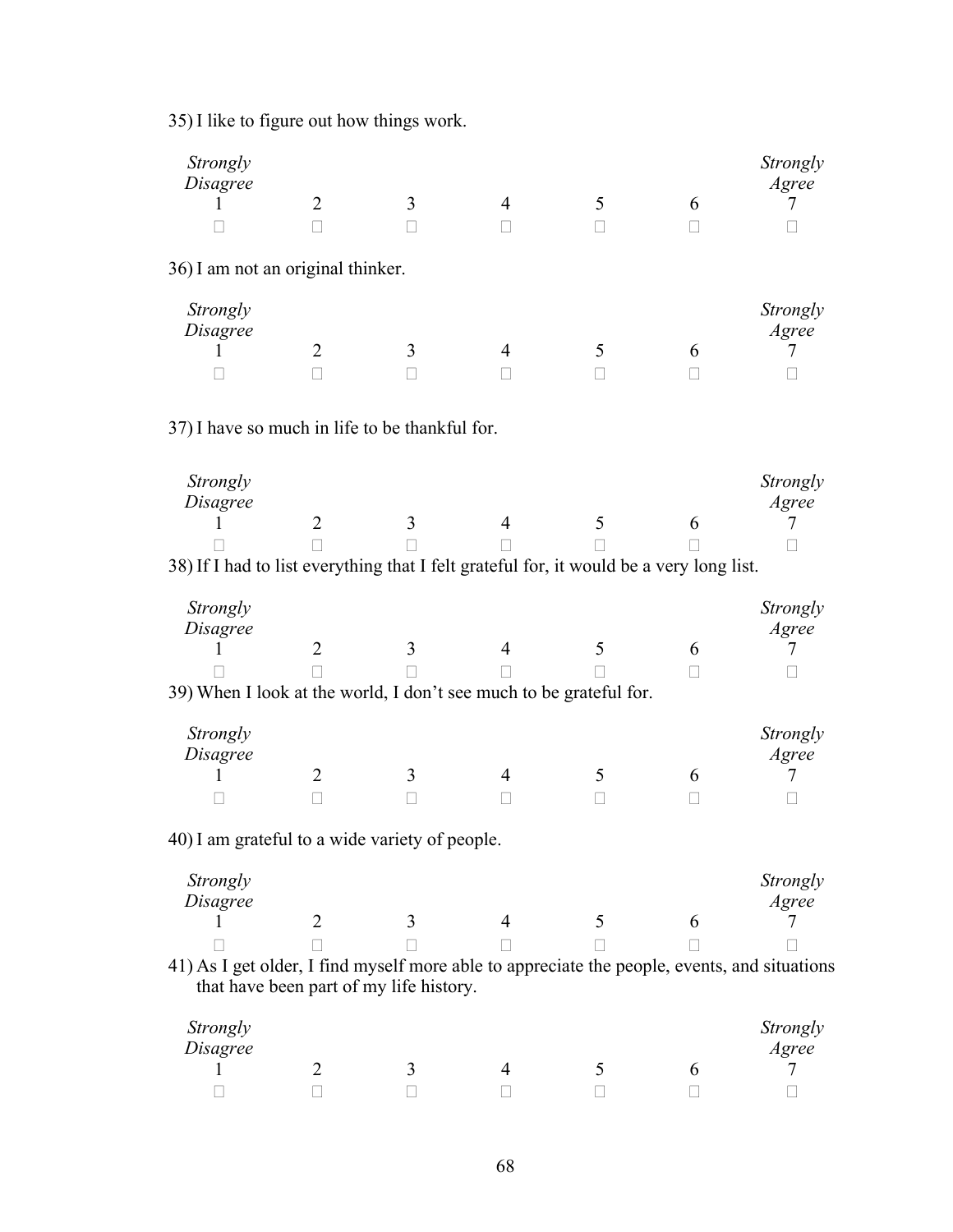35) I like to figure out how things work.

| *Strongly Disagree* 1 | 2 | 3 | 4 | 5 | 6 | *Strongly Agree* 7 |
|---|---|---|---|---|---|---|
| □ | □ | □ | □ | □ | □ | □ |

36) I am not an original thinker.

| *Strongly Disagree* 1 | 2 | 3 | 4 | 5 | 6 | *Strongly Agree* 7 |
|---|---|---|---|---|---|---|
| □ | □ | □ | □ | □ | □ | □ |

37) I have so much in life to be thankful for.

| *Strongly Disagree* 1 | 2 | 3 | 4 | 5 | 6 | *Strongly Agree* 7 |
|---|---|---|---|---|---|---|
| □ | □ | □ | □ | □ | □ | □ |

38) If I had to list everything that I felt grateful for, it would be a very long list.

| *Strongly Disagree* 1 | 2 | 3 | 4 | 5 | 6 | *Strongly Agree* 7 |
|---|---|---|---|---|---|---|
| □ | □ | □ | □ | □ | □ | □ |

39) When I look at the world, I don't see much to be grateful for.

| *Strongly Disagree* 1 | 2 | 3 | 4 | 5 | 6 | *Strongly Agree* 7 |
|---|---|---|---|---|---|---|
| □ | □ | □ | □ | □ | □ | □ |

40) I am grateful to a wide variety of people.

| *Strongly Disagree* 1 | 2 | 3 | 4 | 5 | 6 | *Strongly Agree* 7 |
|---|---|---|---|---|---|---|
| □ | □ | □ | □ | □ | □ | □ |

41) As I get older, I find myself more able to appreciate the people, events, and situations that have been part of my life history.

| *Strongly Disagree* 1 | 2 | 3 | 4 | 5 | 6 | *Strongly Agree* 7 |
|---|---|---|---|---|---|---|
| □ | □ | □ | □ | □ | □ | □ |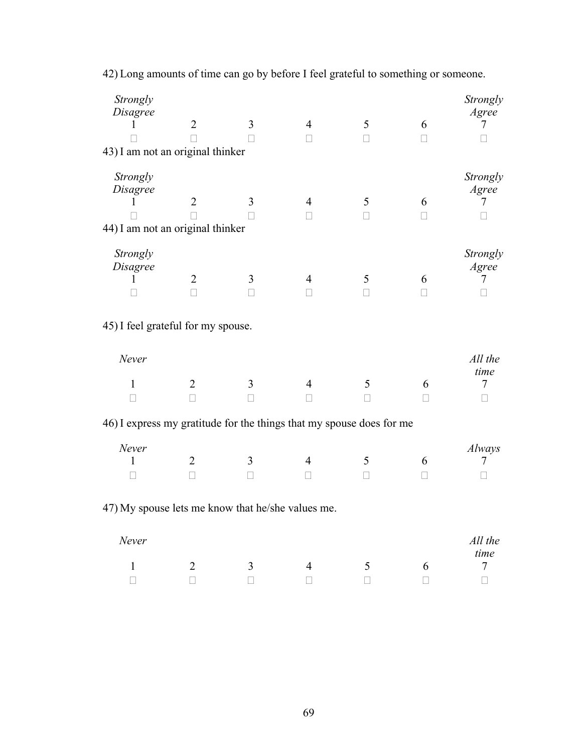42) Long amounts of time can go by before I feel grateful to something or someone.

| *Strongly Disagree* | | | | | | *Strongly Agree* |
|---|---|---|---|---|---|---|
| 1 | 2 | 3 | 4 | 5 | 6 | 7 |
| □ | □ | □ | □ | □ | □ | □ |

43) I am not an original thinker

| *Strongly Disagree* | | | | | | *Strongly Agree* |
|---|---|---|---|---|---|---|
| 1 | 2 | 3 | 4 | 5 | 6 | 7 |
| □ | □ | □ | □ | □ | □ | □ |

44) I am not an original thinker

| *Strongly Disagree* | | | | | | *Strongly Agree* |
|---|---|---|---|---|---|---|
| 1 | 2 | 3 | 4 | 5 | 6 | 7 |
| □ | □ | □ | □ | □ | □ | □ |

45) I feel grateful for my spouse.

| *Never* | | | | | | *All the time* |
|---|---|---|---|---|---|---|
| 1 | 2 | 3 | 4 | 5 | 6 | 7 |
| □ | □ | □ | □ | □ | □ | □ |

46) I express my gratitude for the things that my spouse does for me

| *Never* | | | | | | *Always* |
|---|---|---|---|---|---|---|
| 1 | 2 | 3 | 4 | 5 | 6 | 7 |
| □ | □ | □ | □ | □ | □ | □ |

47) My spouse lets me know that he/she values me.

| *Never* | | | | | | *All the time* |
|---|---|---|---|---|---|---|
| 1 | 2 | 3 | 4 | 5 | 6 | 7 |
| □ | □ | □ | □ | □ | □ | □ |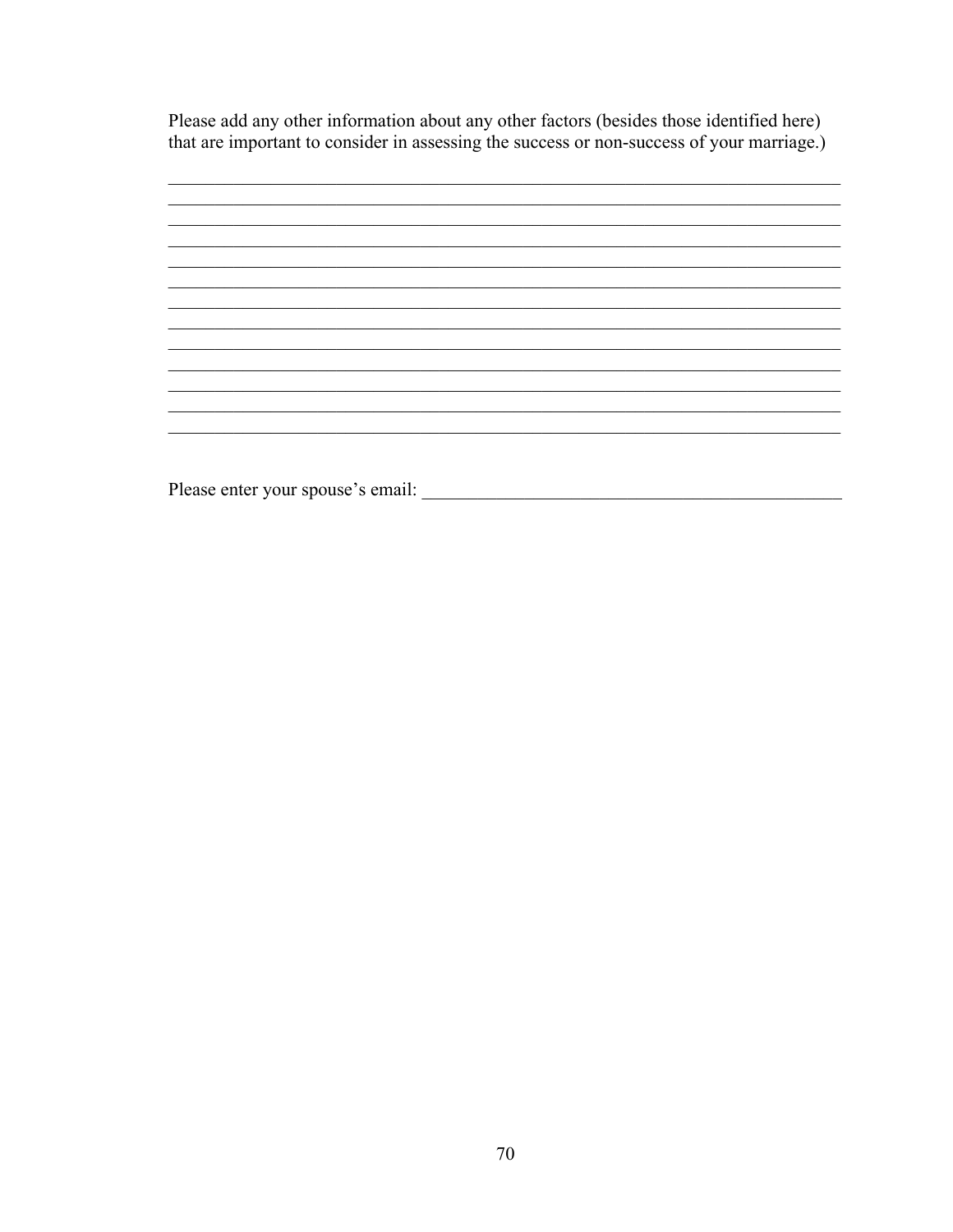Please add any other information about any other factors (besides those identified here) that are important to consider in assessing the success or non-success of your marriage.)

____________________________________________________________________________
____________________________________________________________________________
____________________________________________________________________________
____________________________________________________________________________
____________________________________________________________________________
____________________________________________________________________________
____________________________________________________________________________
____________________________________________________________________________
____________________________________________________________________________
____________________________________________________________________________
____________________________________________________________________________
____________________________________________________________________________
____________________________________________________________________________

Please enter your spouse's email: ______________________________________________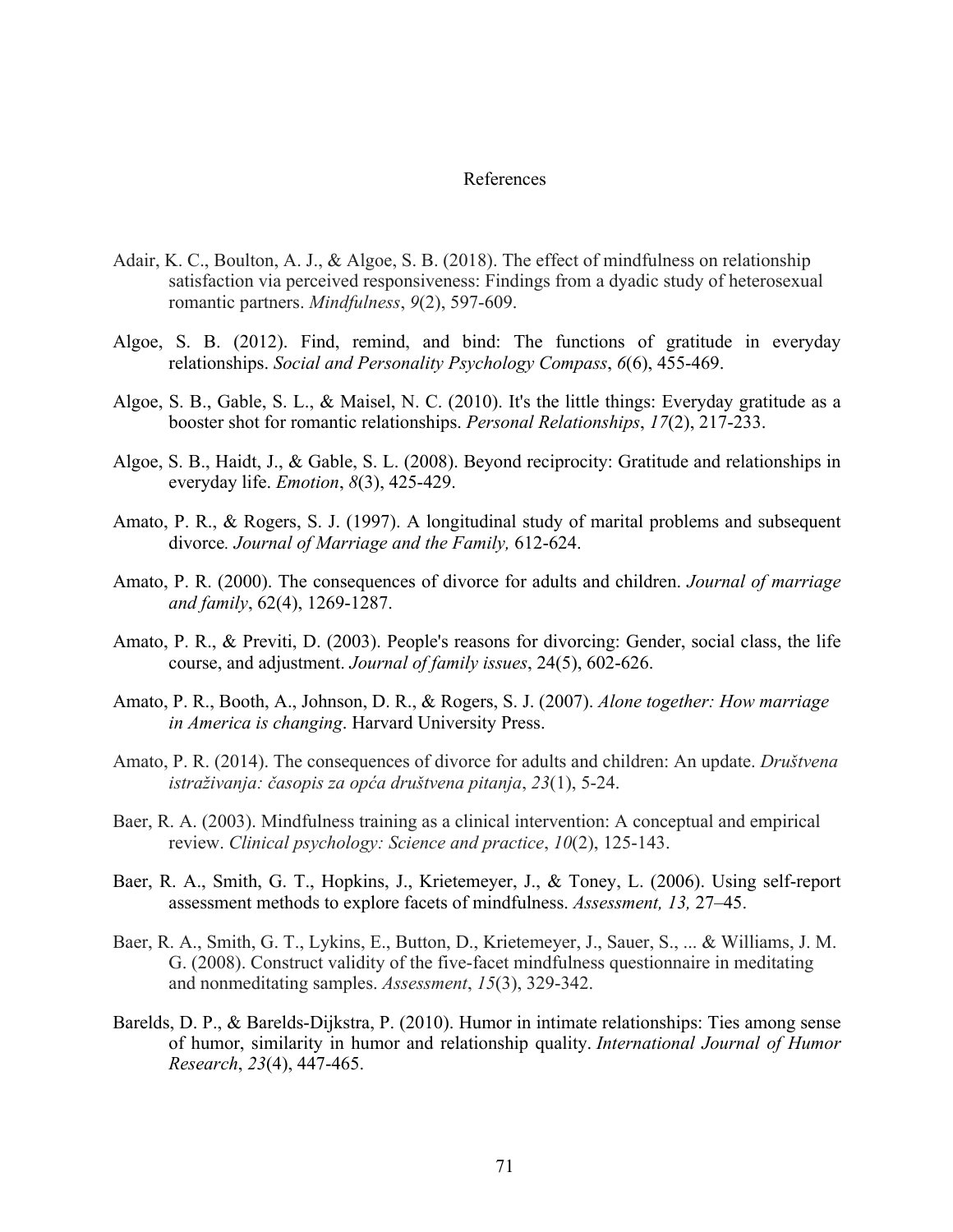# References

Adair, K. C., Boulton, A. J., & Algoe, S. B. (2018). The effect of mindfulness on relationship satisfaction via perceived responsiveness: Findings from a dyadic study of heterosexual romantic partners. *Mindfulness*, *9*(2), 597-609.

Algoe, S. B. (2012). Find, remind, and bind: The functions of gratitude in everyday relationships. *Social and Personality Psychology Compass*, *6*(6), 455-469.

Algoe, S. B., Gable, S. L., & Maisel, N. C. (2010). It's the little things: Everyday gratitude as a booster shot for romantic relationships. *Personal Relationships*, *17*(2), 217-233.

Algoe, S. B., Haidt, J., & Gable, S. L. (2008). Beyond reciprocity: Gratitude and relationships in everyday life. *Emotion*, *8*(3), 425-429.

Amato, P. R., & Rogers, S. J. (1997). A longitudinal study of marital problems and subsequent divorce*. Journal of Marriage and the Family,* 612-624.

Amato, P. R. (2000). The consequences of divorce for adults and children. *Journal of marriage and family*, 62(4), 1269-1287.

Amato, P. R., & Previti, D. (2003). People's reasons for divorcing: Gender, social class, the life course, and adjustment. *Journal of family issues*, 24(5), 602-626.

Amato, P. R., Booth, A., Johnson, D. R., & Rogers, S. J. (2007). *Alone together: How marriage in America is changing*. Harvard University Press.

Amato, P. R. (2014). The consequences of divorce for adults and children: An update. *Društvena istraživanja: časopis za opća društvena pitanja*, *23*(1), 5-24.

Baer, R. A. (2003). Mindfulness training as a clinical intervention: A conceptual and empirical review. *Clinical psychology: Science and practice*, *10*(2), 125-143.

Baer, R. A., Smith, G. T., Hopkins, J., Krietemeyer, J., & Toney, L. (2006). Using self-report assessment methods to explore facets of mindfulness. *Assessment, 13,* 27–45.

Baer, R. A., Smith, G. T., Lykins, E., Button, D., Krietemeyer, J., Sauer, S., ... & Williams, J. M. G. (2008). Construct validity of the five-facet mindfulness questionnaire in meditating and nonmeditating samples. *Assessment*, *15*(3), 329-342.

Barelds, D. P., & Barelds-Dijkstra, P. (2010). Humor in intimate relationships: Ties among sense of humor, similarity in humor and relationship quality. *International Journal of Humor Research*, *23*(4), 447-465.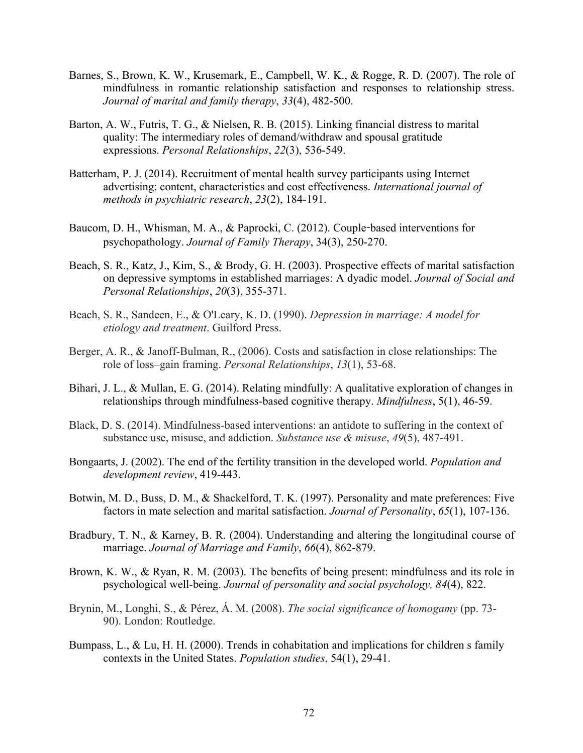Barnes, S., Brown, K. W., Krusemark, E., Campbell, W. K., & Rogge, R. D. (2007). The role of mindfulness in romantic relationship satisfaction and responses to relationship stress. *Journal of marital and family therapy*, *33*(4), 482-500.

Barton, A. W., Futris, T. G., & Nielsen, R. B. (2015). Linking financial distress to marital quality: The intermediary roles of demand/withdraw and spousal gratitude expressions. *Personal Relationships*, *22*(3), 536-549.

Batterham, P. J. (2014). Recruitment of mental health survey participants using Internet advertising: content, characteristics and cost effectiveness. *International journal of methods in psychiatric research*, *23*(2), 184-191.

Baucom, D. H., Whisman, M. A., & Paprocki, C. (2012). Couple‐based interventions for psychopathology. *Journal of Family Therapy*, 34(3), 250-270.

Beach, S. R., Katz, J., Kim, S., & Brody, G. H. (2003). Prospective effects of marital satisfaction on depressive symptoms in established marriages: A dyadic model. *Journal of Social and Personal Relationships*, *20*(3), 355-371.

Beach, S. R., Sandeen, E., & O'Leary, K. D. (1990). *Depression in marriage: A model for etiology and treatment*. Guilford Press.

Berger, A. R., & Janoff-Bulman, R., (2006). Costs and satisfaction in close relationships: The role of loss–gain framing. *Personal Relationships*, *13*(1), 53-68.

Bihari, J. L., & Mullan, E. G. (2014). Relating mindfully: A qualitative exploration of changes in relationships through mindfulness-based cognitive therapy. *Mindfulness*, 5(1), 46-59.

Black, D. S. (2014). Mindfulness-based interventions: an antidote to suffering in the context of substance use, misuse, and addiction. *Substance use & misuse*, *49*(5), 487-491.

Bongaarts, J. (2002). The end of the fertility transition in the developed world. *Population and development review*, 419-443.

Botwin, M. D., Buss, D. M., & Shackelford, T. K. (1997). Personality and mate preferences: Five factors in mate selection and marital satisfaction. *Journal of Personality*, *65*(1), 107-136.

Bradbury, T. N., & Karney, B. R. (2004). Understanding and altering the longitudinal course of marriage. *Journal of Marriage and Family*, *66*(4), 862-879.

Brown, K. W., & Ryan, R. M. (2003). The benefits of being present: mindfulness and its role in psychological well-being. *Journal of personality and social psychology, 84*(4), 822.

Brynin, M., Longhi, S., & Pérez, Á. M. (2008). *The social significance of homogamy* (pp. 73-90). London: Routledge.

Bumpass, L., & Lu, H. H. (2000). Trends in cohabitation and implications for children s family contexts in the United States. *Population studies*, 54(1), 29-41.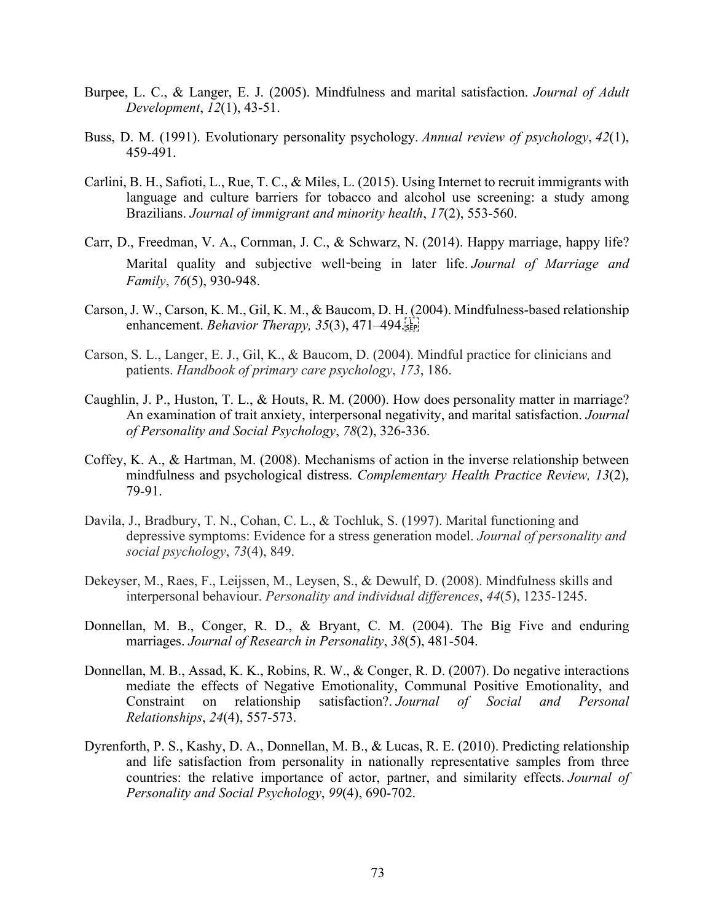Burpee, L. C., & Langer, E. J. (2005). Mindfulness and marital satisfaction. *Journal of Adult Development*, *12*(1), 43-51.

Buss, D. M. (1991). Evolutionary personality psychology. *Annual review of psychology*, *42*(1), 459-491.

Carlini, B. H., Safioti, L., Rue, T. C., & Miles, L. (2015). Using Internet to recruit immigrants with language and culture barriers for tobacco and alcohol use screening: a study among Brazilians. *Journal of immigrant and minority health*, *17*(2), 553-560.

Carr, D., Freedman, V. A., Cornman, J. C., & Schwarz, N. (2014). Happy marriage, happy life? Marital quality and subjective well-being in later life. *Journal of Marriage and Family*, *76*(5), 930-948.

Carson, J. W., Carson, K. M., Gil, K. M., & Baucom, D. H. (2004). Mindfulness-based relationship enhancement. *Behavior Therapy, 35*(3), 471–494.

Carson, S. L., Langer, E. J., Gil, K., & Baucom, D. (2004). Mindful practice for clinicians and patients. *Handbook of primary care psychology*, *173*, 186.

Caughlin, J. P., Huston, T. L., & Houts, R. M. (2000). How does personality matter in marriage? An examination of trait anxiety, interpersonal negativity, and marital satisfaction. *Journal of Personality and Social Psychology*, *78*(2), 326-336.

Coffey, K. A., & Hartman, M. (2008). Mechanisms of action in the inverse relationship between mindfulness and psychological distress. *Complementary Health Practice Review, 13*(2), 79-91.

Davila, J., Bradbury, T. N., Cohan, C. L., & Tochluk, S. (1997). Marital functioning and depressive symptoms: Evidence for a stress generation model. *Journal of personality and social psychology*, *73*(4), 849.

Dekeyser, M., Raes, F., Leijssen, M., Leysen, S., & Dewulf, D. (2008). Mindfulness skills and interpersonal behaviour. *Personality and individual differences*, *44*(5), 1235-1245.

Donnellan, M. B., Conger, R. D., & Bryant, C. M. (2004). The Big Five and enduring marriages. *Journal of Research in Personality*, *38*(5), 481-504.

Donnellan, M. B., Assad, K. K., Robins, R. W., & Conger, R. D. (2007). Do negative interactions mediate the effects of Negative Emotionality, Communal Positive Emotionality, and Constraint on relationship satisfaction?. *Journal of Social and Personal Relationships*, *24*(4), 557-573.

Dyrenforth, P. S., Kashy, D. A., Donnellan, M. B., & Lucas, R. E. (2010). Predicting relationship and life satisfaction from personality in nationally representative samples from three countries: the relative importance of actor, partner, and similarity effects. *Journal of Personality and Social Psychology*, *99*(4), 690-702.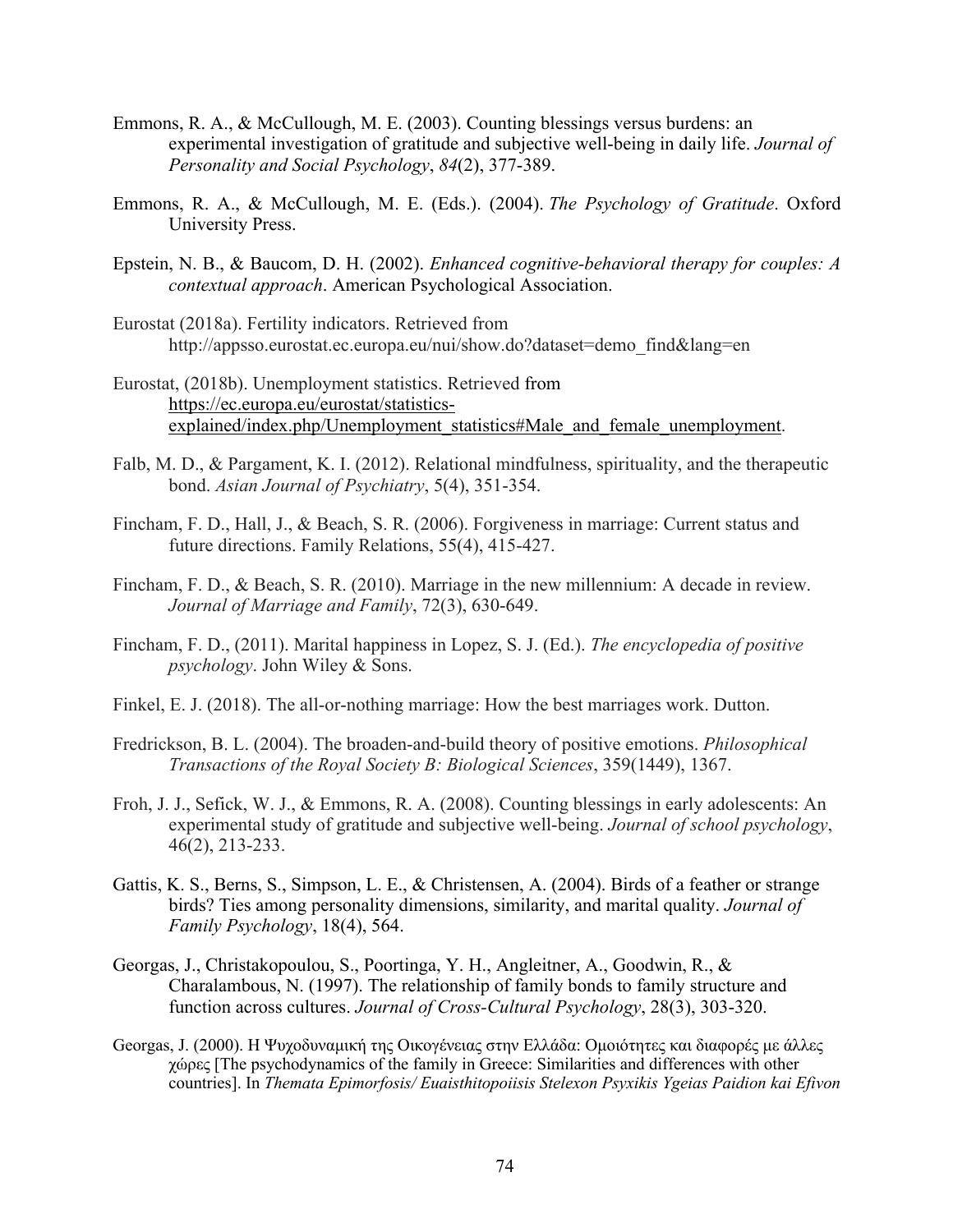Emmons, R. A., & McCullough, M. E. (2003). Counting blessings versus burdens: an experimental investigation of gratitude and subjective well-being in daily life. *Journal of Personality and Social Psychology*, *84*(2), 377-389.

Emmons, R. A., & McCullough, M. E. (Eds.). (2004). *The Psychology of Gratitude*. Oxford University Press.

Epstein, N. B., & Baucom, D. H. (2002). *Enhanced cognitive-behavioral therapy for couples: A contextual approach*. American Psychological Association.

Eurostat (2018a). Fertility indicators. Retrieved from http://appsso.eurostat.ec.europa.eu/nui/show.do?dataset=demo_find&lang=en

Eurostat, (2018b). Unemployment statistics. Retrieved from https://ec.europa.eu/eurostat/statistics-explained/index.php/Unemployment_statistics#Male_and_female_unemployment.

Falb, M. D., & Pargament, K. I. (2012). Relational mindfulness, spirituality, and the therapeutic bond. *Asian Journal of Psychiatry*, 5(4), 351-354.

Fincham, F. D., Hall, J., & Beach, S. R. (2006). Forgiveness in marriage: Current status and future directions. Family Relations, 55(4), 415-427.

Fincham, F. D., & Beach, S. R. (2010). Marriage in the new millennium: A decade in review. *Journal of Marriage and Family*, 72(3), 630-649.

Fincham, F. D., (2011). Marital happiness in Lopez, S. J. (Ed.). *The encyclopedia of positive psychology*. John Wiley & Sons.

Finkel, E. J. (2018). The all-or-nothing marriage: How the best marriages work. Dutton.

Fredrickson, B. L. (2004). The broaden-and-build theory of positive emotions. *Philosophical Transactions of the Royal Society B: Biological Sciences*, 359(1449), 1367.

Froh, J. J., Sefick, W. J., & Emmons, R. A. (2008). Counting blessings in early adolescents: An experimental study of gratitude and subjective well-being. *Journal of school psychology*, 46(2), 213-233.

Gattis, K. S., Berns, S., Simpson, L. E., & Christensen, A. (2004). Birds of a feather or strange birds? Ties among personality dimensions, similarity, and marital quality. *Journal of Family Psychology*, 18(4), 564.

Georgas, J., Christakopoulou, S., Poortinga, Y. H., Angleitner, A., Goodwin, R., & Charalambous, N. (1997). The relationship of family bonds to family structure and function across cultures. *Journal of Cross-Cultural Psychology*, 28(3), 303-320.

Georgas, J. (2000). Η Ψυχοδυναμική της Οικογένειας στην Ελλάδα: Ομοιότητες και διαφορές με άλλες χώρες [The psychodynamics of the family in Greece: Similarities and differences with other countries]. In *Themata Epimorfosis/ Euaisthitopoiisis Stelexon Psyxikis Ygeias Paidion kai Efivon*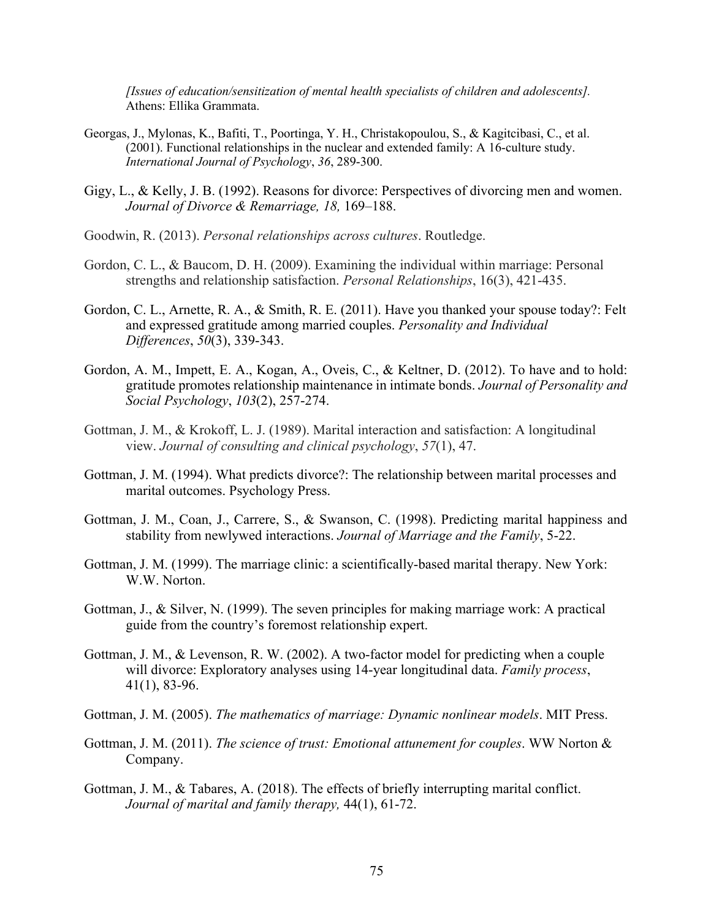*[Issues of education/sensitization of mental health specialists of children and adolescents].* Athens: Ellika Grammata.

Georgas, J., Mylonas, K., Bafiti, T., Poortinga, Y. H., Christakopoulou, S., & Kagitcibasi, C., et al. (2001). Functional relationships in the nuclear and extended family: A 16-culture study. *International Journal of Psychology*, *36*, 289-300.

Gigy, L., & Kelly, J. B. (1992). Reasons for divorce: Perspectives of divorcing men and women. *Journal of Divorce & Remarriage, 18,* 169–188.

Goodwin, R. (2013). *Personal relationships across cultures*. Routledge.

Gordon, C. L., & Baucom, D. H. (2009). Examining the individual within marriage: Personal strengths and relationship satisfaction. *Personal Relationships*, 16(3), 421-435.

Gordon, C. L., Arnette, R. A., & Smith, R. E. (2011). Have you thanked your spouse today?: Felt and expressed gratitude among married couples. *Personality and Individual Differences*, *50*(3), 339-343.

Gordon, A. M., Impett, E. A., Kogan, A., Oveis, C., & Keltner, D. (2012). To have and to hold: gratitude promotes relationship maintenance in intimate bonds. *Journal of Personality and Social Psychology*, *103*(2), 257-274.

Gottman, J. M., & Krokoff, L. J. (1989). Marital interaction and satisfaction: A longitudinal view. *Journal of consulting and clinical psychology*, *57*(1), 47.

Gottman, J. M. (1994). What predicts divorce?: The relationship between marital processes and marital outcomes. Psychology Press.

Gottman, J. M., Coan, J., Carrere, S., & Swanson, C. (1998). Predicting marital happiness and stability from newlywed interactions. *Journal of Marriage and the Family*, 5-22.

Gottman, J. M. (1999). The marriage clinic: a scientifically-based marital therapy. New York: W.W. Norton.

Gottman, J., & Silver, N. (1999). The seven principles for making marriage work: A practical guide from the country's foremost relationship expert.

Gottman, J. M., & Levenson, R. W. (2002). A two-factor model for predicting when a couple will divorce: Exploratory analyses using 14-year longitudinal data. *Family process*, 41(1), 83-96.

Gottman, J. M. (2005). *The mathematics of marriage: Dynamic nonlinear models*. MIT Press.

Gottman, J. M. (2011). *The science of trust: Emotional attunement for couples*. WW Norton & Company.

Gottman, J. M., & Tabares, A. (2018). The effects of briefly interrupting marital conflict. *Journal of marital and family therapy,* 44(1), 61-72.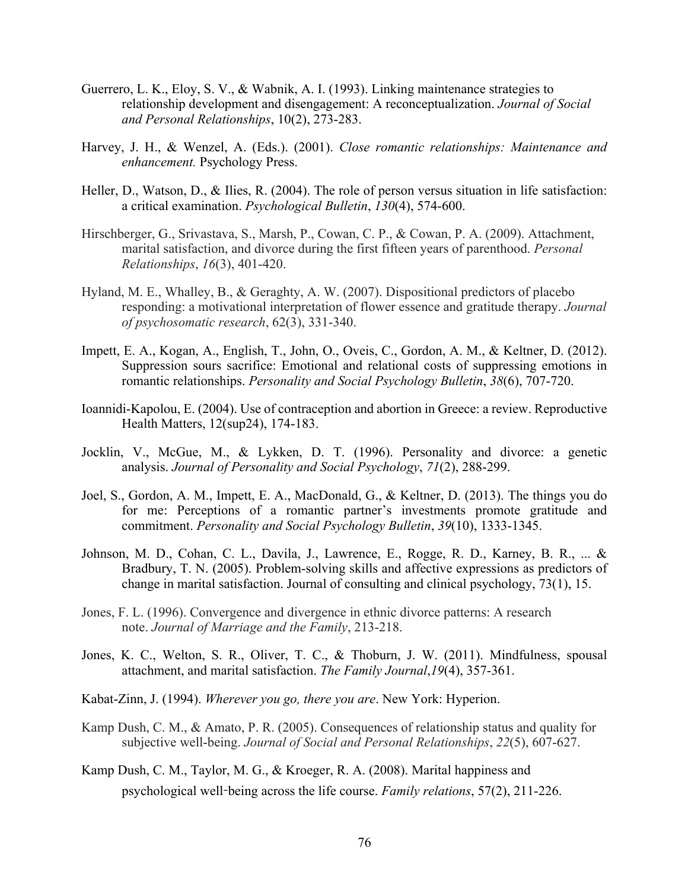Guerrero, L. K., Eloy, S. V., & Wabnik, A. I. (1993). Linking maintenance strategies to relationship development and disengagement: A reconceptualization. *Journal of Social and Personal Relationships*, 10(2), 273-283.

Harvey, J. H., & Wenzel, A. (Eds.). (2001). *Close romantic relationships: Maintenance and enhancement.* Psychology Press.

Heller, D., Watson, D., & Ilies, R. (2004). The role of person versus situation in life satisfaction: a critical examination. *Psychological Bulletin*, *130*(4), 574-600.

Hirschberger, G., Srivastava, S., Marsh, P., Cowan, C. P., & Cowan, P. A. (2009). Attachment, marital satisfaction, and divorce during the first fifteen years of parenthood. *Personal Relationships*, *16*(3), 401-420.

Hyland, M. E., Whalley, B., & Geraghty, A. W. (2007). Dispositional predictors of placebo responding: a motivational interpretation of flower essence and gratitude therapy. *Journal of psychosomatic research*, 62(3), 331-340.

Impett, E. A., Kogan, A., English, T., John, O., Oveis, C., Gordon, A. M., & Keltner, D. (2012). Suppression sours sacrifice: Emotional and relational costs of suppressing emotions in romantic relationships. *Personality and Social Psychology Bulletin*, *38*(6), 707-720.

Ioannidi-Kapolou, E. (2004). Use of contraception and abortion in Greece: a review. Reproductive Health Matters, 12(sup24), 174-183.

Jocklin, V., McGue, M., & Lykken, D. T. (1996). Personality and divorce: a genetic analysis. *Journal of Personality and Social Psychology*, *71*(2), 288-299.

Joel, S., Gordon, A. M., Impett, E. A., MacDonald, G., & Keltner, D. (2013). The things you do for me: Perceptions of a romantic partner's investments promote gratitude and commitment. *Personality and Social Psychology Bulletin*, *39*(10), 1333-1345.

Johnson, M. D., Cohan, C. L., Davila, J., Lawrence, E., Rogge, R. D., Karney, B. R., ... & Bradbury, T. N. (2005). Problem-solving skills and affective expressions as predictors of change in marital satisfaction. Journal of consulting and clinical psychology, 73(1), 15.

Jones, F. L. (1996). Convergence and divergence in ethnic divorce patterns: A research note. *Journal of Marriage and the Family*, 213-218.

Jones, K. C., Welton, S. R., Oliver, T. C., & Thoburn, J. W. (2011). Mindfulness, spousal attachment, and marital satisfaction. *The Family Journal*,*19*(4), 357-361.

Kabat-Zinn, J. (1994). *Wherever you go, there you are*. New York: Hyperion.

Kamp Dush, C. M., & Amato, P. R. (2005). Consequences of relationship status and quality for subjective well-being. *Journal of Social and Personal Relationships*, *22*(5), 607-627.

Kamp Dush, C. M., Taylor, M. G., & Kroeger, R. A. (2008). Marital happiness and psychological well-being across the life course. *Family relations*, 57(2), 211-226.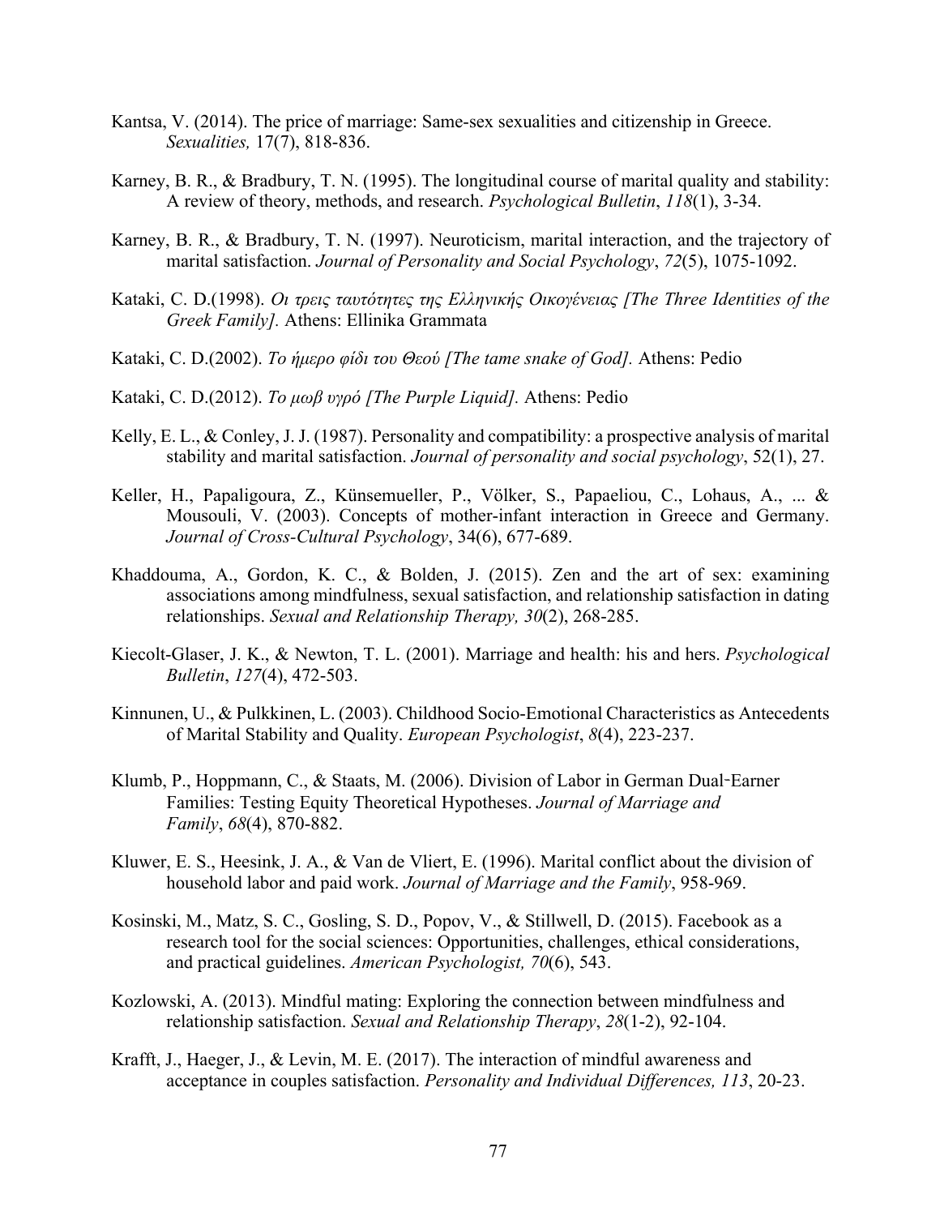Kantsa, V. (2014). The price of marriage: Same-sex sexualities and citizenship in Greece. *Sexualities,* 17(7), 818-836.

Karney, B. R., & Bradbury, T. N. (1995). The longitudinal course of marital quality and stability: A review of theory, methods, and research. *Psychological Bulletin*, *118*(1), 3-34.

Karney, B. R., & Bradbury, T. N. (1997). Neuroticism, marital interaction, and the trajectory of marital satisfaction. *Journal of Personality and Social Psychology*, *72*(5), 1075-1092.

Kataki, C. D.(1998). *Οι τρεις ταυτότητες της Ελληνικής Οικογένειας [The Three Identities of the Greek Family].* Athens: Ellinika Grammata

Kataki, C. D.(2002). *Το ήμερο φίδι του Θεού [The tame snake of God].* Athens: Pedio

Kataki, C. D.(2012). *Το μωβ υγρό [The Purple Liquid].* Athens: Pedio

Kelly, E. L., & Conley, J. J. (1987). Personality and compatibility: a prospective analysis of marital stability and marital satisfaction. *Journal of personality and social psychology*, 52(1), 27.

Keller, H., Papaligoura, Z., Künsemueller, P., Völker, S., Papaeliou, C., Lohaus, A., ... & Mousouli, V. (2003). Concepts of mother-infant interaction in Greece and Germany. *Journal of Cross-Cultural Psychology*, 34(6), 677-689.

Khaddouma, A., Gordon, K. C., & Bolden, J. (2015). Zen and the art of sex: examining associations among mindfulness, sexual satisfaction, and relationship satisfaction in dating relationships. *Sexual and Relationship Therapy, 30*(2), 268-285.

Kiecolt-Glaser, J. K., & Newton, T. L. (2001). Marriage and health: his and hers. *Psychological Bulletin*, *127*(4), 472-503.

Kinnunen, U., & Pulkkinen, L. (2003). Childhood Socio-Emotional Characteristics as Antecedents of Marital Stability and Quality. *European Psychologist*, *8*(4), 223-237.

Klumb, P., Hoppmann, C., & Staats, M. (2006). Division of Labor in German Dual-Earner Families: Testing Equity Theoretical Hypotheses. *Journal of Marriage and Family*, *68*(4), 870-882.

Kluwer, E. S., Heesink, J. A., & Van de Vliert, E. (1996). Marital conflict about the division of household labor and paid work. *Journal of Marriage and the Family*, 958-969.

Kosinski, M., Matz, S. C., Gosling, S. D., Popov, V., & Stillwell, D. (2015). Facebook as a research tool for the social sciences: Opportunities, challenges, ethical considerations, and practical guidelines. *American Psychologist, 70*(6), 543.

Kozlowski, A. (2013). Mindful mating: Exploring the connection between mindfulness and relationship satisfaction. *Sexual and Relationship Therapy*, *28*(1-2), 92-104.

Krafft, J., Haeger, J., & Levin, M. E. (2017). The interaction of mindful awareness and acceptance in couples satisfaction. *Personality and Individual Differences, 113*, 20-23.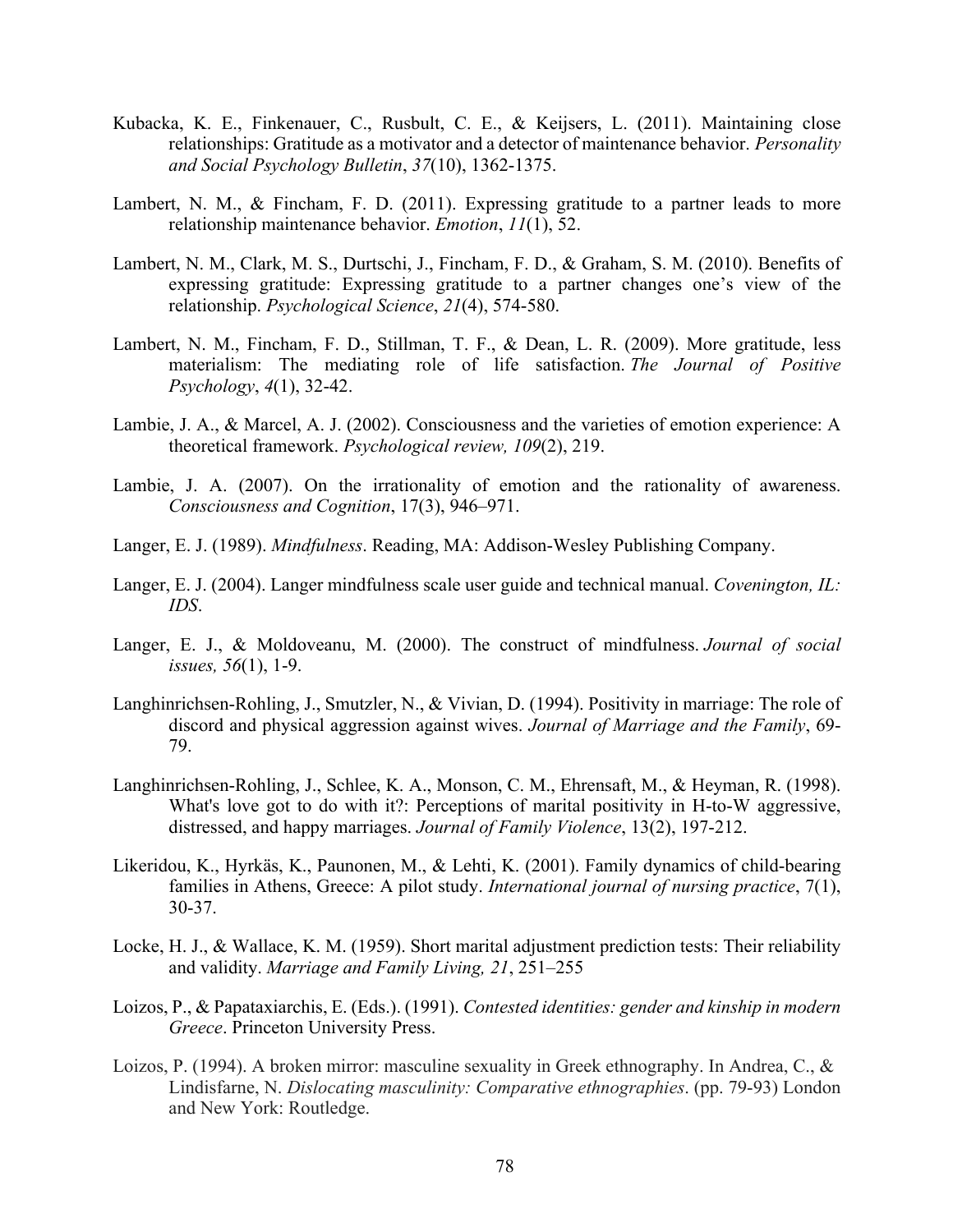Kubacka, K. E., Finkenauer, C., Rusbult, C. E., & Keijsers, L. (2011). Maintaining close relationships: Gratitude as a motivator and a detector of maintenance behavior. *Personality and Social Psychology Bulletin*, *37*(10), 1362-1375.

Lambert, N. M., & Fincham, F. D. (2011). Expressing gratitude to a partner leads to more relationship maintenance behavior. *Emotion*, *11*(1), 52.

Lambert, N. M., Clark, M. S., Durtschi, J., Fincham, F. D., & Graham, S. M. (2010). Benefits of expressing gratitude: Expressing gratitude to a partner changes one's view of the relationship. *Psychological Science*, *21*(4), 574-580.

Lambert, N. M., Fincham, F. D., Stillman, T. F., & Dean, L. R. (2009). More gratitude, less materialism: The mediating role of life satisfaction. *The Journal of Positive Psychology*, *4*(1), 32-42.

Lambie, J. A., & Marcel, A. J. (2002). Consciousness and the varieties of emotion experience: A theoretical framework. *Psychological review, 109*(2), 219.

Lambie, J. A. (2007). On the irrationality of emotion and the rationality of awareness. *Consciousness and Cognition*, 17(3), 946–971.

Langer, E. J. (1989). *Mindfulness*. Reading, MA: Addison-Wesley Publishing Company.

Langer, E. J. (2004). Langer mindfulness scale user guide and technical manual. *Covenington, IL: IDS*.

Langer, E. J., & Moldoveanu, M. (2000). The construct of mindfulness. *Journal of social issues, 56*(1), 1-9.

Langhinrichsen-Rohling, J., Smutzler, N., & Vivian, D. (1994). Positivity in marriage: The role of discord and physical aggression against wives. *Journal of Marriage and the Family*, 69-79.

Langhinrichsen-Rohling, J., Schlee, K. A., Monson, C. M., Ehrensaft, M., & Heyman, R. (1998). What's love got to do with it?: Perceptions of marital positivity in H-to-W aggressive, distressed, and happy marriages. *Journal of Family Violence*, 13(2), 197-212.

Likeridou, K., Hyrkäs, K., Paunonen, M., & Lehti, K. (2001). Family dynamics of child-bearing families in Athens, Greece: A pilot study. *International journal of nursing practice*, 7(1), 30-37.

Locke, H. J., & Wallace, K. M. (1959). Short marital adjustment prediction tests: Their reliability and validity. *Marriage and Family Living, 21*, 251–255

Loizos, P., & Papataxiarchis, E. (Eds.). (1991). *Contested identities: gender and kinship in modern Greece*. Princeton University Press.

Loizos, P. (1994). A broken mirror: masculine sexuality in Greek ethnography. In Andrea, C., & Lindisfarne, N. *Dislocating masculinity: Comparative ethnographies*. (pp. 79-93) London and New York: Routledge.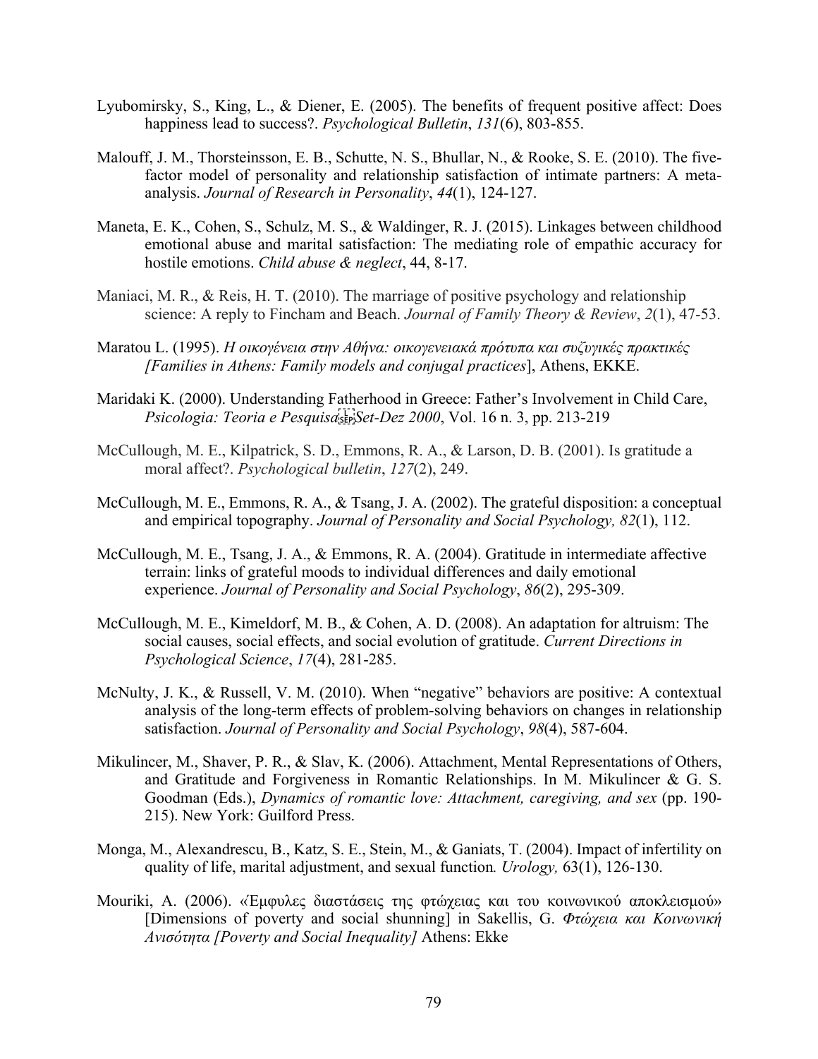Lyubomirsky, S., King, L., & Diener, E. (2005). The benefits of frequent positive affect: Does happiness lead to success?. *Psychological Bulletin*, *131*(6), 803-855.

Malouff, J. M., Thorsteinsson, E. B., Schutte, N. S., Bhullar, N., & Rooke, S. E. (2010). The five-factor model of personality and relationship satisfaction of intimate partners: A meta-analysis. *Journal of Research in Personality*, *44*(1), 124-127.

Maneta, E. K., Cohen, S., Schulz, M. S., & Waldinger, R. J. (2015). Linkages between childhood emotional abuse and marital satisfaction: The mediating role of empathic accuracy for hostile emotions. *Child abuse & neglect*, 44, 8-17.

Maniaci, M. R., & Reis, H. T. (2010). The marriage of positive psychology and relationship science: A reply to Fincham and Beach. *Journal of Family Theory & Review*, *2*(1), 47-53.

Maratou L. (1995). *Η οικογένεια στην Αθήνα: οικογενειακά πρότυπα και συζυγικές πρακτικές [Families in Athens: Family models and conjugal practices*], Athens, EKKE.

Maridaki K. (2000). Understanding Fatherhood in Greece: Father's Involvement in Child Care, *Psicologia: Teoria e Pesquisa Set-Dez 2000*, Vol. 16 n. 3, pp. 213-219

McCullough, M. E., Kilpatrick, S. D., Emmons, R. A., & Larson, D. B. (2001). Is gratitude a moral affect?. *Psychological bulletin*, *127*(2), 249.

McCullough, M. E., Emmons, R. A., & Tsang, J. A. (2002). The grateful disposition: a conceptual and empirical topography. *Journal of Personality and Social Psychology, 82*(1), 112.

McCullough, M. E., Tsang, J. A., & Emmons, R. A. (2004). Gratitude in intermediate affective terrain: links of grateful moods to individual differences and daily emotional experience. *Journal of Personality and Social Psychology*, *86*(2), 295-309.

McCullough, M. E., Kimeldorf, M. B., & Cohen, A. D. (2008). An adaptation for altruism: The social causes, social effects, and social evolution of gratitude. *Current Directions in Psychological Science*, *17*(4), 281-285.

McNulty, J. K., & Russell, V. M. (2010). When "negative" behaviors are positive: A contextual analysis of the long-term effects of problem-solving behaviors on changes in relationship satisfaction. *Journal of Personality and Social Psychology*, *98*(4), 587-604.

Mikulincer, M., Shaver, P. R., & Slav, K. (2006). Attachment, Mental Representations of Others, and Gratitude and Forgiveness in Romantic Relationships. In M. Mikulincer & G. S. Goodman (Eds.), *Dynamics of romantic love: Attachment, caregiving, and sex* (pp. 190-215). New York: Guilford Press.

Monga, M., Alexandrescu, B., Katz, S. E., Stein, M., & Ganiats, T. (2004). Impact of infertility on quality of life, marital adjustment, and sexual function*. Urology,* 63(1), 126-130.

Mouriki, A. (2006). «Έμφυλες διαστάσεις της φτώχειας και του κοινωνικού αποκλεισμού» [Dimensions of poverty and social shunning] in Sakellis, G. *Φτώχεια και Κοινωνική Ανισότητα [Poverty and Social Inequality]* Athens: Ekke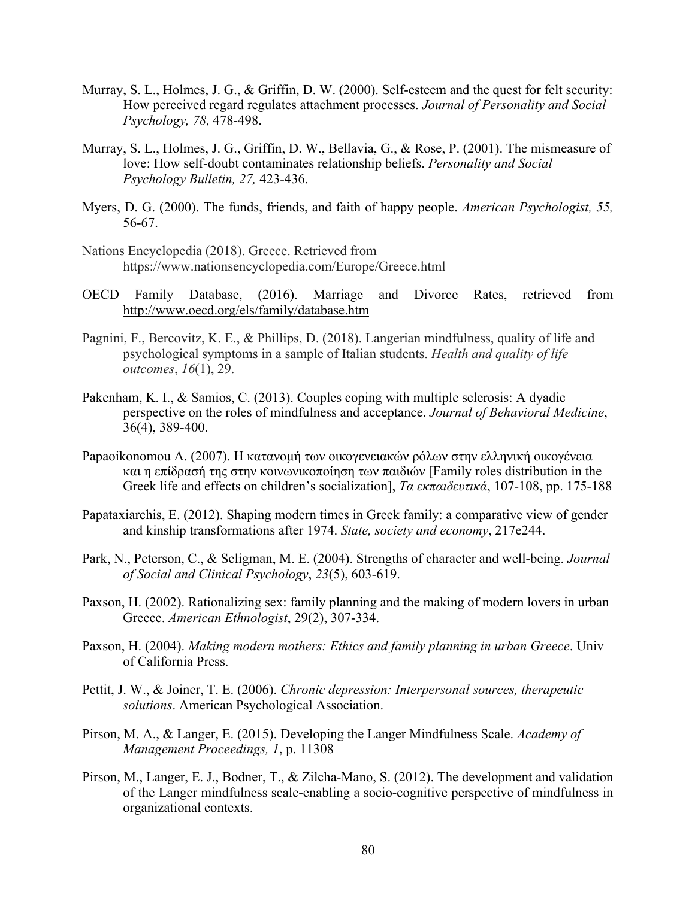Murray, S. L., Holmes, J. G., & Griffin, D. W. (2000). Self-esteem and the quest for felt security: How perceived regard regulates attachment processes. *Journal of Personality and Social Psychology, 78,* 478-498.

Murray, S. L., Holmes, J. G., Griffin, D. W., Bellavia, G., & Rose, P. (2001). The mismeasure of love: How self-doubt contaminates relationship beliefs. *Personality and Social Psychology Bulletin, 27,* 423-436.

Myers, D. G. (2000). The funds, friends, and faith of happy people. *American Psychologist, 55,* 56-67.

Nations Encyclopedia (2018). Greece. Retrieved from https://www.nationsencyclopedia.com/Europe/Greece.html

OECD Family Database, (2016). Marriage and Divorce Rates, retrieved from http://www.oecd.org/els/family/database.htm

Pagnini, F., Bercovitz, K. E., & Phillips, D. (2018). Langerian mindfulness, quality of life and psychological symptoms in a sample of Italian students. *Health and quality of life outcomes*, *16*(1), 29.

Pakenham, K. I., & Samios, C. (2013). Couples coping with multiple sclerosis: A dyadic perspective on the roles of mindfulness and acceptance. *Journal of Behavioral Medicine*, 36(4), 389-400.

Papaoikonomou A. (2007). Η κατανομή των οικογενειακών ρόλων στην ελληνική οικογένεια και η επίδρασή της στην κοινωνικοποίηση των παιδιών [Family roles distribution in the Greek life and effects on children's socialization], *Τα εκπαιδευτικά*, 107-108, pp. 175-188

Papataxiarchis, E. (2012). Shaping modern times in Greek family: a comparative view of gender and kinship transformations after 1974. *State, society and economy*, 217e244.

Park, N., Peterson, C., & Seligman, M. E. (2004). Strengths of character and well-being. *Journal of Social and Clinical Psychology*, *23*(5), 603-619.

Paxson, H. (2002). Rationalizing sex: family planning and the making of modern lovers in urban Greece. *American Ethnologist*, 29(2), 307-334.

Paxson, H. (2004). *Making modern mothers: Ethics and family planning in urban Greece*. Univ of California Press.

Pettit, J. W., & Joiner, T. E. (2006). *Chronic depression: Interpersonal sources, therapeutic solutions*. American Psychological Association.

Pirson, M. A., & Langer, E. (2015). Developing the Langer Mindfulness Scale. *Academy of Management Proceedings, 1*, p. 11308

Pirson, M., Langer, E. J., Bodner, T., & Zilcha-Mano, S. (2012). The development and validation of the Langer mindfulness scale-enabling a socio-cognitive perspective of mindfulness in organizational contexts.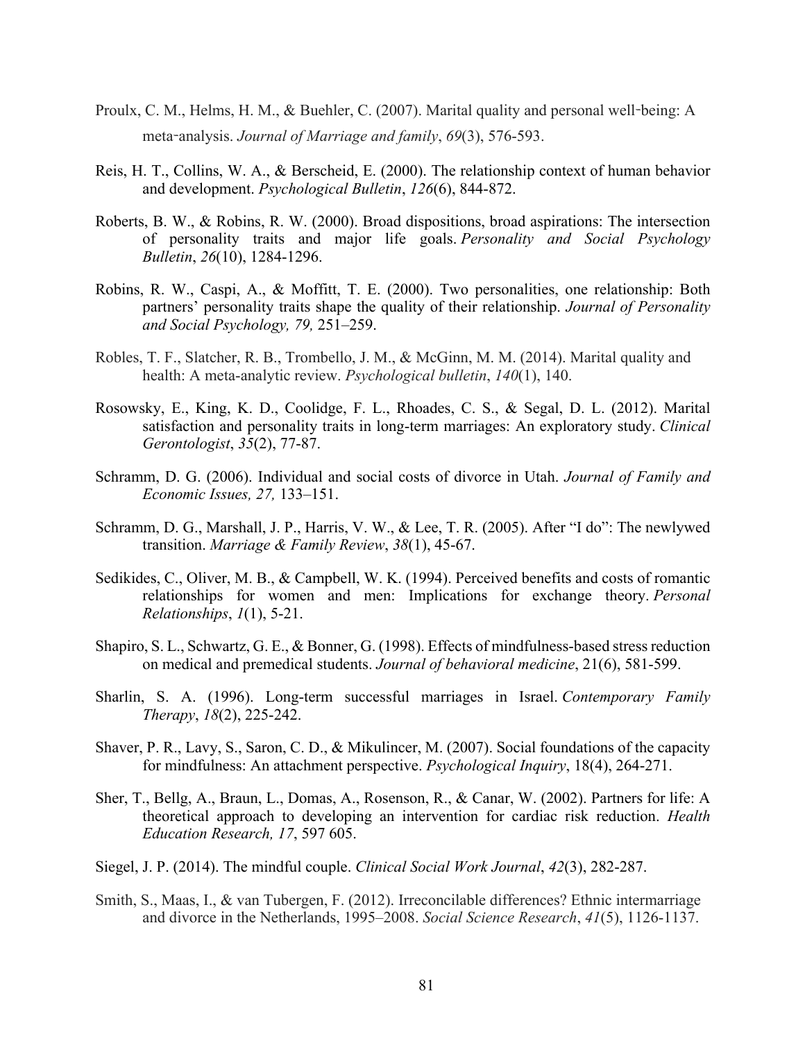Proulx, C. M., Helms, H. M., & Buehler, C. (2007). Marital quality and personal well‐being: A meta‐analysis. *Journal of Marriage and family*, *69*(3), 576-593.

Reis, H. T., Collins, W. A., & Berscheid, E. (2000). The relationship context of human behavior and development. *Psychological Bulletin*, *126*(6), 844-872.

Roberts, B. W., & Robins, R. W. (2000). Broad dispositions, broad aspirations: The intersection of personality traits and major life goals. *Personality and Social Psychology Bulletin*, *26*(10), 1284-1296.

Robins, R. W., Caspi, A., & Moffitt, T. E. (2000). Two personalities, one relationship: Both partners' personality traits shape the quality of their relationship. *Journal of Personality and Social Psychology, 79,* 251–259.

Robles, T. F., Slatcher, R. B., Trombello, J. M., & McGinn, M. M. (2014). Marital quality and health: A meta-analytic review. *Psychological bulletin*, *140*(1), 140.

Rosowsky, E., King, K. D., Coolidge, F. L., Rhoades, C. S., & Segal, D. L. (2012). Marital satisfaction and personality traits in long-term marriages: An exploratory study. *Clinical Gerontologist*, *35*(2), 77-87.

Schramm, D. G. (2006). Individual and social costs of divorce in Utah. *Journal of Family and Economic Issues, 27,* 133–151.

Schramm, D. G., Marshall, J. P., Harris, V. W., & Lee, T. R. (2005). After "I do": The newlywed transition. *Marriage & Family Review*, *38*(1), 45-67.

Sedikides, C., Oliver, M. B., & Campbell, W. K. (1994). Perceived benefits and costs of romantic relationships for women and men: Implications for exchange theory. *Personal Relationships*, *1*(1), 5-21.

Shapiro, S. L., Schwartz, G. E., & Bonner, G. (1998). Effects of mindfulness-based stress reduction on medical and premedical students. *Journal of behavioral medicine*, 21(6), 581-599.

Sharlin, S. A. (1996). Long-term successful marriages in Israel. *Contemporary Family Therapy*, *18*(2), 225-242.

Shaver, P. R., Lavy, S., Saron, C. D., & Mikulincer, M. (2007). Social foundations of the capacity for mindfulness: An attachment perspective. *Psychological Inquiry*, 18(4), 264-271.

Sher, T., Bellg, A., Braun, L., Domas, A., Rosenson, R., & Canar, W. (2002). Partners for life: A theoretical approach to developing an intervention for cardiac risk reduction. *Health Education Research, 17*, 597 605.

Siegel, J. P. (2014). The mindful couple. *Clinical Social Work Journal*, *42*(3), 282-287.

Smith, S., Maas, I., & van Tubergen, F. (2012). Irreconcilable differences? Ethnic intermarriage and divorce in the Netherlands, 1995–2008. *Social Science Research*, *41*(5), 1126-1137.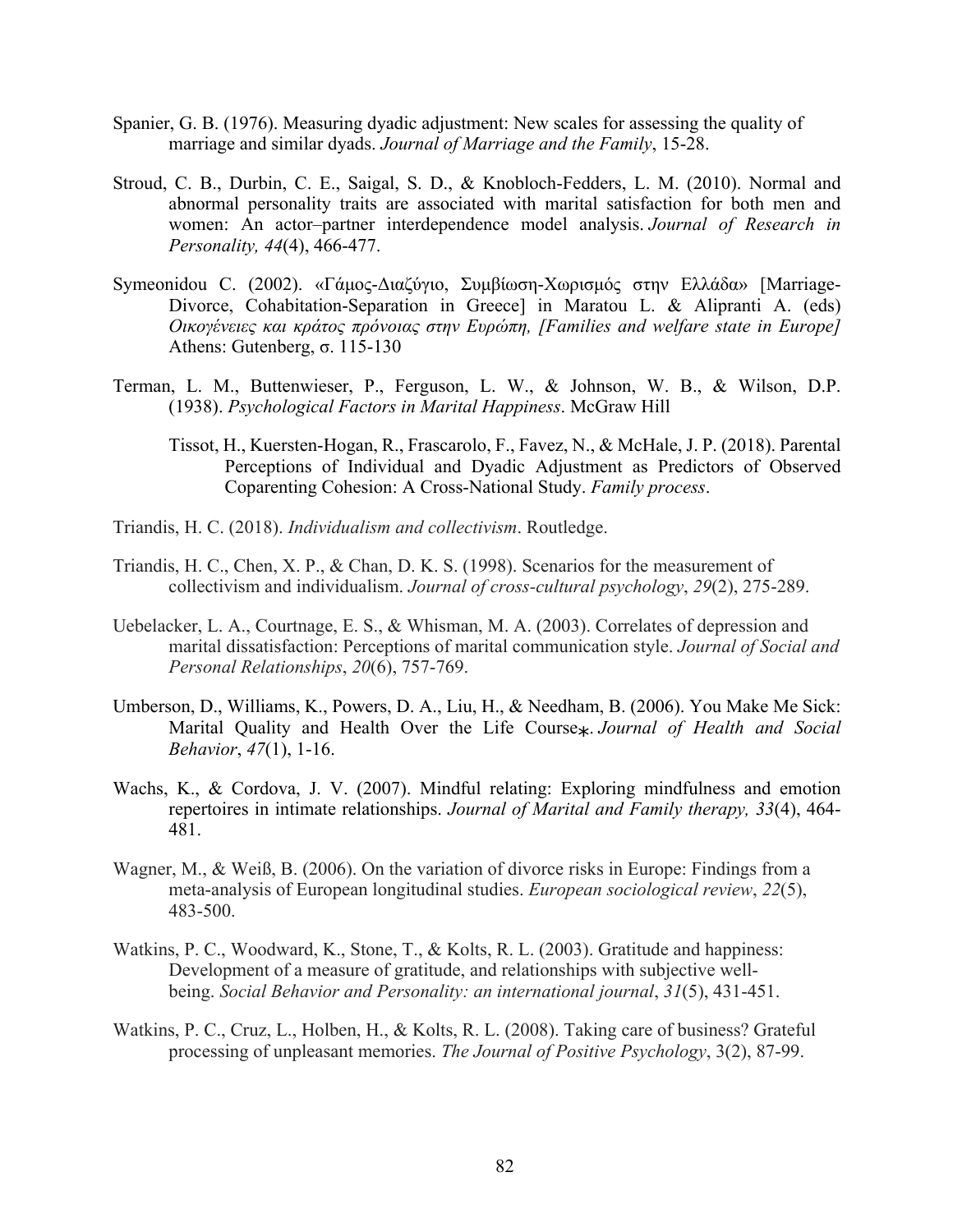Spanier, G. B. (1976). Measuring dyadic adjustment: New scales for assessing the quality of marriage and similar dyads. *Journal of Marriage and the Family*, 15-28.

Stroud, C. B., Durbin, C. E., Saigal, S. D., & Knobloch-Fedders, L. M. (2010). Normal and abnormal personality traits are associated with marital satisfaction for both men and women: An actor–partner interdependence model analysis. *Journal of Research in Personality, 44*(4), 466-477.

Symeonidou C. (2002). «Γάμος-Διαζύγιο, Συμβίωση-Χωρισμός στην Ελλάδα» [Marriage-Divorce, Cohabitation-Separation in Greece] in Maratou L. & Aliprantі A. (eds) *Οικογένειες και κράτος πρόνοιας στην Ευρώπη, [Families and welfare state in Europe]* Athens: Gutenberg, σ. 115-130

Terman, L. M., Buttenwieser, P., Ferguson, L. W., & Johnson, W. B., & Wilson, D.P. (1938). *Psychological Factors in Marital Happiness*. McGraw Hill

Tissot, H., Kuersten-Hogan, R., Frascarolo, F., Favez, N., & McHale, J. P. (2018). Parental Perceptions of Individual and Dyadic Adjustment as Predictors of Observed Coparenting Cohesion: A Cross-National Study. *Family process*.

Triandis, H. C. (2018). *Individualism and collectivism*. Routledge.

Triandis, H. C., Chen, X. P., & Chan, D. K. S. (1998). Scenarios for the measurement of collectivism and individualism. *Journal of cross-cultural psychology*, *29*(2), 275-289.

Uebelacker, L. A., Courtnage, E. S., & Whisman, M. A. (2003). Correlates of depression and marital dissatisfaction: Perceptions of marital communication style. *Journal of Social and Personal Relationships*, *20*(6), 757-769.

Umberson, D., Williams, K., Powers, D. A., Liu, H., & Needham, B. (2006). You Make Me Sick: Marital Quality and Health Over the Life Course*. *Journal of Health and Social Behavior*, *47*(1), 1-16.

Wachs, K., & Cordova, J. V. (2007). Mindful relating: Exploring mindfulness and emotion repertoires in intimate relationships. *Journal of Marital and Family therapy, 33*(4), 464-481.

Wagner, M., & Weiß, B. (2006). On the variation of divorce risks in Europe: Findings from a meta-analysis of European longitudinal studies. *European sociological review*, *22*(5), 483-500.

Watkins, P. C., Woodward, K., Stone, T., & Kolts, R. L. (2003). Gratitude and happiness: Development of a measure of gratitude, and relationships with subjective well-being. *Social Behavior and Personality: an international journal*, *31*(5), 431-451.

Watkins, P. C., Cruz, L., Holben, H., & Kolts, R. L. (2008). Taking care of business? Grateful processing of unpleasant memories. *The Journal of Positive Psychology*, 3(2), 87-99.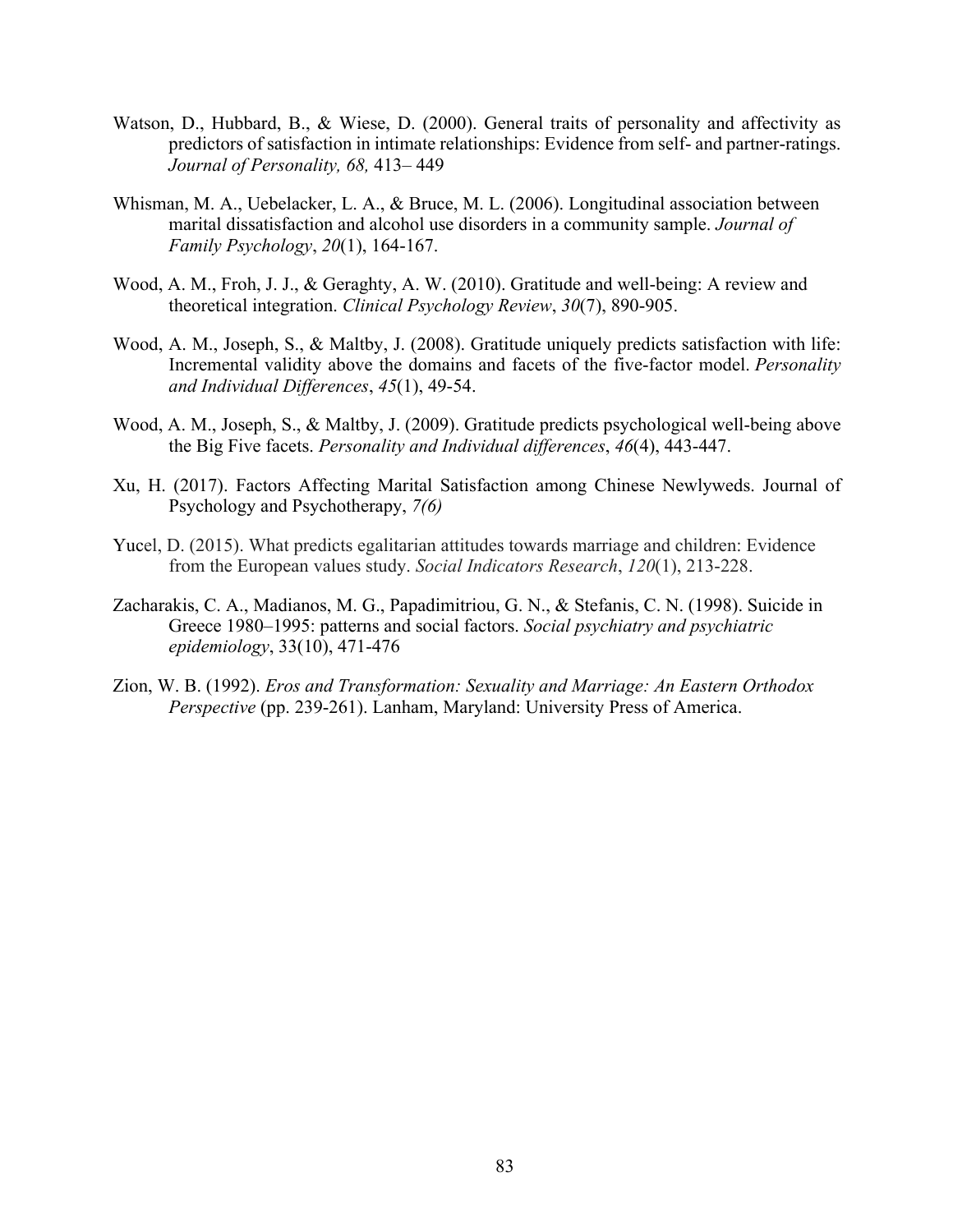Watson, D., Hubbard, B., & Wiese, D. (2000). General traits of personality and affectivity as predictors of satisfaction in intimate relationships: Evidence from self- and partner-ratings. *Journal of Personality, 68,* 413– 449

Whisman, M. A., Uebelacker, L. A., & Bruce, M. L. (2006). Longitudinal association between marital dissatisfaction and alcohol use disorders in a community sample. *Journal of Family Psychology*, *20*(1), 164-167.

Wood, A. M., Froh, J. J., & Geraghty, A. W. (2010). Gratitude and well-being: A review and theoretical integration. *Clinical Psychology Review*, *30*(7), 890-905.

Wood, A. M., Joseph, S., & Maltby, J. (2008). Gratitude uniquely predicts satisfaction with life: Incremental validity above the domains and facets of the five-factor model. *Personality and Individual Differences*, *45*(1), 49-54.

Wood, A. M., Joseph, S., & Maltby, J. (2009). Gratitude predicts psychological well-being above the Big Five facets. *Personality and Individual differences*, *46*(4), 443-447.

Xu, H. (2017). Factors Affecting Marital Satisfaction among Chinese Newlyweds. Journal of Psychology and Psychotherapy, *7(6)*

Yucel, D. (2015). What predicts egalitarian attitudes towards marriage and children: Evidence from the European values study. *Social Indicators Research*, *120*(1), 213-228.

Zacharakis, C. A., Madianos, M. G., Papadimitriou, G. N., & Stefanis, C. N. (1998). Suicide in Greece 1980–1995: patterns and social factors. *Social psychiatry and psychiatric epidemiology*, 33(10), 471-476

Zion, W. B. (1992). *Eros and Transformation: Sexuality and Marriage: An Eastern Orthodox Perspective* (pp. 239-261). Lanham, Maryland: University Press of America.